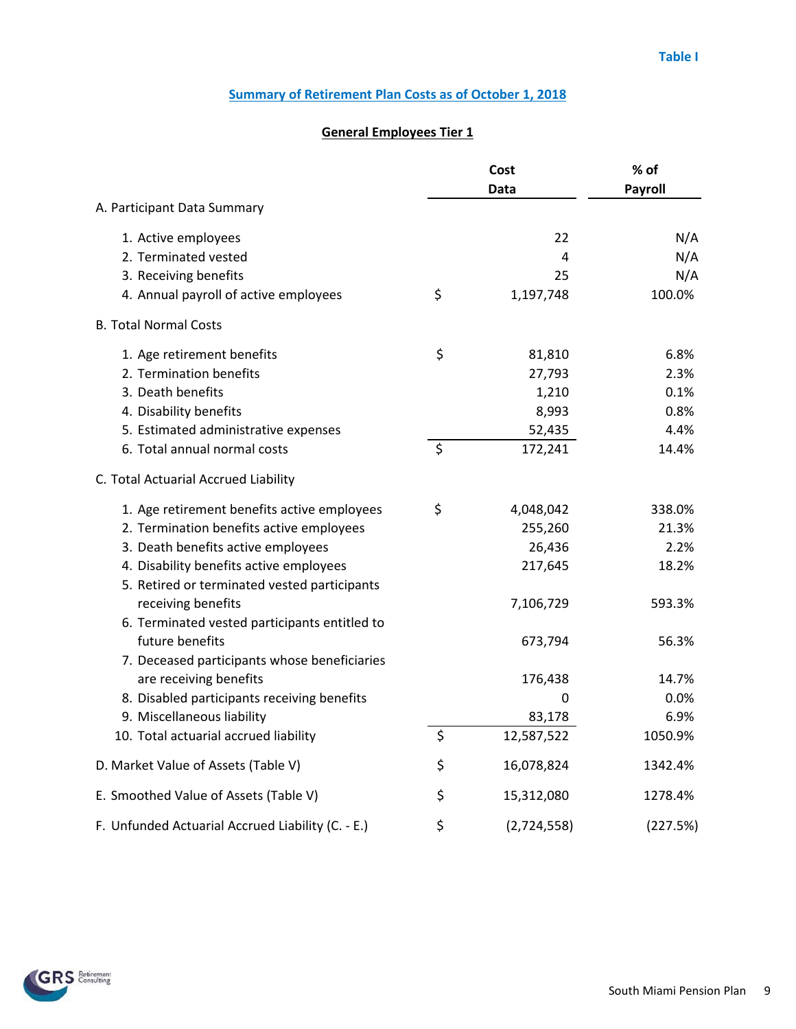Table I

## Summary of Retirement Plan Costs as of October 1, 2018

### General Employees Tier 1

| | Cost Data | % of Payroll |
|---|---|---|
| **A. Participant Data Summary** | | |
| 1. Active employees | 22 | N/A |
| 2. Terminated vested | 4 | N/A |
| 3. Receiving benefits | 25 | N/A |
| 4. Annual payroll of active employees | $ 1,197,748 | 100.0% |
| **B. Total Normal Costs** | | |
| 1. Age retirement benefits | $ 81,810 | 6.8% |
| 2. Termination benefits | 27,793 | 2.3% |
| 3. Death benefits | 1,210 | 0.1% |
| 4. Disability benefits | 8,993 | 0.8% |
| 5. Estimated administrative expenses | 52,435 | 4.4% |
| 6. Total annual normal costs | $ 172,241 | 14.4% |
| **C. Total Actuarial Accrued Liability** | | |
| 1. Age retirement benefits active employees | $ 4,048,042 | 338.0% |
| 2. Termination benefits active employees | 255,260 | 21.3% |
| 3. Death benefits active employees | 26,436 | 2.2% |
| 4. Disability benefits active employees | 217,645 | 18.2% |
| 5. Retired or terminated vested participants receiving benefits | 7,106,729 | 593.3% |
| 6. Terminated vested participants entitled to future benefits | 673,794 | 56.3% |
| 7. Deceased participants whose beneficiaries are receiving benefits | 176,438 | 14.7% |
| 8. Disabled participants receiving benefits | 0 | 0.0% |
| 9. Miscellaneous liability | 83,178 | 6.9% |
| 10. Total actuarial accrued liability | $ 12,587,522 | 1050.9% |
| **D. Market Value of Assets (Table V)** | $ 16,078,824 | 1342.4% |
| **E. Smoothed Value of Assets (Table V)** | $ 15,312,080 | 1278.4% |
| **F. Unfunded Actuarial Accrued Liability (C. - E.)** | $ (2,724,558) | (227.5%) |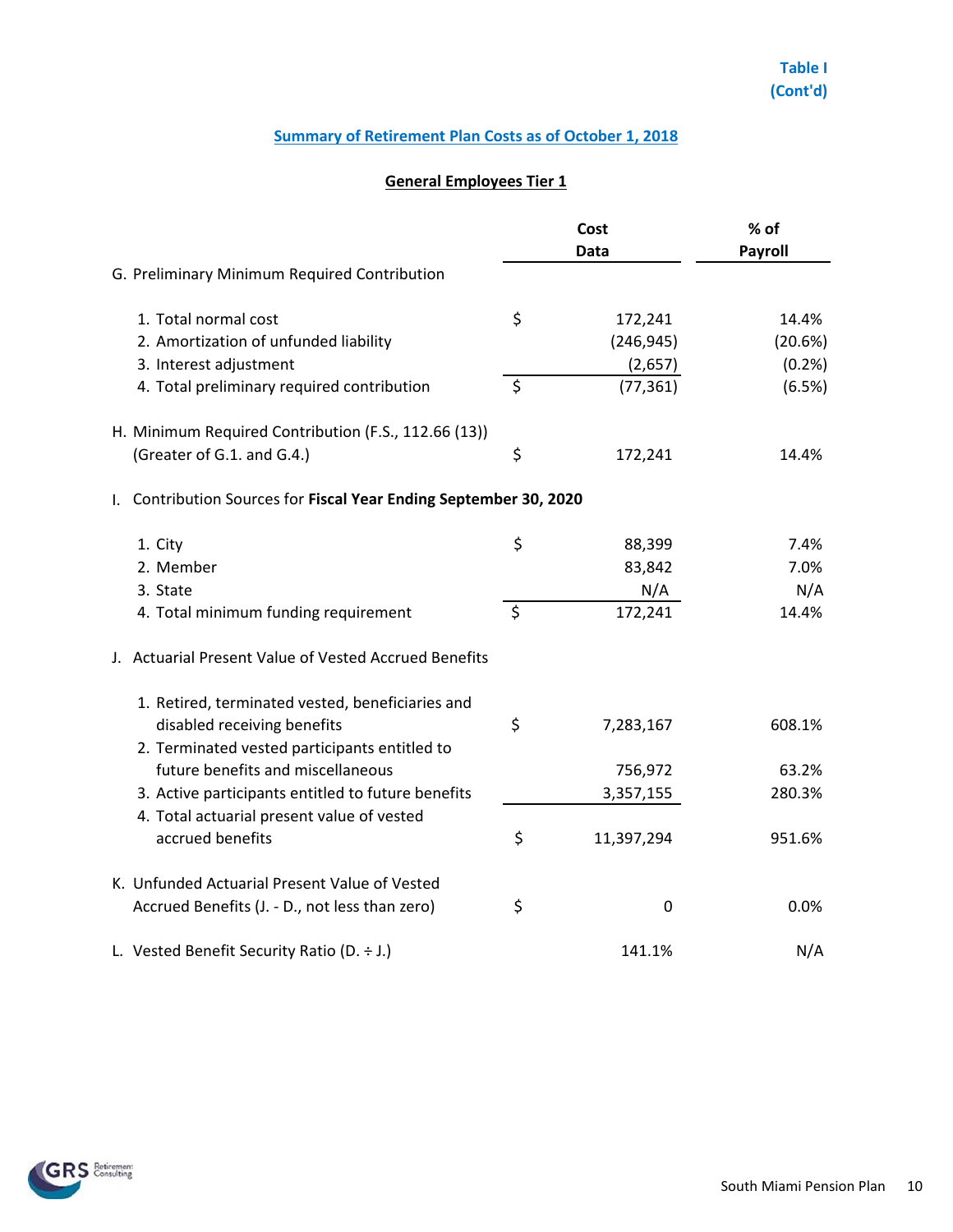Table I
(Cont'd)

## Summary of Retirement Plan Costs as of October 1, 2018

### General Employees Tier 1

| | | Cost Data | % of Payroll |
|---|---|---|---|
| G. Preliminary Minimum Required Contribution | | | |
| 1. Total normal cost | $ | 172,241 | 14.4% |
| 2. Amortization of unfunded liability | | (246,945) | (20.6%) |
| 3. Interest adjustment | | (2,657) | (0.2%) |
| 4. Total preliminary required contribution | $ | (77,361) | (6.5%) |
| H. Minimum Required Contribution (F.S., 112.66 (13)) (Greater of G.1. and G.4.) | $ | 172,241 | 14.4% |
| I. Contribution Sources for **Fiscal Year Ending September 30, 2020** | | | |
| 1. City | $ | 88,399 | 7.4% |
| 2. Member | | 83,842 | 7.0% |
| 3. State | | N/A | N/A |
| 4. Total minimum funding requirement | $ | 172,241 | 14.4% |
| J. Actuarial Present Value of Vested Accrued Benefits | | | |
| 1. Retired, terminated vested, beneficiaries and disabled receiving benefits | $ | 7,283,167 | 608.1% |
| 2. Terminated vested participants entitled to future benefits and miscellaneous | | 756,972 | 63.2% |
| 3. Active participants entitled to future benefits | | 3,357,155 | 280.3% |
| 4. Total actuarial present value of vested accrued benefits | $ | 11,397,294 | 951.6% |
| K. Unfunded Actuarial Present Value of Vested Accrued Benefits (J. - D., not less than zero) | $ | 0 | 0.0% |
| L. Vested Benefit Security Ratio (D. ÷ J.) | | 141.1% | N/A |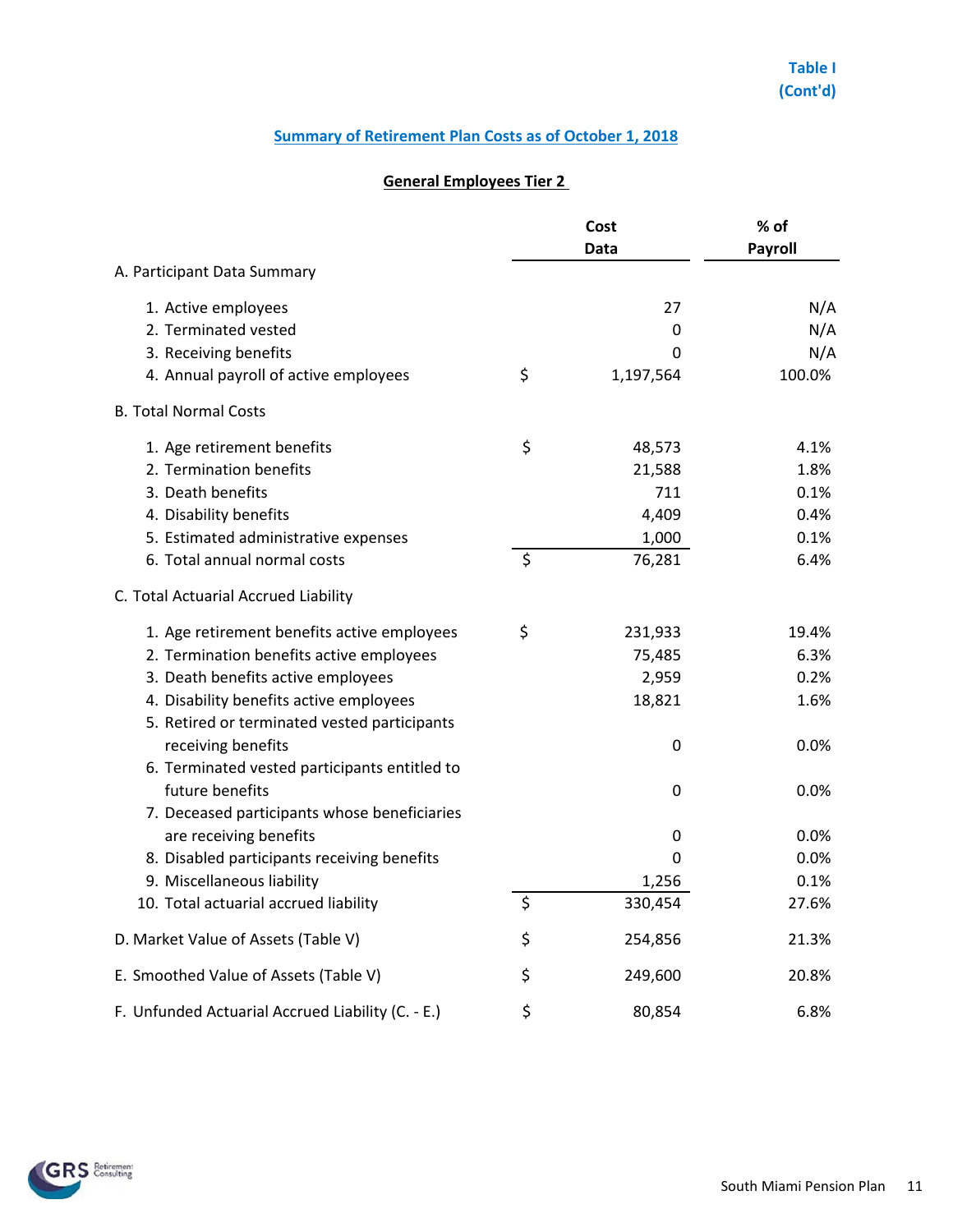Table I
(Cont'd)

## Summary of Retirement Plan Costs as of October 1, 2018

### General Employees Tier 2

| | Cost Data | % of Payroll |
|---|---|---|
| **A. Participant Data Summary** | | |
| 1. Active employees | 27 | N/A |
| 2. Terminated vested | 0 | N/A |
| 3. Receiving benefits | 0 | N/A |
| 4. Annual payroll of active employees | $ 1,197,564 | 100.0% |
| **B. Total Normal Costs** | | |
| 1. Age retirement benefits | $ 48,573 | 4.1% |
| 2. Termination benefits | 21,588 | 1.8% |
| 3. Death benefits | 711 | 0.1% |
| 4. Disability benefits | 4,409 | 0.4% |
| 5. Estimated administrative expenses | 1,000 | 0.1% |
| 6. Total annual normal costs | $ 76,281 | 6.4% |
| **C. Total Actuarial Accrued Liability** | | |
| 1. Age retirement benefits active employees | $ 231,933 | 19.4% |
| 2. Termination benefits active employees | 75,485 | 6.3% |
| 3. Death benefits active employees | 2,959 | 0.2% |
| 4. Disability benefits active employees | 18,821 | 1.6% |
| 5. Retired or terminated vested participants receiving benefits | 0 | 0.0% |
| 6. Terminated vested participants entitled to future benefits | 0 | 0.0% |
| 7. Deceased participants whose beneficiaries are receiving benefits | 0 | 0.0% |
| 8. Disabled participants receiving benefits | 0 | 0.0% |
| 9. Miscellaneous liability | 1,256 | 0.1% |
| 10. Total actuarial accrued liability | $ 330,454 | 27.6% |
| **D. Market Value of Assets (Table V)** | $ 254,856 | 21.3% |
| **E. Smoothed Value of Assets (Table V)** | $ 249,600 | 20.8% |
| **F. Unfunded Actuarial Accrued Liability (C. - E.)** | $ 80,854 | 6.8% |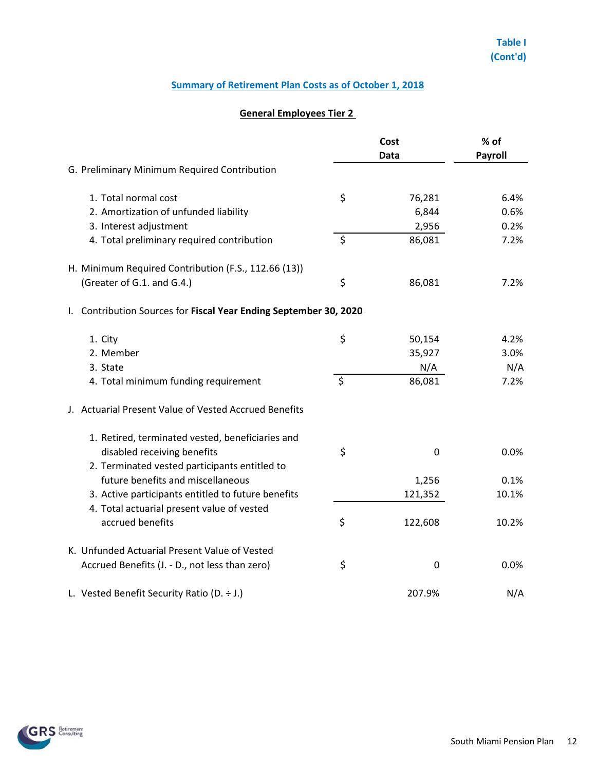**Table I (Cont'd)**

## Summary of Retirement Plan Costs as of October 1, 2018

### General Employees Tier 2

| | Cost Data | % of Payroll |
|---|---|---|
| G. Preliminary Minimum Required Contribution | | |
| 1. Total normal cost | $ 76,281 | 6.4% |
| 2. Amortization of unfunded liability | 6,844 | 0.6% |
| 3. Interest adjustment | 2,956 | 0.2% |
| 4. Total preliminary required contribution | $ 86,081 | 7.2% |
| H. Minimum Required Contribution (F.S., 112.66 (13)) (Greater of G.1. and G.4.) | $ 86,081 | 7.2% |
| I. Contribution Sources for **Fiscal Year Ending September 30, 2020** | | |
| 1. City | $ 50,154 | 4.2% |
| 2. Member | 35,927 | 3.0% |
| 3. State | N/A | N/A |
| 4. Total minimum funding requirement | $ 86,081 | 7.2% |
| J. Actuarial Present Value of Vested Accrued Benefits | | |
| 1. Retired, terminated vested, beneficiaries and disabled receiving benefits | $ 0 | 0.0% |
| 2. Terminated vested participants entitled to future benefits and miscellaneous | 1,256 | 0.1% |
| 3. Active participants entitled to future benefits | 121,352 | 10.1% |
| 4. Total actuarial present value of vested accrued benefits | $ 122,608 | 10.2% |
| K. Unfunded Actuarial Present Value of Vested Accrued Benefits (J. - D., not less than zero) | $ 0 | 0.0% |
| L. Vested Benefit Security Ratio (D. ÷ J.) | 207.9% | N/A |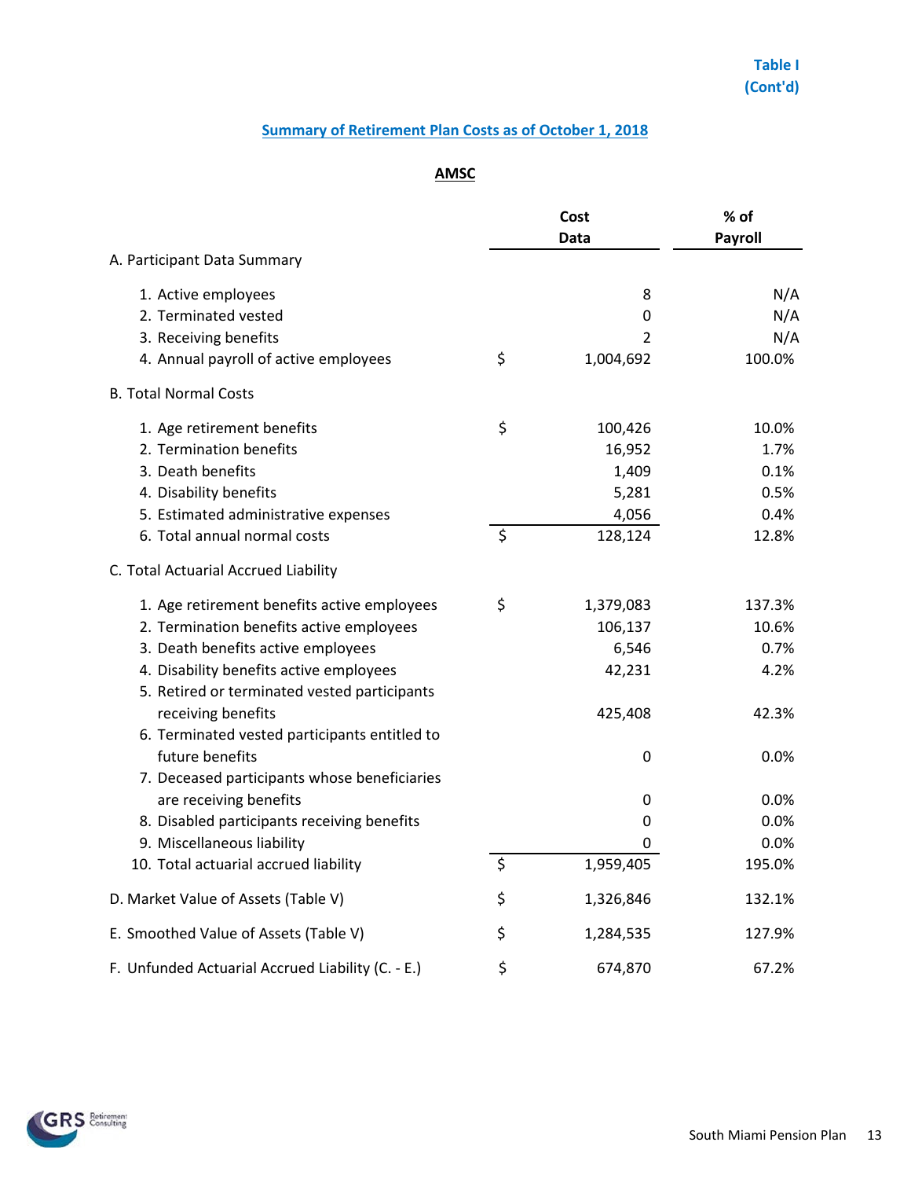Table I
(Cont'd)

## Summary of Retirement Plan Costs as of October 1, 2018

### AMSC

| | Cost Data | % of Payroll |
|---|---|---|
| **A. Participant Data Summary** | | |
| 1. Active employees | 8 | N/A |
| 2. Terminated vested | 0 | N/A |
| 3. Receiving benefits | 2 | N/A |
| 4. Annual payroll of active employees | $ 1,004,692 | 100.0% |
| **B. Total Normal Costs** | | |
| 1. Age retirement benefits | $ 100,426 | 10.0% |
| 2. Termination benefits | 16,952 | 1.7% |
| 3. Death benefits | 1,409 | 0.1% |
| 4. Disability benefits | 5,281 | 0.5% |
| 5. Estimated administrative expenses | 4,056 | 0.4% |
| 6. Total annual normal costs | $ 128,124 | 12.8% |
| **C. Total Actuarial Accrued Liability** | | |
| 1. Age retirement benefits active employees | $ 1,379,083 | 137.3% |
| 2. Termination benefits active employees | 106,137 | 10.6% |
| 3. Death benefits active employees | 6,546 | 0.7% |
| 4. Disability benefits active employees | 42,231 | 4.2% |
| 5. Retired or terminated vested participants receiving benefits | 425,408 | 42.3% |
| 6. Terminated vested participants entitled to future benefits | 0 | 0.0% |
| 7. Deceased participants whose beneficiaries are receiving benefits | 0 | 0.0% |
| 8. Disabled participants receiving benefits | 0 | 0.0% |
| 9. Miscellaneous liability | 0 | 0.0% |
| 10. Total actuarial accrued liability | $ 1,959,405 | 195.0% |
| **D. Market Value of Assets (Table V)** | $ 1,326,846 | 132.1% |
| **E. Smoothed Value of Assets (Table V)** | $ 1,284,535 | 127.9% |
| **F. Unfunded Actuarial Accrued Liability (C. - E.)** | $ 674,870 | 67.2% |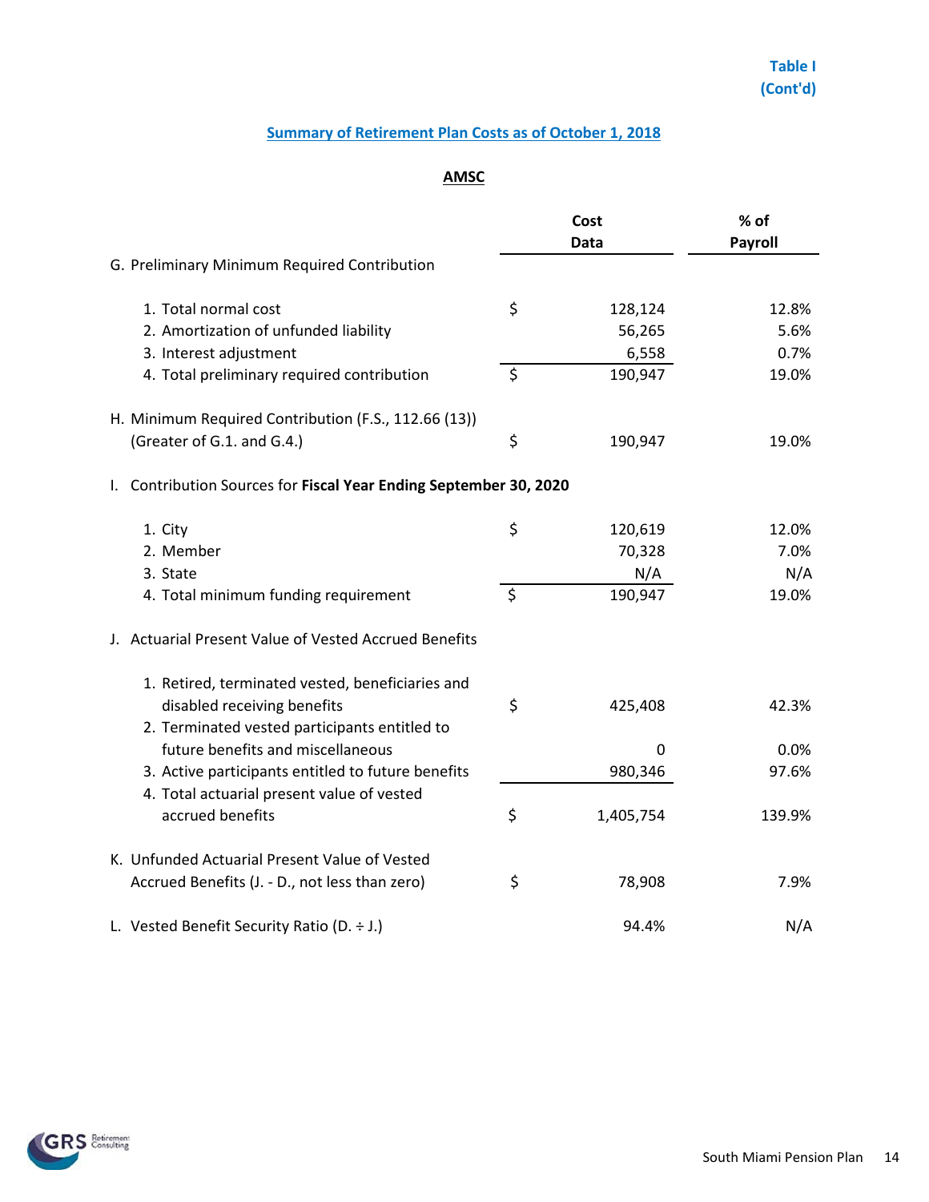Table I
(Cont'd)

## Summary of Retirement Plan Costs as of October 1, 2018

### AMSC

| | Cost Data | % of Payroll |
|---|---|---|
| G. Preliminary Minimum Required Contribution | | |
| 1. Total normal cost | $ 128,124 | 12.8% |
| 2. Amortization of unfunded liability | 56,265 | 5.6% |
| 3. Interest adjustment | 6,558 | 0.7% |
| 4. Total preliminary required contribution | $ 190,947 | 19.0% |
| H. Minimum Required Contribution (F.S., 112.66 (13)) (Greater of G.1. and G.4.) | $ 190,947 | 19.0% |
| I. Contribution Sources for **Fiscal Year Ending September 30, 2020** | | |
| 1. City | $ 120,619 | 12.0% |
| 2. Member | 70,328 | 7.0% |
| 3. State | N/A | N/A |
| 4. Total minimum funding requirement | $ 190,947 | 19.0% |
| J. Actuarial Present Value of Vested Accrued Benefits | | |
| 1. Retired, terminated vested, beneficiaries and disabled receiving benefits | $ 425,408 | 42.3% |
| 2. Terminated vested participants entitled to future benefits and miscellaneous | 0 | 0.0% |
| 3. Active participants entitled to future benefits | 980,346 | 97.6% |
| 4. Total actuarial present value of vested accrued benefits | $ 1,405,754 | 139.9% |
| K. Unfunded Actuarial Present Value of Vested Accrued Benefits (J. - D., not less than zero) | $ 78,908 | 7.9% |
| L. Vested Benefit Security Ratio (D. ÷ J.) | 94.4% | N/A |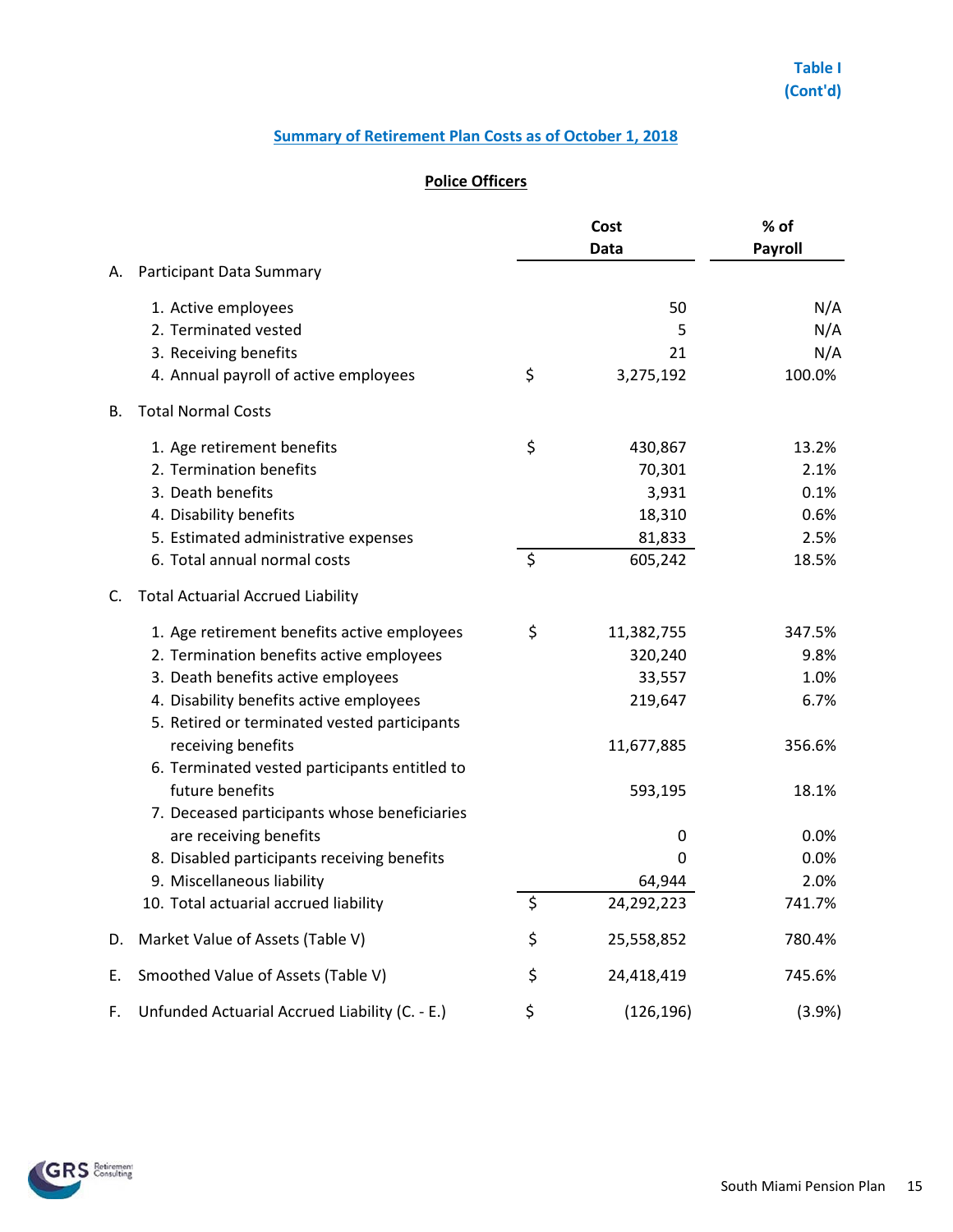**Table I**
**(Cont'd)**

## Summary of Retirement Plan Costs as of October 1, 2018

### Police Officers

| | Cost Data | % of Payroll |
|---|---|---|
| **A. Participant Data Summary** | | |
| 1. Active employees | 50 | N/A |
| 2. Terminated vested | 5 | N/A |
| 3. Receiving benefits | 21 | N/A |
| 4. Annual payroll of active employees | $ 3,275,192 | 100.0% |
| **B. Total Normal Costs** | | |
| 1. Age retirement benefits | $ 430,867 | 13.2% |
| 2. Termination benefits | 70,301 | 2.1% |
| 3. Death benefits | 3,931 | 0.1% |
| 4. Disability benefits | 18,310 | 0.6% |
| 5. Estimated administrative expenses | 81,833 | 2.5% |
| 6. Total annual normal costs | $ 605,242 | 18.5% |
| **C. Total Actuarial Accrued Liability** | | |
| 1. Age retirement benefits active employees | $ 11,382,755 | 347.5% |
| 2. Termination benefits active employees | 320,240 | 9.8% |
| 3. Death benefits active employees | 33,557 | 1.0% |
| 4. Disability benefits active employees | 219,647 | 6.7% |
| 5. Retired or terminated vested participants receiving benefits | 11,677,885 | 356.6% |
| 6. Terminated vested participants entitled to future benefits | 593,195 | 18.1% |
| 7. Deceased participants whose beneficiaries are receiving benefits | 0 | 0.0% |
| 8. Disabled participants receiving benefits | 0 | 0.0% |
| 9. Miscellaneous liability | 64,944 | 2.0% |
| 10. Total actuarial accrued liability | $ 24,292,223 | 741.7% |
| **D. Market Value of Assets (Table V)** | $ 25,558,852 | 780.4% |
| **E. Smoothed Value of Assets (Table V)** | $ 24,418,419 | 745.6% |
| **F. Unfunded Actuarial Accrued Liability (C. - E.)** | $ (126,196) | (3.9%) |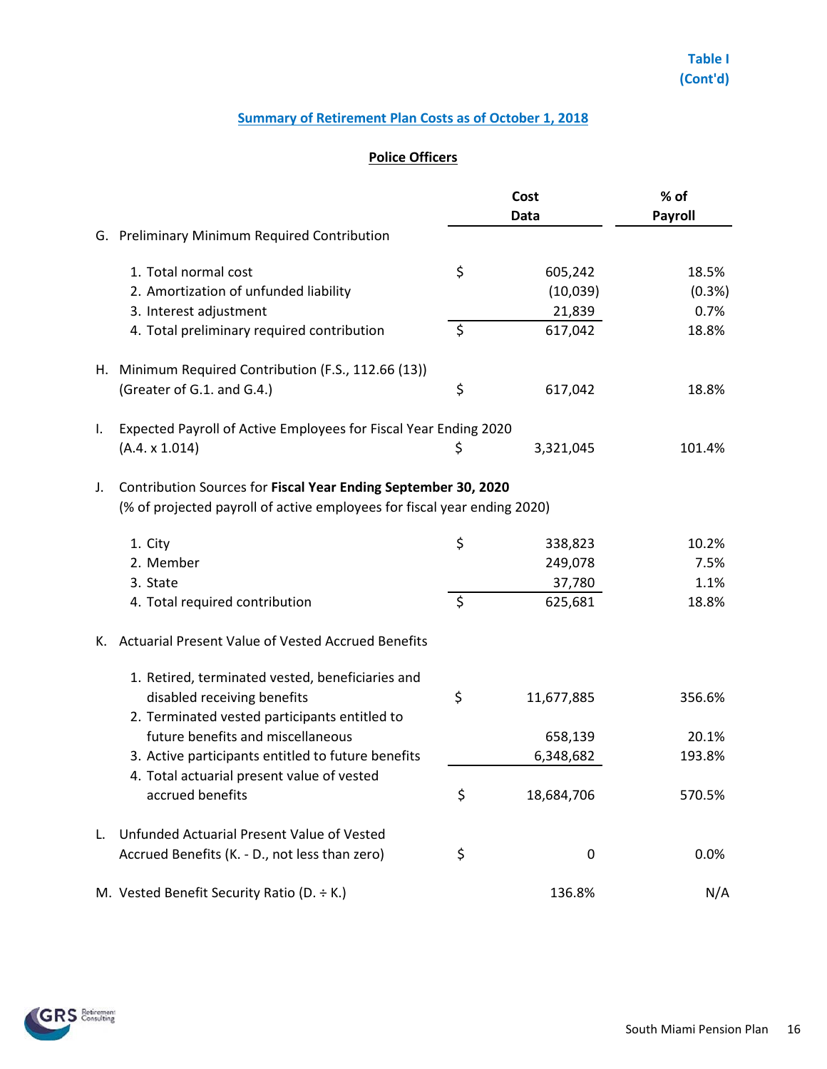Table I (Cont'd)

## Summary of Retirement Plan Costs as of October 1, 2018

### Police Officers

| | | Cost Data | % of Payroll |
|---|---|---|---|
| G. | Preliminary Minimum Required Contribution | | |
| | 1. Total normal cost | $ 605,242 | 18.5% |
| | 2. Amortization of unfunded liability | (10,039) | (0.3%) |
| | 3. Interest adjustment | 21,839 | 0.7% |
| | 4. Total preliminary required contribution | $ 617,042 | 18.8% |
| H. | Minimum Required Contribution (F.S., 112.66 (13)) (Greater of G.1. and G.4.) | $ 617,042 | 18.8% |
| I. | Expected Payroll of Active Employees for Fiscal Year Ending 2020 (A.4. x 1.014) | $ 3,321,045 | 101.4% |
| J. | Contribution Sources for **Fiscal Year Ending September 30, 2020** (% of projected payroll of active employees for fiscal year ending 2020) | | |
| | 1. City | $ 338,823 | 10.2% |
| | 2. Member | 249,078 | 7.5% |
| | 3. State | 37,780 | 1.1% |
| | 4. Total required contribution | $ 625,681 | 18.8% |
| K. | Actuarial Present Value of Vested Accrued Benefits | | |
| | 1. Retired, terminated vested, beneficiaries and disabled receiving benefits | $ 11,677,885 | 356.6% |
| | 2. Terminated vested participants entitled to future benefits and miscellaneous | 658,139 | 20.1% |
| | 3. Active participants entitled to future benefits | 6,348,682 | 193.8% |
| | 4. Total actuarial present value of vested accrued benefits | $ 18,684,706 | 570.5% |
| L. | Unfunded Actuarial Present Value of Vested Accrued Benefits (K. - D., not less than zero) | $ 0 | 0.0% |
| M. | Vested Benefit Security Ratio (D. ÷ K.) | 136.8% | N/A |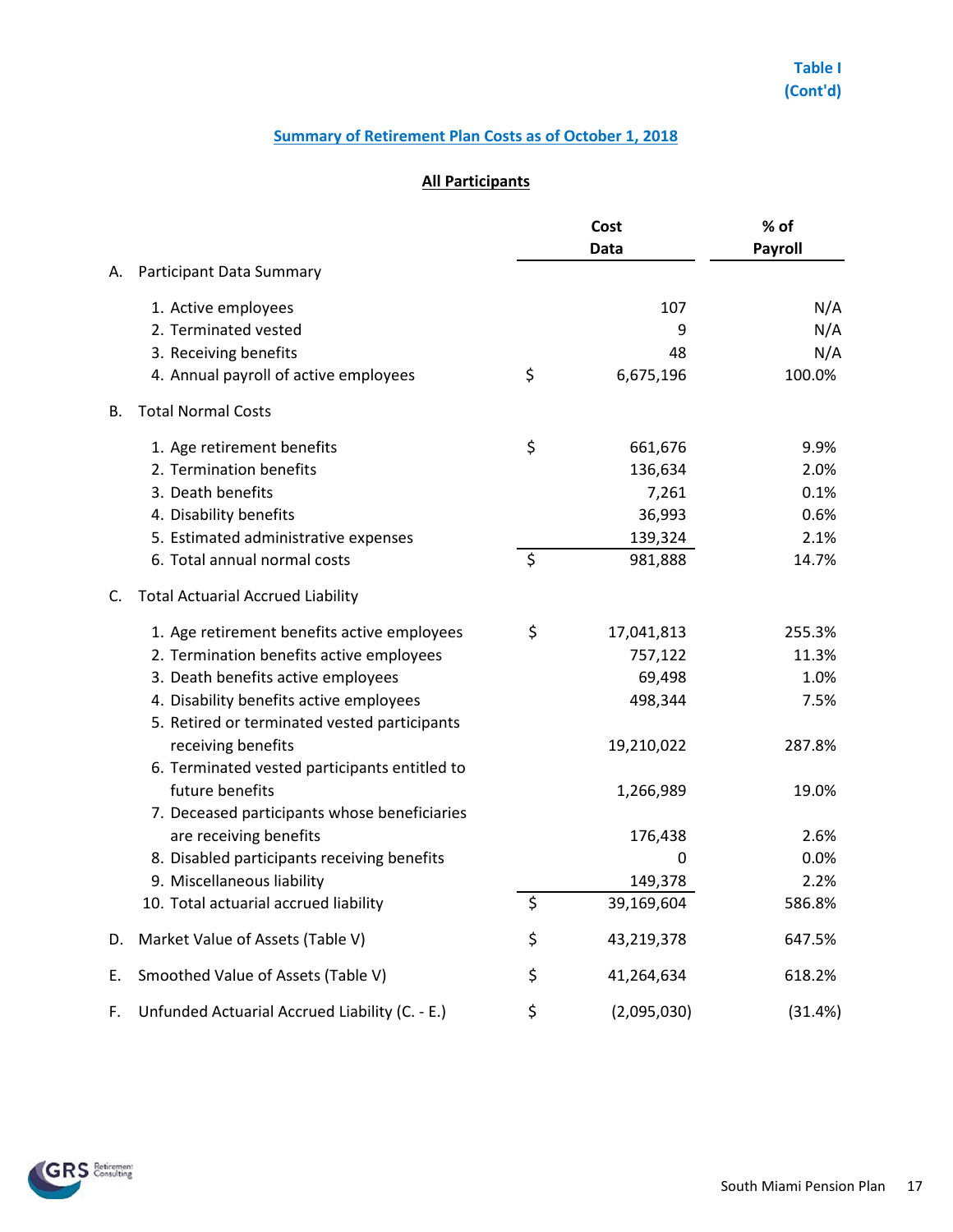Table I
(Cont'd)

## Summary of Retirement Plan Costs as of October 1, 2018

### All Participants

| | Cost Data | % of Payroll |
|---|---|---|
| **A. Participant Data Summary** | | |
| 1. Active employees | 107 | N/A |
| 2. Terminated vested | 9 | N/A |
| 3. Receiving benefits | 48 | N/A |
| 4. Annual payroll of active employees | $ 6,675,196 | 100.0% |
| **B. Total Normal Costs** | | |
| 1. Age retirement benefits | $ 661,676 | 9.9% |
| 2. Termination benefits | 136,634 | 2.0% |
| 3. Death benefits | 7,261 | 0.1% |
| 4. Disability benefits | 36,993 | 0.6% |
| 5. Estimated administrative expenses | 139,324 | 2.1% |
| 6. Total annual normal costs | $ 981,888 | 14.7% |
| **C. Total Actuarial Accrued Liability** | | |
| 1. Age retirement benefits active employees | $ 17,041,813 | 255.3% |
| 2. Termination benefits active employees | 757,122 | 11.3% |
| 3. Death benefits active employees | 69,498 | 1.0% |
| 4. Disability benefits active employees | 498,344 | 7.5% |
| 5. Retired or terminated vested participants receiving benefits | 19,210,022 | 287.8% |
| 6. Terminated vested participants entitled to future benefits | 1,266,989 | 19.0% |
| 7. Deceased participants whose beneficiaries are receiving benefits | 176,438 | 2.6% |
| 8. Disabled participants receiving benefits | 0 | 0.0% |
| 9. Miscellaneous liability | 149,378 | 2.2% |
| 10. Total actuarial accrued liability | $ 39,169,604 | 586.8% |
| **D. Market Value of Assets (Table V)** | $ 43,219,378 | 647.5% |
| **E. Smoothed Value of Assets (Table V)** | $ 41,264,634 | 618.2% |
| **F. Unfunded Actuarial Accrued Liability (C. - E.)** | $ (2,095,030) | (31.4%) |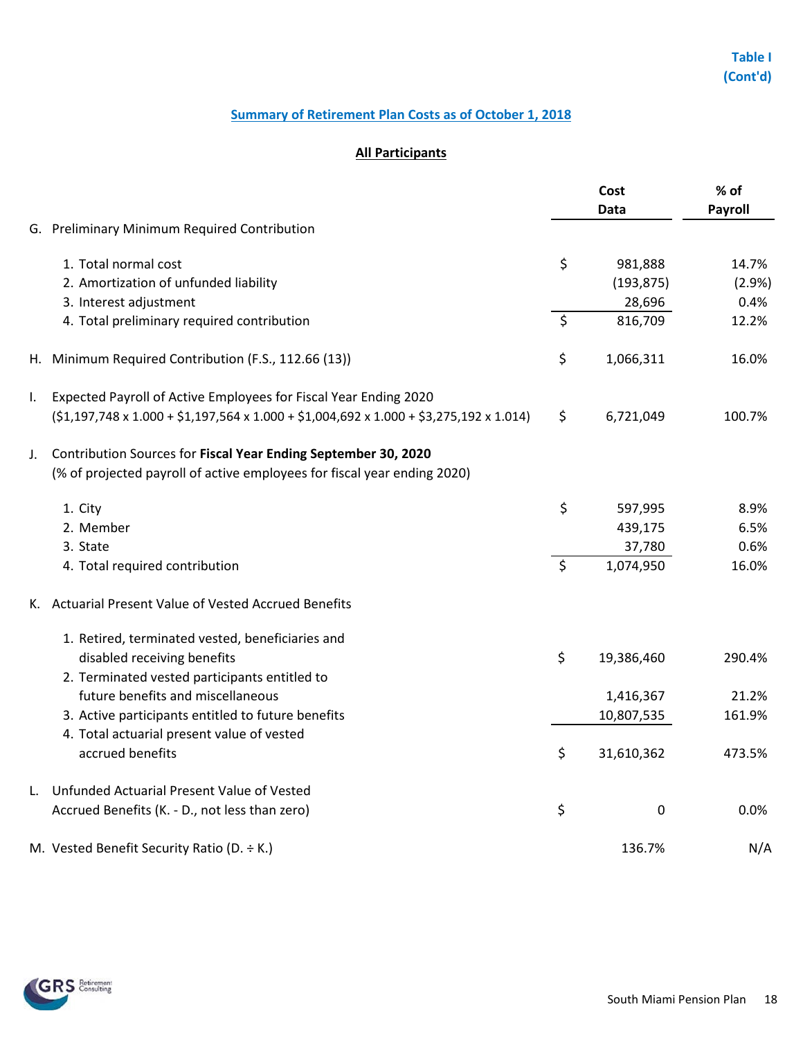**Table I (Cont'd)**

## Summary of Retirement Plan Costs as of October 1, 2018

### All Participants

| | | Cost Data | % of Payroll |
|---|---|---|---|
| G. | Preliminary Minimum Required Contribution | | |
| | 1. Total normal cost | $ 981,888 | 14.7% |
| | 2. Amortization of unfunded liability | (193,875) | (2.9%) |
| | 3. Interest adjustment | 28,696 | 0.4% |
| | 4. Total preliminary required contribution | $ 816,709 | 12.2% |
| H. | Minimum Required Contribution (F.S., 112.66 (13)) | $ 1,066,311 | 16.0% |
| I. | Expected Payroll of Active Employees for Fiscal Year Ending 2020 ($1,197,748 x 1.000 + $1,197,564 x 1.000 + $1,004,692 x 1.000 + $3,275,192 x 1.014) | $ 6,721,049 | 100.7% |
| J. | Contribution Sources for **Fiscal Year Ending September 30, 2020** (% of projected payroll of active employees for fiscal year ending 2020) | | |
| | 1. City | $ 597,995 | 8.9% |
| | 2. Member | 439,175 | 6.5% |
| | 3. State | 37,780 | 0.6% |
| | 4. Total required contribution | $ 1,074,950 | 16.0% |
| K. | Actuarial Present Value of Vested Accrued Benefits | | |
| | 1. Retired, terminated vested, beneficiaries and disabled receiving benefits | $ 19,386,460 | 290.4% |
| | 2. Terminated vested participants entitled to future benefits and miscellaneous | 1,416,367 | 21.2% |
| | 3. Active participants entitled to future benefits | 10,807,535 | 161.9% |
| | 4. Total actuarial present value of vested accrued benefits | $ 31,610,362 | 473.5% |
| L. | Unfunded Actuarial Present Value of Vested Accrued Benefits (K. - D., not less than zero) | $ 0 | 0.0% |
| M. | Vested Benefit Security Ratio (D. ÷ K.) | 136.7% | N/A |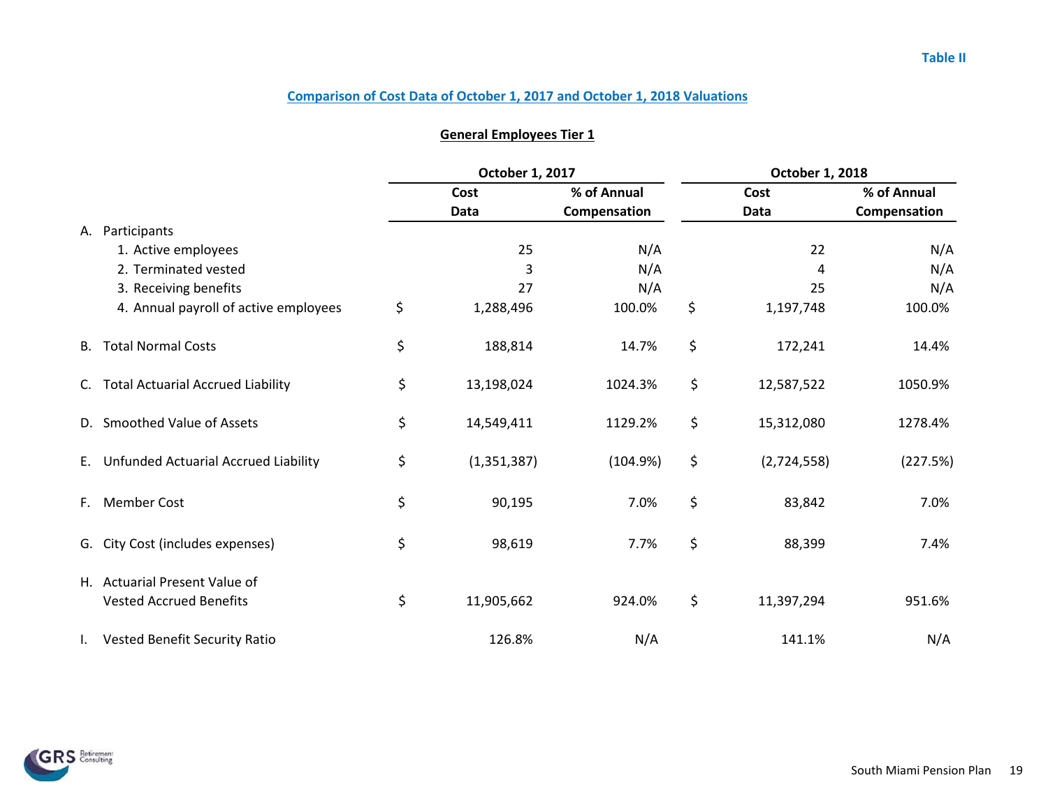Table II

## Comparison of Cost Data of October 1, 2017 and October 1, 2018 Valuations

### General Employees Tier 1

| | October 1, 2017 | | October 1, 2018 | |
|---|---|---|---|---|
| | Cost Data | % of Annual Compensation | Cost Data | % of Annual Compensation |
| A. Participants | | | | |
| 1. Active employees | 25 | N/A | 22 | N/A |
| 2. Terminated vested | 3 | N/A | 4 | N/A |
| 3. Receiving benefits | 27 | N/A | 25 | N/A |
| 4. Annual payroll of active employees | $ 1,288,496 | 100.0% | $ 1,197,748 | 100.0% |
| B. Total Normal Costs | $ 188,814 | 14.7% | $ 172,241 | 14.4% |
| C. Total Actuarial Accrued Liability | $ 13,198,024 | 1024.3% | $ 12,587,522 | 1050.9% |
| D. Smoothed Value of Assets | $ 14,549,411 | 1129.2% | $ 15,312,080 | 1278.4% |
| E. Unfunded Actuarial Accrued Liability | $ (1,351,387) | (104.9%) | $ (2,724,558) | (227.5%) |
| F. Member Cost | $ 90,195 | 7.0% | $ 83,842 | 7.0% |
| G. City Cost (includes expenses) | $ 98,619 | 7.7% | $ 88,399 | 7.4% |
| H. Actuarial Present Value of Vested Accrued Benefits | $ 11,905,662 | 924.0% | $ 11,397,294 | 951.6% |
| I. Vested Benefit Security Ratio | 126.8% | N/A | 141.1% | N/A |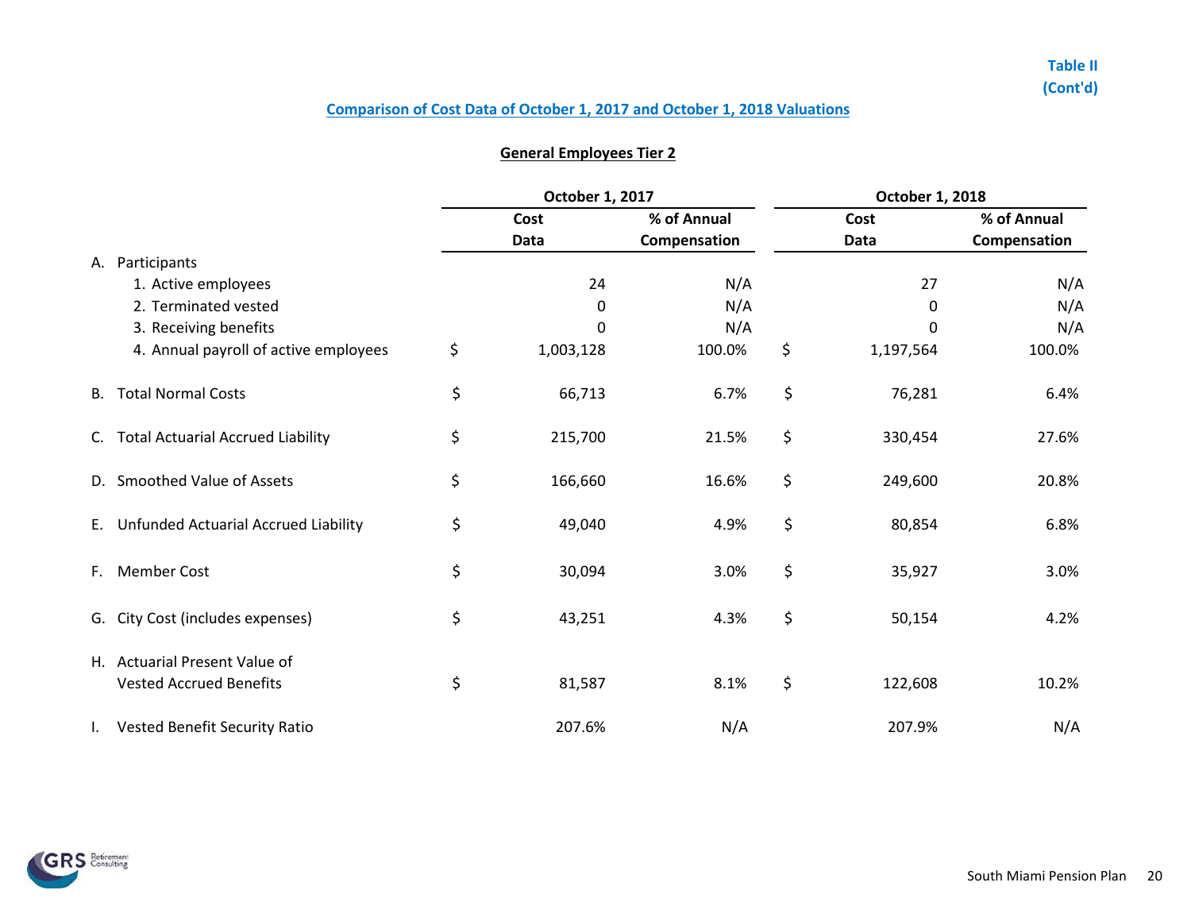Table II
(Cont'd)

## Comparison of Cost Data of October 1, 2017 and October 1, 2018 Valuations

### General Employees Tier 2

| | October 1, 2017 | | October 1, 2018 | |
|---|---|---|---|---|
| | Cost Data | % of Annual Compensation | Cost Data | % of Annual Compensation |
| A. Participants | | | | |
| 1. Active employees | 24 | N/A | 27 | N/A |
| 2. Terminated vested | 0 | N/A | 0 | N/A |
| 3. Receiving benefits | 0 | N/A | 0 | N/A |
| 4. Annual payroll of active employees | $ 1,003,128 | 100.0% | $ 1,197,564 | 100.0% |
| B. Total Normal Costs | $ 66,713 | 6.7% | $ 76,281 | 6.4% |
| C. Total Actuarial Accrued Liability | $ 215,700 | 21.5% | $ 330,454 | 27.6% |
| D. Smoothed Value of Assets | $ 166,660 | 16.6% | $ 249,600 | 20.8% |
| E. Unfunded Actuarial Accrued Liability | $ 49,040 | 4.9% | $ 80,854 | 6.8% |
| F. Member Cost | $ 30,094 | 3.0% | $ 35,927 | 3.0% |
| G. City Cost (includes expenses) | $ 43,251 | 4.3% | $ 50,154 | 4.2% |
| H. Actuarial Present Value of Vested Accrued Benefits | $ 81,587 | 8.1% | $ 122,608 | 10.2% |
| I. Vested Benefit Security Ratio | 207.6% | N/A | 207.9% | N/A |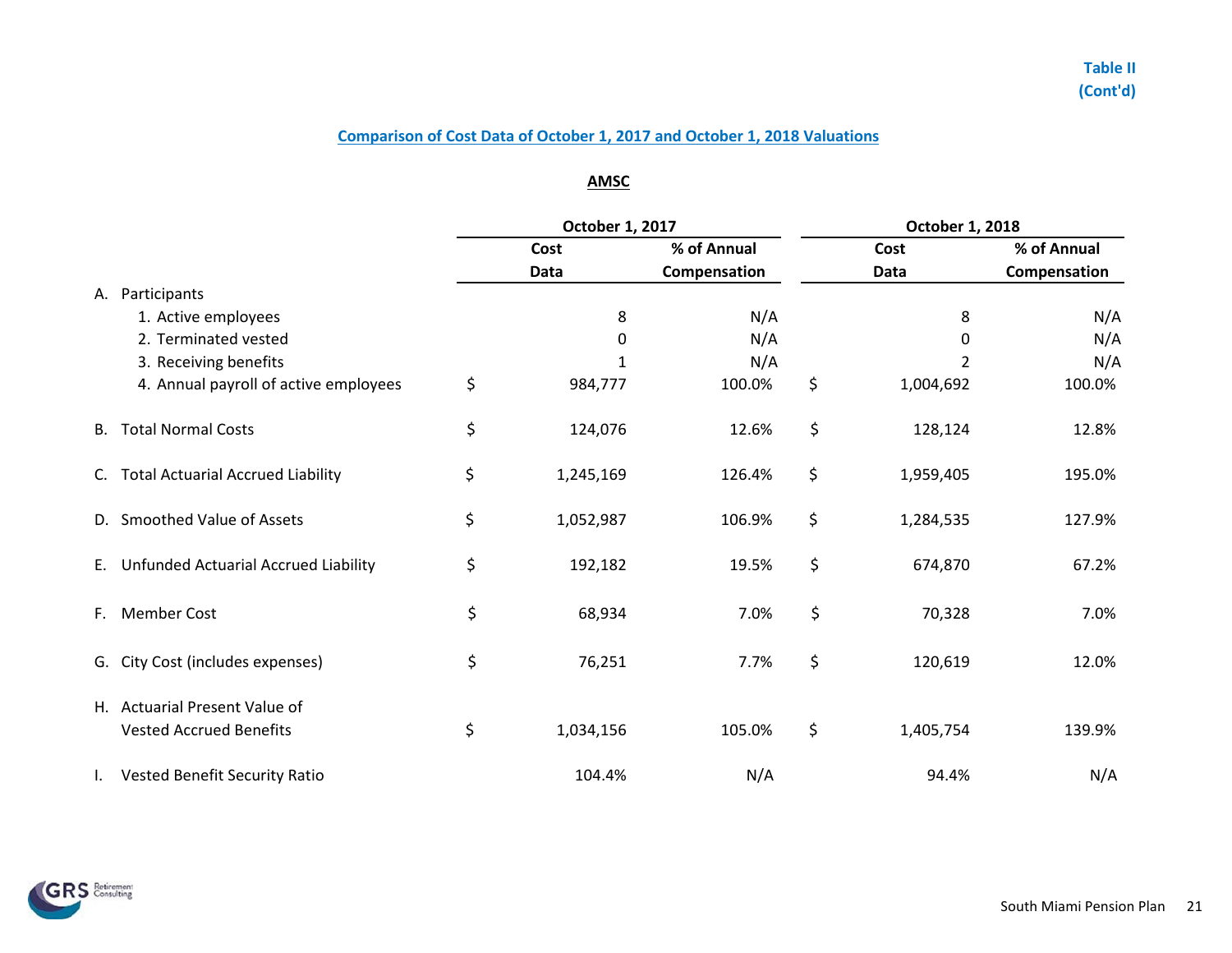Table II
(Cont'd)

## Comparison of Cost Data of October 1, 2017 and October 1, 2018 Valuations

### AMSC

| | October 1, 2017 | | October 1, 2018 | |
|---|---|---|---|---|
| | Cost Data | % of Annual Compensation | Cost Data | % of Annual Compensation |
| A. Participants | | | | |
| 1. Active employees | 8 | N/A | 8 | N/A |
| 2. Terminated vested | 0 | N/A | 0 | N/A |
| 3. Receiving benefits | 1 | N/A | 2 | N/A |
| 4. Annual payroll of active employees | $ 984,777 | 100.0% | $ 1,004,692 | 100.0% |
| B. Total Normal Costs | $ 124,076 | 12.6% | $ 128,124 | 12.8% |
| C. Total Actuarial Accrued Liability | $ 1,245,169 | 126.4% | $ 1,959,405 | 195.0% |
| D. Smoothed Value of Assets | $ 1,052,987 | 106.9% | $ 1,284,535 | 127.9% |
| E. Unfunded Actuarial Accrued Liability | $ 192,182 | 19.5% | $ 674,870 | 67.2% |
| F. Member Cost | $ 68,934 | 7.0% | $ 70,328 | 7.0% |
| G. City Cost (includes expenses) | $ 76,251 | 7.7% | $ 120,619 | 12.0% |
| H. Actuarial Present Value of Vested Accrued Benefits | $ 1,034,156 | 105.0% | $ 1,405,754 | 139.9% |
| I. Vested Benefit Security Ratio | 104.4% | N/A | 94.4% | N/A |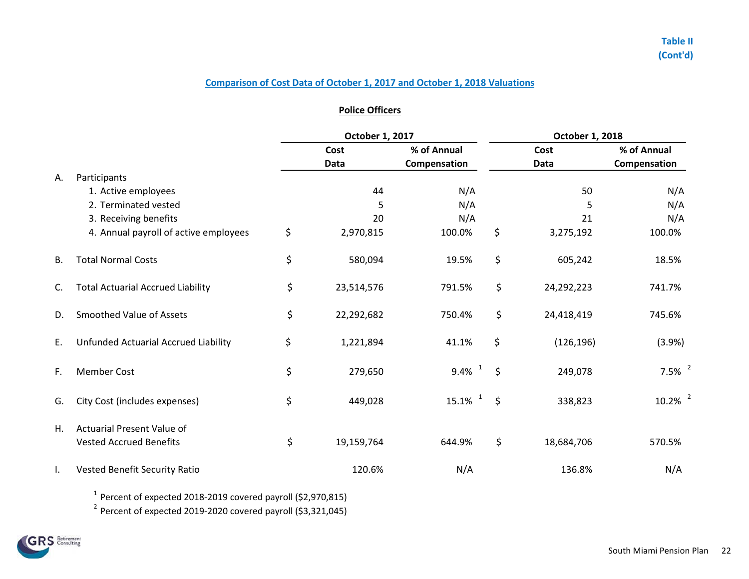Table II
(Cont'd)

## Comparison of Cost Data of October 1, 2017 and October 1, 2018 Valuations

### Police Officers

| | | October 1, 2017 | | October 1, 2018 | |
|---|---|---|---|---|---|
| | | Cost Data | % of Annual Compensation | Cost Data | % of Annual Compensation |
| A. | Participants | | | | |
| | 1. Active employees | 44 | N/A | 50 | N/A |
| | 2. Terminated vested | 5 | N/A | 5 | N/A |
| | 3. Receiving benefits | 20 | N/A | 21 | N/A |
| | 4. Annual payroll of active employees | $ 2,970,815 | 100.0% | $ 3,275,192 | 100.0% |
| B. | Total Normal Costs | $ 580,094 | 19.5% | $ 605,242 | 18.5% |
| C. | Total Actuarial Accrued Liability | $ 23,514,576 | 791.5% | $ 24,292,223 | 741.7% |
| D. | Smoothed Value of Assets | $ 22,292,682 | 750.4% | $ 24,418,419 | 745.6% |
| E. | Unfunded Actuarial Accrued Liability | $ 1,221,894 | 41.1% | $ (126,196) | (3.9%) |
| F. | Member Cost | $ 279,650 | 9.4% [1] | $ 249,078 | 7.5% [2] |
| G. | City Cost (includes expenses) | $ 449,028 | 15.1% [1] | $ 338,823 | 10.2% [2] |
| H. | Actuarial Present Value of Vested Accrued Benefits | $ 19,159,764 | 644.9% | $ 18,684,706 | 570.5% |
| I. | Vested Benefit Security Ratio | 120.6% | N/A | 136.8% | N/A |

[1] Percent of expected 2018-2019 covered payroll ($2,970,815)

[2] Percent of expected 2019-2020 covered payroll ($3,321,045)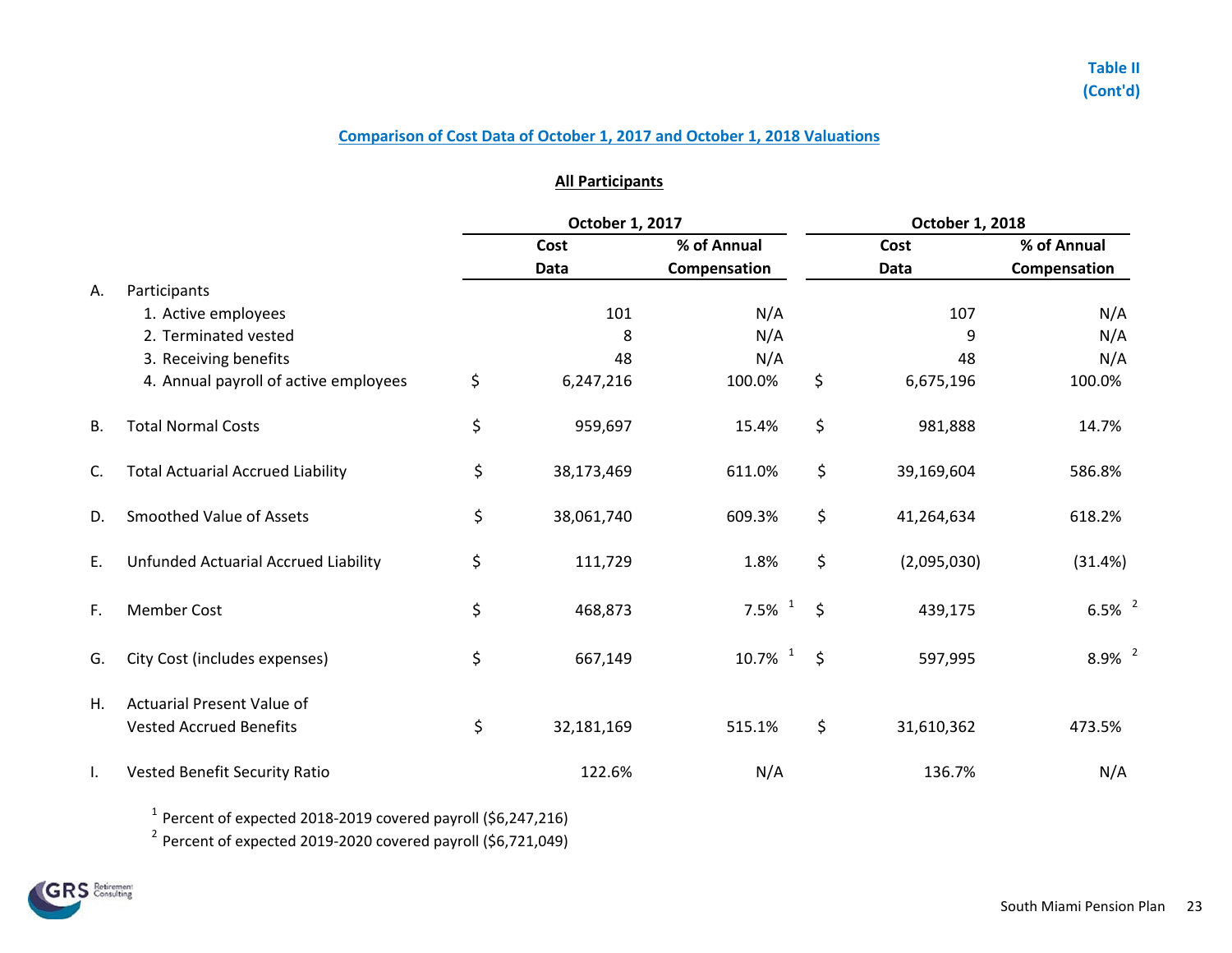Table II
(Cont'd)

## Comparison of Cost Data of October 1, 2017 and October 1, 2018 Valuations

### All Participants

| | | October 1, 2017 | | October 1, 2018 | |
|---|---|---|---|---|---|
| | | Cost Data | % of Annual Compensation | Cost Data | % of Annual Compensation |
| A. | Participants | | | | |
| | 1. Active employees | 101 | N/A | 107 | N/A |
| | 2. Terminated vested | 8 | N/A | 9 | N/A |
| | 3. Receiving benefits | 48 | N/A | 48 | N/A |
| | 4. Annual payroll of active employees | $ 6,247,216 | 100.0% | $ 6,675,196 | 100.0% |
| B. | Total Normal Costs | $ 959,697 | 15.4% | $ 981,888 | 14.7% |
| C. | Total Actuarial Accrued Liability | $ 38,173,469 | 611.0% | $ 39,169,604 | 586.8% |
| D. | Smoothed Value of Assets | $ 38,061,740 | 609.3% | $ 41,264,634 | 618.2% |
| E. | Unfunded Actuarial Accrued Liability | $ 111,729 | 1.8% | $ (2,095,030) | (31.4%) |
| F. | Member Cost | $ 468,873 | 7.5% [1] | $ 439,175 | 6.5% [2] |
| G. | City Cost (includes expenses) | $ 667,149 | 10.7% [1] | $ 597,995 | 8.9% [2] |
| H. | Actuarial Present Value of Vested Accrued Benefits | $ 32,181,169 | 515.1% | $ 31,610,362 | 473.5% |
| I. | Vested Benefit Security Ratio | 122.6% | N/A | 136.7% | N/A |

[1] Percent of expected 2018-2019 covered payroll ($6,247,216)

[2] Percent of expected 2019-2020 covered payroll ($6,721,049)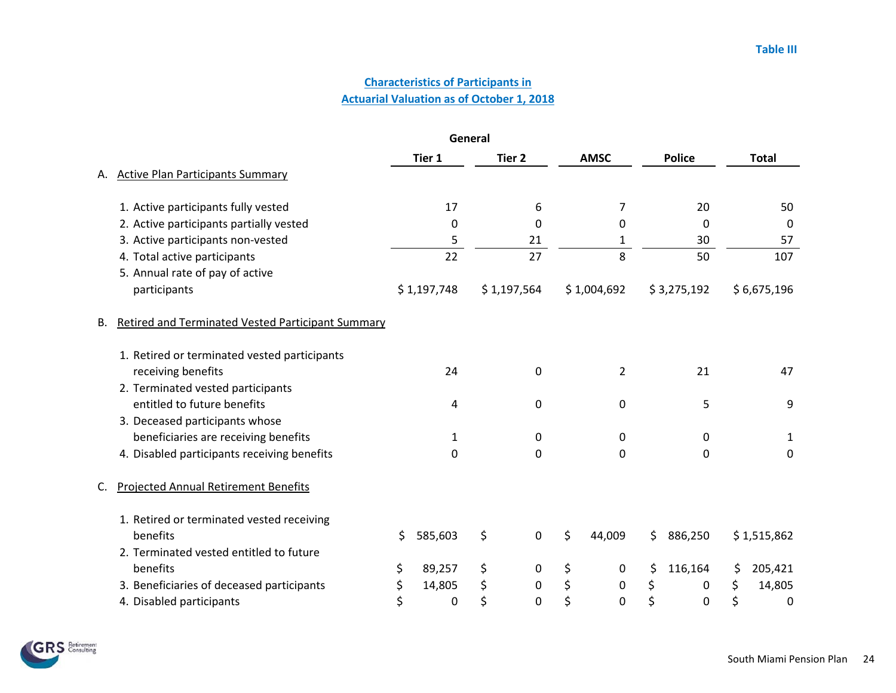Table III

## Characteristics of Participants in Actuarial Valuation as of October 1, 2018

| | General Tier 1 | General Tier 2 | AMSC | Police | Total |
|---|---|---|---|---|---|
| **A. Active Plan Participants Summary** | | | | | |
| 1. Active participants fully vested | 17 | 6 | 7 | 20 | 50 |
| 2. Active participants partially vested | 0 | 0 | 0 | 0 | 0 |
| 3. Active participants non-vested | 5 | 21 | 1 | 30 | 57 |
| 4. Total active participants | 22 | 27 | 8 | 50 | 107 |
| 5. Annual rate of pay of active participants | $ 1,197,748 | $ 1,197,564 | $ 1,004,692 | $ 3,275,192 | $ 6,675,196 |
| **B. Retired and Terminated Vested Participant Summary** | | | | | |
| 1. Retired or terminated vested participants receiving benefits | 24 | 0 | 2 | 21 | 47 |
| 2. Terminated vested participants entitled to future benefits | 4 | 0 | 0 | 5 | 9 |
| 3. Deceased participants whose beneficiaries are receiving benefits | 1 | 0 | 0 | 0 | 1 |
| 4. Disabled participants receiving benefits | 0 | 0 | 0 | 0 | 0 |
| **C. Projected Annual Retirement Benefits** | | | | | |
| 1. Retired or terminated vested receiving benefits | $ 585,603 | $ 0 | $ 44,009 | $ 886,250 | $ 1,515,862 |
| 2. Terminated vested entitled to future benefits | $ 89,257 | $ 0 | $ 0 | $ 116,164 | $ 205,421 |
| 3. Beneficiaries of deceased participants | $ 14,805 | $ 0 | $ 0 | $ 0 | $ 14,805 |
| 4. Disabled participants | $ 0 | $ 0 | $ 0 | $ 0 | $ 0 |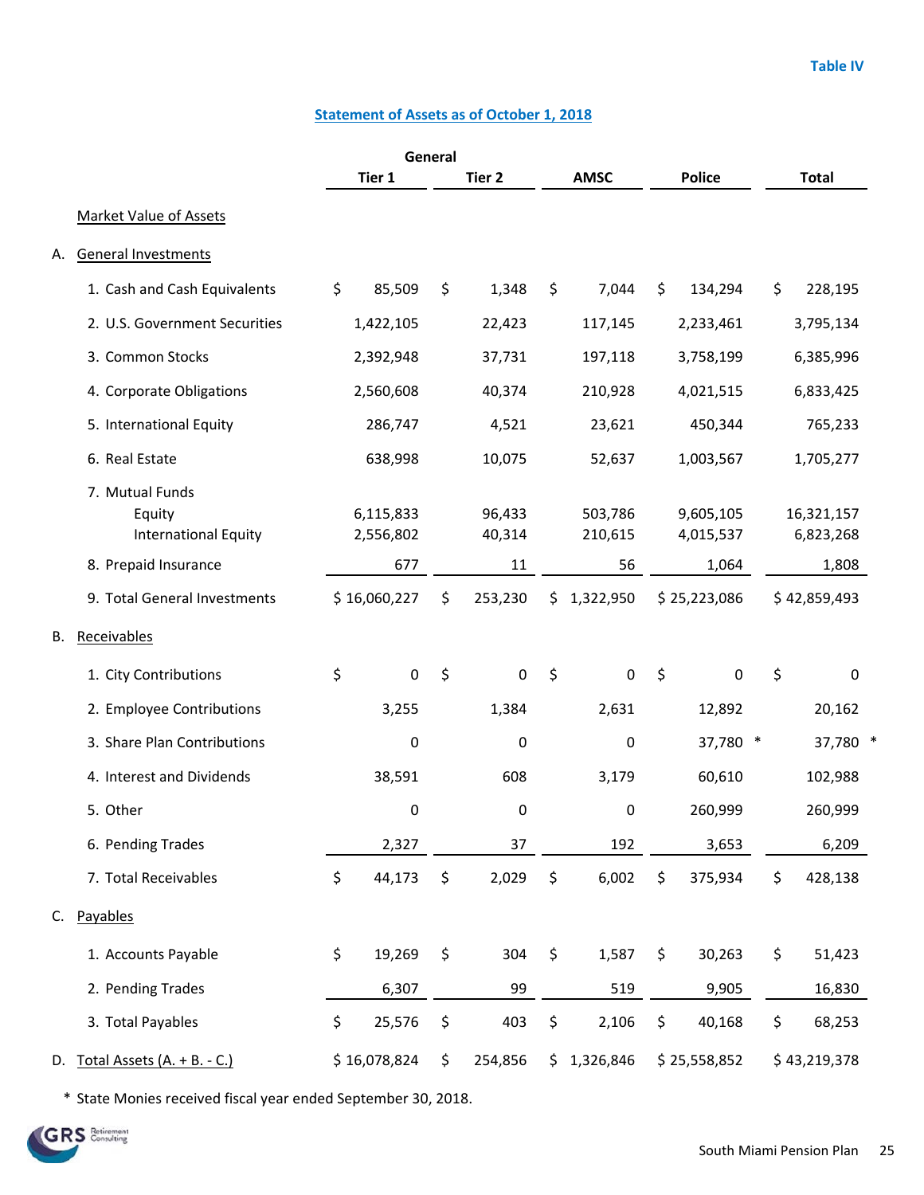Table IV

## Statement of Assets as of October 1, 2018

| | General Tier 1 | General Tier 2 | AMSC | Police | Total |
|---|---|---|---|---|---|
| **Market Value of Assets** | | | | | |
| A. General Investments | | | | | |
| 1. Cash and Cash Equivalents | $ 85,509 | $ 1,348 | $ 7,044 | $ 134,294 | $ 228,195 |
| 2. U.S. Government Securities | 1,422,105 | 22,423 | 117,145 | 2,233,461 | 3,795,134 |
| 3. Common Stocks | 2,392,948 | 37,731 | 197,118 | 3,758,199 | 6,385,996 |
| 4. Corporate Obligations | 2,560,608 | 40,374 | 210,928 | 4,021,515 | 6,833,425 |
| 5. International Equity | 286,747 | 4,521 | 23,621 | 450,344 | 765,233 |
| 6. Real Estate | 638,998 | 10,075 | 52,637 | 1,003,567 | 1,705,277 |
| 7. Mutual Funds | | | | | |
| Equity | 6,115,833 | 96,433 | 503,786 | 9,605,105 | 16,321,157 |
| International Equity | 2,556,802 | 40,314 | 210,615 | 4,015,537 | 6,823,268 |
| 8. Prepaid Insurance | 677 | 11 | 56 | 1,064 | 1,808 |
| 9. Total General Investments | $ 16,060,227 | $ 253,230 | $ 1,322,950 | $ 25,223,086 | $ 42,859,493 |
| B. Receivables | | | | | |
| 1. City Contributions | $ 0 | $ 0 | $ 0 | $ 0 | $ 0 |
| 2. Employee Contributions | 3,255 | 1,384 | 2,631 | 12,892 | 20,162 |
| 3. Share Plan Contributions | 0 | 0 | 0 | 37,780 * | 37,780 * |
| 4. Interest and Dividends | 38,591 | 608 | 3,179 | 60,610 | 102,988 |
| 5. Other | 0 | 0 | 0 | 260,999 | 260,999 |
| 6. Pending Trades | 2,327 | 37 | 192 | 3,653 | 6,209 |
| 7. Total Receivables | $ 44,173 | $ 2,029 | $ 6,002 | $ 375,934 | $ 428,138 |
| C. Payables | | | | | |
| 1. Accounts Payable | $ 19,269 | $ 304 | $ 1,587 | $ 30,263 | $ 51,423 |
| 2. Pending Trades | 6,307 | 99 | 519 | 9,905 | 16,830 |
| 3. Total Payables | $ 25,576 | $ 403 | $ 2,106 | $ 40,168 | $ 68,253 |
| D. Total Assets (A. + B. - C.) | $ 16,078,824 | $ 254,856 | $ 1,326,846 | $ 25,558,852 | $ 43,219,378 |

* State Monies received fiscal year ended September 30, 2018.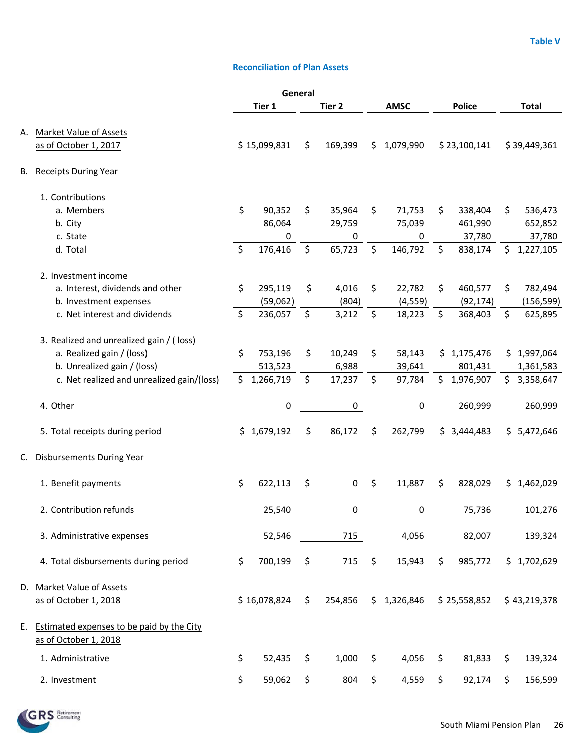Table V

## Reconciliation of Plan Assets

| | General Tier 1 | General Tier 2 | AMSC | Police | Total |
|---|---|---|---|---|---|
| **A. Market Value of Assets as of October 1, 2017** | $ 15,099,831 | $ 169,399 | $ 1,079,990 | $ 23,100,141 | $ 39,449,361 |
| **B. Receipts During Year** | | | | | |
| 1. Contributions | | | | | |
| a. Members | $ 90,352 | $ 35,964 | $ 71,753 | $ 338,404 | $ 536,473 |
| b. City | 86,064 | 29,759 | 75,039 | 461,990 | 652,852 |
| c. State | 0 | 0 | 0 | 37,780 | 37,780 |
| d. Total | $ 176,416 | $ 65,723 | $ 146,792 | $ 838,174 | $ 1,227,105 |
| 2. Investment income | | | | | |
| a. Interest, dividends and other | $ 295,119 | $ 4,016 | $ 22,782 | $ 460,577 | $ 782,494 |
| b. Investment expenses | (59,062) | (804) | (4,559) | (92,174) | (156,599) |
| c. Net interest and dividends | $ 236,057 | $ 3,212 | $ 18,223 | $ 368,403 | $ 625,895 |
| 3. Realized and unrealized gain / ( loss) | | | | | |
| a. Realized gain / (loss) | $ 753,196 | $ 10,249 | $ 58,143 | $ 1,175,476 | $ 1,997,064 |
| b. Unrealized gain / (loss) | 513,523 | 6,988 | 39,641 | 801,431 | 1,361,583 |
| c. Net realized and unrealized gain/(loss) | $ 1,266,719 | $ 17,237 | $ 97,784 | $ 1,976,907 | $ 3,358,647 |
| 4. Other | 0 | 0 | 0 | 260,999 | 260,999 |
| 5. Total receipts during period | $ 1,679,192 | $ 86,172 | $ 262,799 | $ 3,444,483 | $ 5,472,646 |
| **C. Disbursements During Year** | | | | | |
| 1. Benefit payments | $ 622,113 | $ 0 | $ 11,887 | $ 828,029 | $ 1,462,029 |
| 2. Contribution refunds | 25,540 | 0 | 0 | 75,736 | 101,276 |
| 3. Administrative expenses | 52,546 | 715 | 4,056 | 82,007 | 139,324 |
| 4. Total disbursements during period | $ 700,199 | $ 715 | $ 15,943 | $ 985,772 | $ 1,702,629 |
| **D. Market Value of Assets as of October 1, 2018** | $ 16,078,824 | $ 254,856 | $ 1,326,846 | $ 25,558,852 | $ 43,219,378 |
| **E. Estimated expenses to be paid by the City as of October 1, 2018** | | | | | |
| 1. Administrative | $ 52,435 | $ 1,000 | $ 4,056 | $ 81,833 | $ 139,324 |
| 2. Investment | $ 59,062 | $ 804 | $ 4,559 | $ 92,174 | $ 156,599 |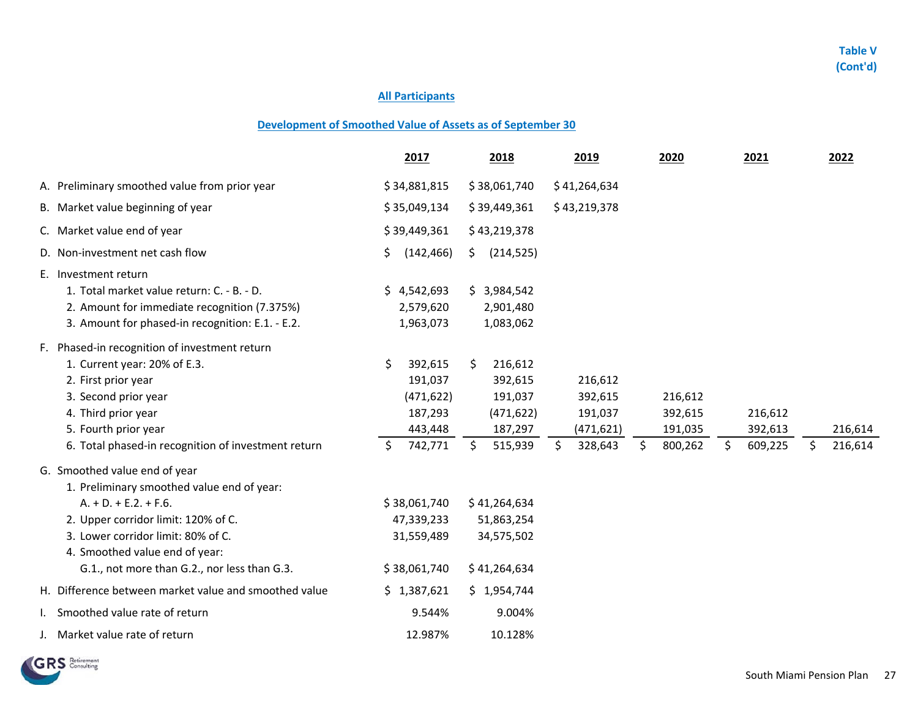Table V (Cont'd)

## All Participants

## Development of Smoothed Value of Assets as of September 30

| | 2017 | 2018 | 2019 | 2020 | 2021 | 2022 |
|---|---|---|---|---|---|---|
| A. Preliminary smoothed value from prior year | $ 34,881,815 | $ 38,061,740 | $ 41,264,634 | | | |
| B. Market value beginning of year | $ 35,049,134 | $ 39,449,361 | $ 43,219,378 | | | |
| C. Market value end of year | $ 39,449,361 | $ 43,219,378 | | | | |
| D. Non-investment net cash flow | $ (142,466) | $ (214,525) | | | | |
| E. Investment return | | | | | | |
| 1. Total market value return: C. - B. - D. | $ 4,542,693 | $ 3,984,542 | | | | |
| 2. Amount for immediate recognition (7.375%) | 2,579,620 | 2,901,480 | | | | |
| 3. Amount for phased-in recognition: E.1. - E.2. | 1,963,073 | 1,083,062 | | | | |
| F. Phased-in recognition of investment return | | | | | | |
| 1. Current year: 20% of E.3. | $ 392,615 | $ 216,612 | | | | |
| 2. First prior year | 191,037 | 392,615 | 216,612 | | | |
| 3. Second prior year | (471,622) | 191,037 | 392,615 | 216,612 | | |
| 4. Third prior year | 187,293 | (471,622) | 191,037 | 392,615 | 216,612 | |
| 5. Fourth prior year | 443,448 | 187,297 | (471,621) | 191,035 | 392,613 | 216,614 |
| 6. Total phased-in recognition of investment return | $ 742,771 | $ 515,939 | $ 328,643 | $ 800,262 | $ 609,225 | $ 216,614 |
| G. Smoothed value end of year | | | | | | |
| 1. Preliminary smoothed value end of year: A. + D. + E.2. + F.6. | $ 38,061,740 | $ 41,264,634 | | | | |
| 2. Upper corridor limit: 120% of C. | 47,339,233 | 51,863,254 | | | | |
| 3. Lower corridor limit: 80% of C. | 31,559,489 | 34,575,502 | | | | |
| 4. Smoothed value end of year: G.1., not more than G.2., nor less than G.3. | $ 38,061,740 | $ 41,264,634 | | | | |
| H. Difference between market value and smoothed value | $ 1,387,621 | $ 1,954,744 | | | | |
| I. Smoothed value rate of return | 9.544% | 9.004% | | | | |
| J. Market value rate of return | 12.987% | 10.128% | | | | |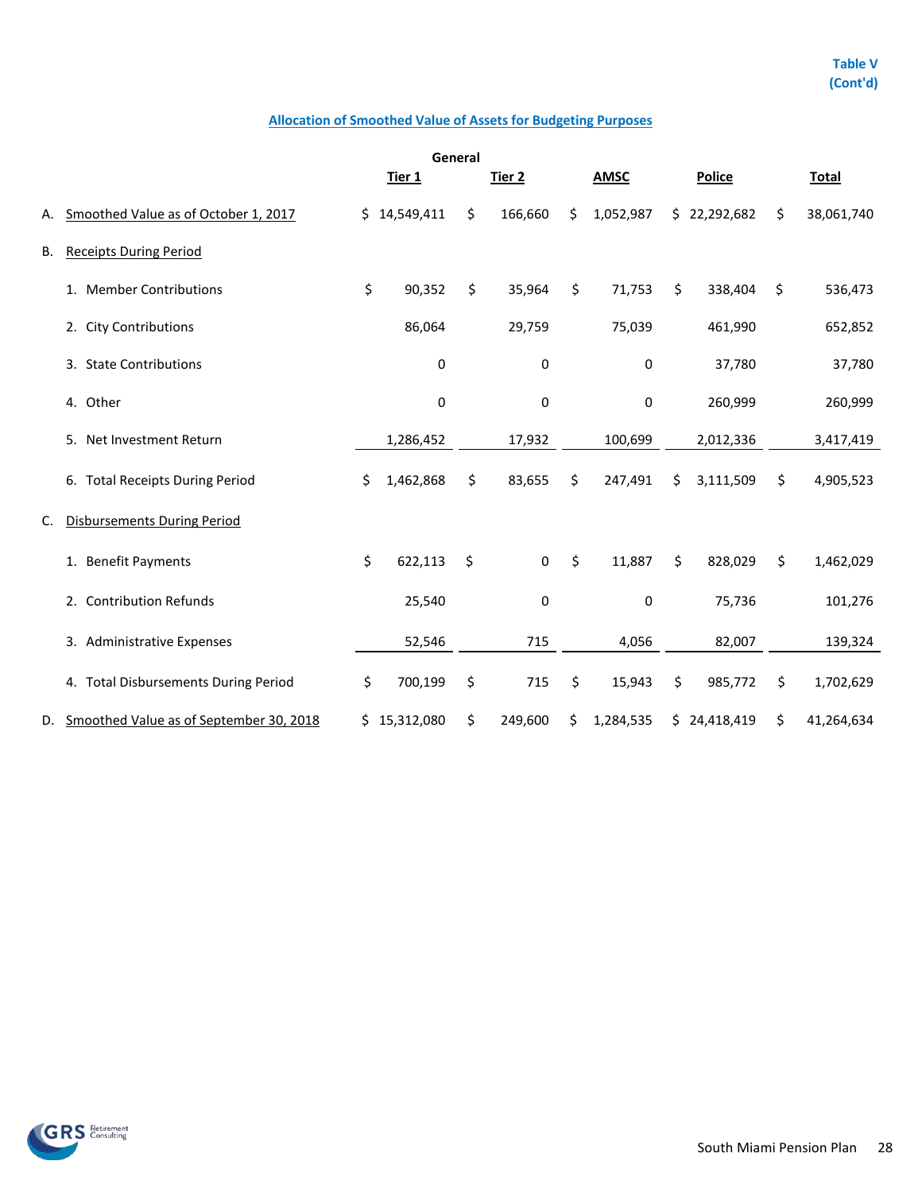Table V
(Cont'd)

## Allocation of Smoothed Value of Assets for Budgeting Purposes

| | | General | | | | |
|---|---|---|---|---|---|---|
| | | Tier 1 | Tier 2 | AMSC | Police | Total |
| A. | Smoothed Value as of October 1, 2017 | $ 14,549,411 | $ 166,660 | $ 1,052,987 | $ 22,292,682 | $ 38,061,740 |
| B. | Receipts During Period | | | | | |
| | 1. Member Contributions | $ 90,352 | $ 35,964 | $ 71,753 | $ 338,404 | $ 536,473 |
| | 2. City Contributions | 86,064 | 29,759 | 75,039 | 461,990 | 652,852 |
| | 3. State Contributions | 0 | 0 | 0 | 37,780 | 37,780 |
| | 4. Other | 0 | 0 | 0 | 260,999 | 260,999 |
| | 5. Net Investment Return | 1,286,452 | 17,932 | 100,699 | 2,012,336 | 3,417,419 |
| | 6. Total Receipts During Period | $ 1,462,868 | $ 83,655 | $ 247,491 | $ 3,111,509 | $ 4,905,523 |
| C. | Disbursements During Period | | | | | |
| | 1. Benefit Payments | $ 622,113 | $ 0 | $ 11,887 | $ 828,029 | $ 1,462,029 |
| | 2. Contribution Refunds | 25,540 | 0 | 0 | 75,736 | 101,276 |
| | 3. Administrative Expenses | 52,546 | 715 | 4,056 | 82,007 | 139,324 |
| | 4. Total Disbursements During Period | $ 700,199 | $ 715 | $ 15,943 | $ 985,772 | $ 1,702,629 |
| D. | Smoothed Value as of September 30, 2018 | $ 15,312,080 | $ 249,600 | $ 1,284,535 | $ 24,418,419 | $ 41,264,634 |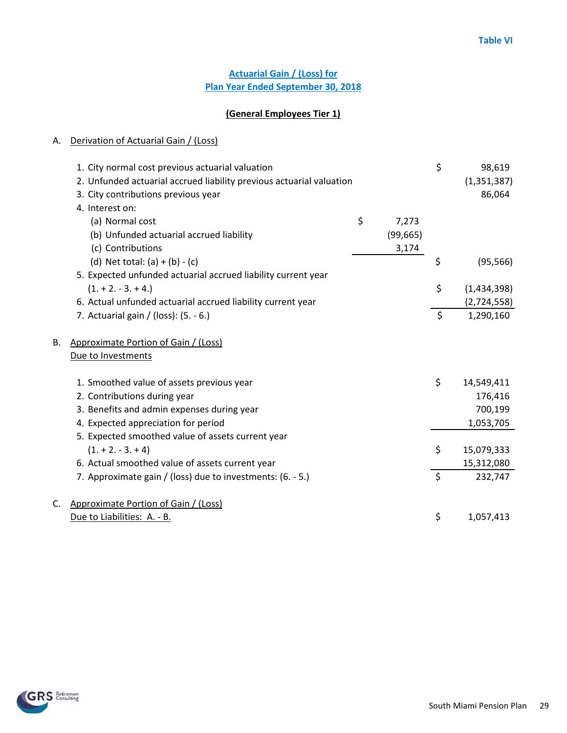**Table VI**

## Actuarial Gain / (Loss) for Plan Year Ended September 30, 2018

### (General Employees Tier 1)

A. Derivation of Actuarial Gain / (Loss)

| | | |
|---|---|---|
| 1. City normal cost previous actuarial valuation | | $ 98,619 |
| 2. Unfunded actuarial accrued liability previous actuarial valuation | | (1,351,387) |
| 3. City contributions previous year | | 86,064 |
| 4. Interest on: | | |
| (a) Normal cost | $ 7,273 | |
| (b) Unfunded actuarial accrued liability | (99,665) | |
| (c) Contributions | 3,174 | |
| (d) Net total: (a) + (b) - (c) | | $ (95,566) |
| 5. Expected unfunded actuarial accrued liability current year (1. + 2. - 3. + 4.) | | $ (1,434,398) |
| 6. Actual unfunded actuarial accrued liability current year | | (2,724,558) |
| 7. Actuarial gain / (loss): (5. - 6.) | | $ 1,290,160 |

B. Approximate Portion of Gain / (Loss) Due to Investments

| | |
|---|---|
| 1. Smoothed value of assets previous year | $ 14,549,411 |
| 2. Contributions during year | 176,416 |
| 3. Benefits and admin expenses during year | 700,199 |
| 4. Expected appreciation for period | 1,053,705 |
| 5. Expected smoothed value of assets current year (1. + 2. - 3. + 4) | $ 15,079,333 |
| 6. Actual smoothed value of assets current year | 15,312,080 |
| 7. Approximate gain / (loss) due to investments: (6. - 5.) | $ 232,747 |

C. Approximate Portion of Gain / (Loss) Due to Liabilities: A. - B. $ 1,057,413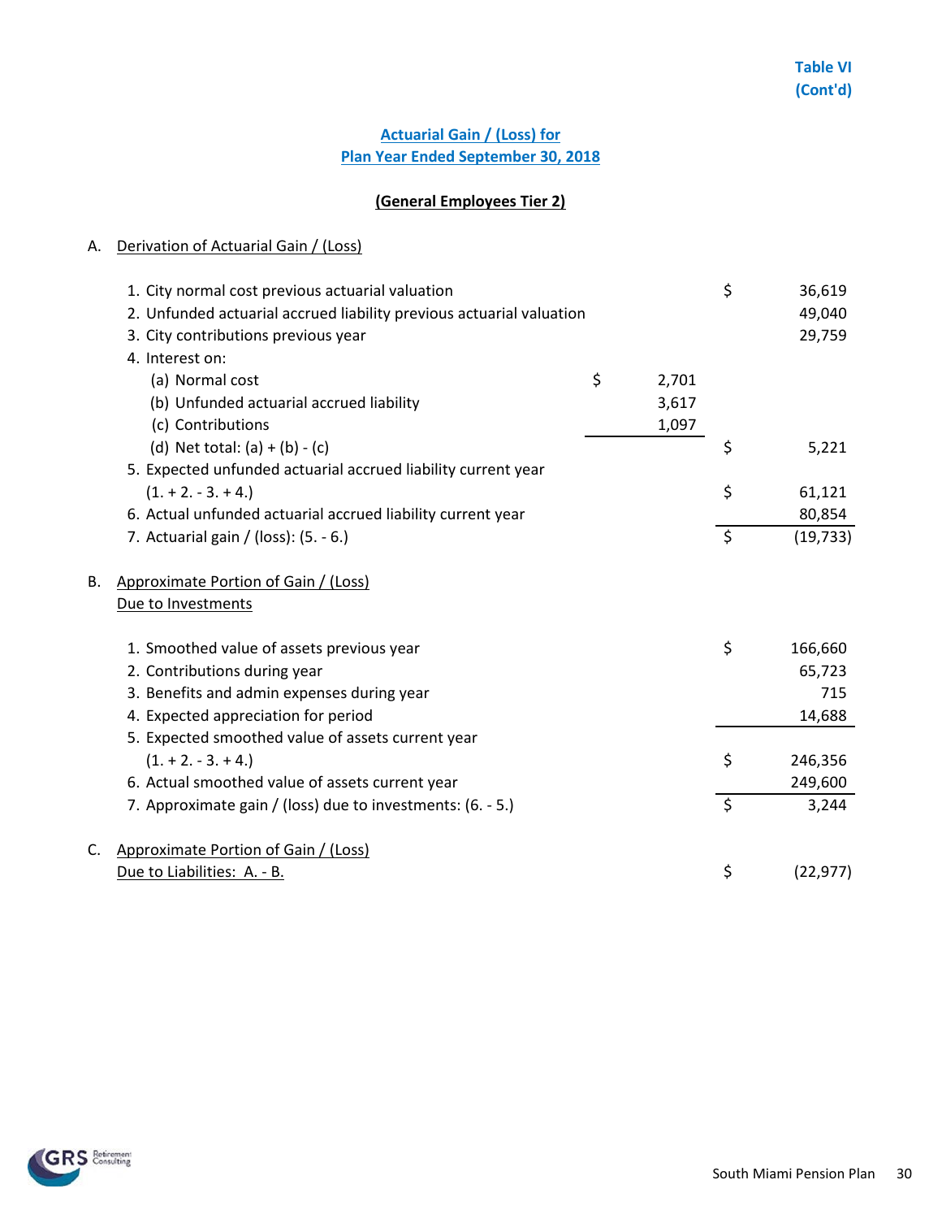**Table VI (Cont'd)**

## Actuarial Gain / (Loss) for Plan Year Ended September 30, 2018

### (General Employees Tier 2)

A. Derivation of Actuarial Gain / (Loss)

| | | |
|---|---|---|
| 1. City normal cost previous actuarial valuation | | $ 36,619 |
| 2. Unfunded actuarial accrued liability previous actuarial valuation | | 49,040 |
| 3. City contributions previous year | | 29,759 |
| 4. Interest on: | | |
| (a) Normal cost | $ 2,701 | |
| (b) Unfunded actuarial accrued liability | 3,617 | |
| (c) Contributions | 1,097 | |
| (d) Net total: (a) + (b) - (c) | | $ 5,221 |
| 5. Expected unfunded actuarial accrued liability current year (1. + 2. - 3. + 4.) | | $ 61,121 |
| 6. Actual unfunded actuarial accrued liability current year | | 80,854 |
| 7. Actuarial gain / (loss): (5. - 6.) | | $ (19,733) |

B. Approximate Portion of Gain / (Loss) Due to Investments

| | |
|---|---|
| 1. Smoothed value of assets previous year | $ 166,660 |
| 2. Contributions during year | 65,723 |
| 3. Benefits and admin expenses during year | 715 |
| 4. Expected appreciation for period | 14,688 |
| 5. Expected smoothed value of assets current year (1. + 2. - 3. + 4.) | $ 246,356 |
| 6. Actual smoothed value of assets current year | 249,600 |
| 7. Approximate gain / (loss) due to investments: (6. - 5.) | $ 3,244 |

C. Approximate Portion of Gain / (Loss) Due to Liabilities: A. - B. $ (22,977)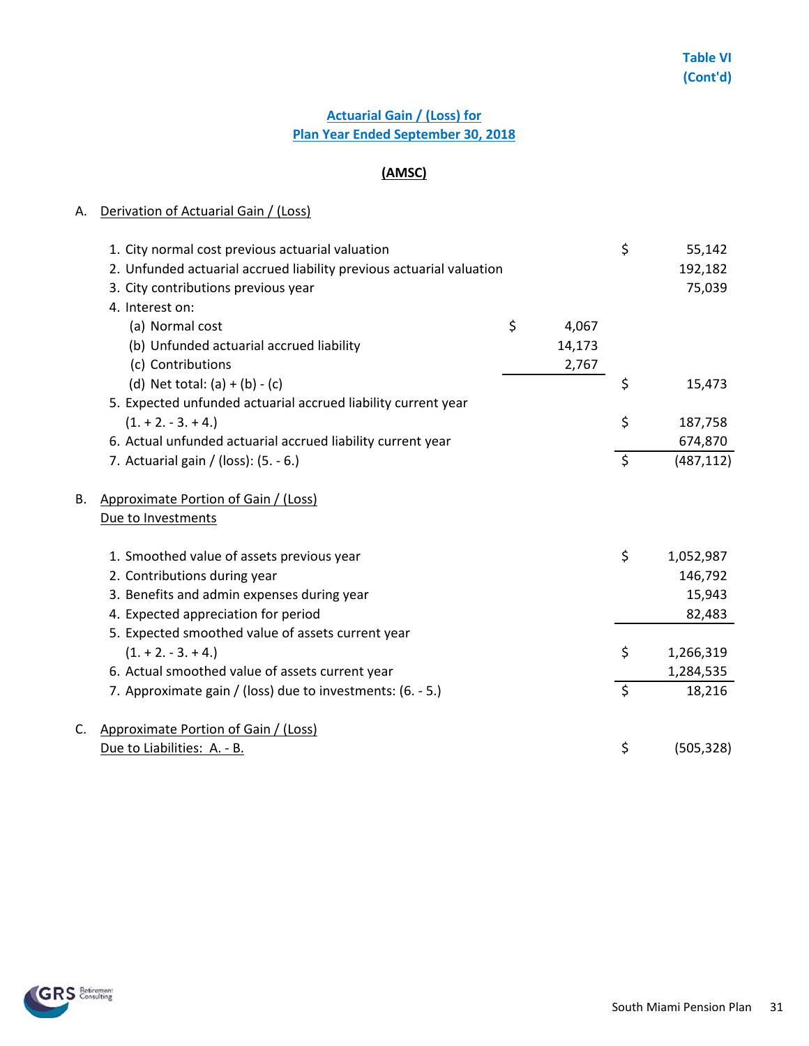Table VI
(Cont'd)

## Actuarial Gain / (Loss) for Plan Year Ended September 30, 2018

### (AMSC)

A. Derivation of Actuarial Gain / (Loss)

| | | |
|---|---|---|
| 1. City normal cost previous actuarial valuation | | $ 55,142 |
| 2. Unfunded actuarial accrued liability previous actuarial valuation | | 192,182 |
| 3. City contributions previous year | | 75,039 |
| 4. Interest on: | | |
| (a) Normal cost | $ 4,067 | |
| (b) Unfunded actuarial accrued liability | 14,173 | |
| (c) Contributions | 2,767 | |
| (d) Net total: (a) + (b) - (c) | | $ 15,473 |
| 5. Expected unfunded actuarial accrued liability current year (1. + 2. - 3. + 4.) | | $ 187,758 |
| 6. Actual unfunded actuarial accrued liability current year | | 674,870 |
| 7. Actuarial gain / (loss): (5. - 6.) | | $ (487,112) |

B. Approximate Portion of Gain / (Loss) Due to Investments

| | |
|---|---|
| 1. Smoothed value of assets previous year | $ 1,052,987 |
| 2. Contributions during year | 146,792 |
| 3. Benefits and admin expenses during year | 15,943 |
| 4. Expected appreciation for period | 82,483 |
| 5. Expected smoothed value of assets current year (1. + 2. - 3. + 4.) | $ 1,266,319 |
| 6. Actual smoothed value of assets current year | 1,284,535 |
| 7. Approximate gain / (loss) due to investments: (6. - 5.) | $ 18,216 |

C. Approximate Portion of Gain / (Loss) Due to Liabilities: A. - B. $ (505,328)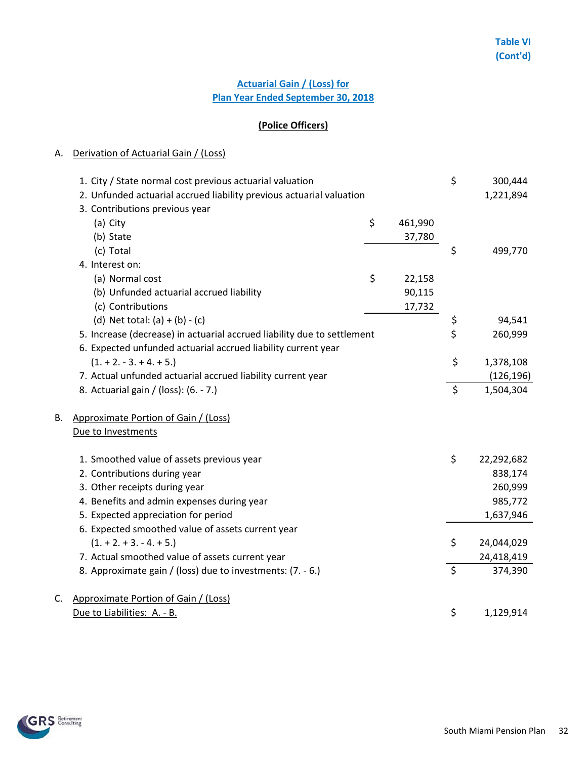Table VI
(Cont'd)

## Actuarial Gain / (Loss) for Plan Year Ended September 30, 2018

### (Police Officers)

A. Derivation of Actuarial Gain / (Loss)

| | | |
|---|---|---|
| 1. City / State normal cost previous actuarial valuation | | $ 300,444 |
| 2. Unfunded actuarial accrued liability previous actuarial valuation | | 1,221,894 |
| 3. Contributions previous year | | |
| (a) City | $ 461,990 | |
| (b) State | 37,780 | |
| (c) Total | | $ 499,770 |
| 4. Interest on: | | |
| (a) Normal cost | $ 22,158 | |
| (b) Unfunded actuarial accrued liability | 90,115 | |
| (c) Contributions | 17,732 | |
| (d) Net total: (a) + (b) - (c) | | $ 94,541 |
| 5. Increase (decrease) in actuarial accrued liability due to settlement | | $ 260,999 |
| 6. Expected unfunded actuarial accrued liability current year (1. + 2. - 3. + 4. + 5.) | | $ 1,378,108 |
| 7. Actual unfunded actuarial accrued liability current year | | (126,196) |
| 8. Actuarial gain / (loss): (6. - 7.) | | $ 1,504,304 |

B. Approximate Portion of Gain / (Loss) Due to Investments

| | |
|---|---|
| 1. Smoothed value of assets previous year | $ 22,292,682 |
| 2. Contributions during year | 838,174 |
| 3. Other receipts during year | 260,999 |
| 4. Benefits and admin expenses during year | 985,772 |
| 5. Expected appreciation for period | 1,637,946 |
| 6. Expected smoothed value of assets current year (1. + 2. + 3. - 4. + 5.) | $ 24,044,029 |
| 7. Actual smoothed value of assets current year | 24,418,419 |
| 8. Approximate gain / (loss) due to investments: (7. - 6.) | $ 374,390 |

C. Approximate Portion of Gain / (Loss) Due to Liabilities: A. - B. $ 1,129,914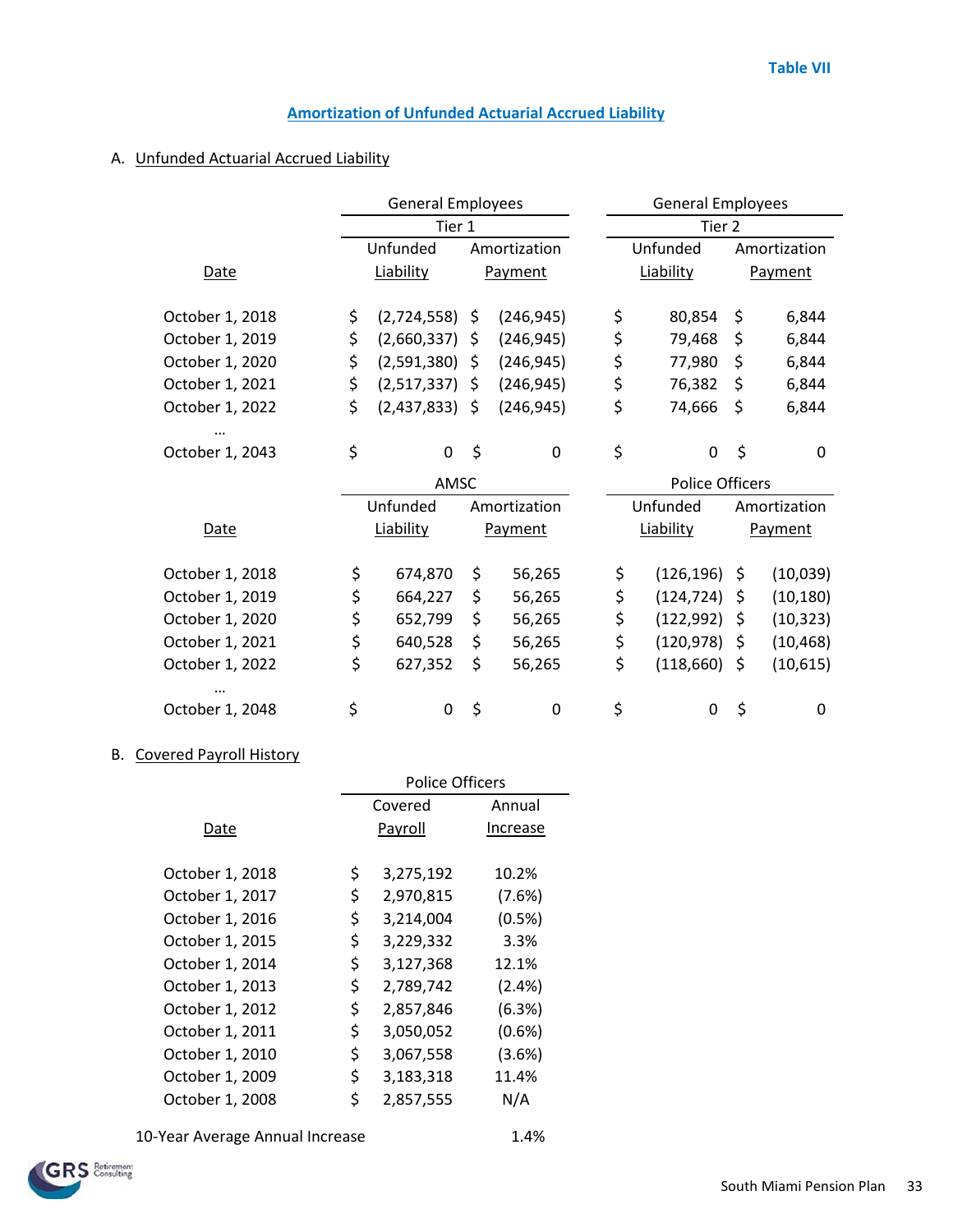Table VII

## Amortization of Unfunded Actuarial Accrued Liability

### A. Unfunded Actuarial Accrued Liability

| Date | General Employees Tier 1 Unfunded Liability | General Employees Tier 1 Amortization Payment | General Employees Tier 2 Unfunded Liability | General Employees Tier 2 Amortization Payment |
|---|---|---|---|---|
| October 1, 2018 | $ (2,724,558) | $ (246,945) | $ 80,854 | $ 6,844 |
| October 1, 2019 | $ (2,660,337) | $ (246,945) | $ 79,468 | $ 6,844 |
| October 1, 2020 | $ (2,591,380) | $ (246,945) | $ 77,980 | $ 6,844 |
| October 1, 2021 | $ (2,517,337) | $ (246,945) | $ 76,382 | $ 6,844 |
| October 1, 2022 | $ (2,437,833) | $ (246,945) | $ 74,666 | $ 6,844 |
| … | | | | |
| October 1, 2043 | $ 0 | $ 0 | $ 0 | $ 0 |

| Date | AMSC Unfunded Liability | AMSC Amortization Payment | Police Officers Unfunded Liability | Police Officers Amortization Payment |
|---|---|---|---|---|
| October 1, 2018 | $ 674,870 | $ 56,265 | $ (126,196) | $ (10,039) |
| October 1, 2019 | $ 664,227 | $ 56,265 | $ (124,724) | $ (10,180) |
| October 1, 2020 | $ 652,799 | $ 56,265 | $ (122,992) | $ (10,323) |
| October 1, 2021 | $ 640,528 | $ 56,265 | $ (120,978) | $ (10,468) |
| October 1, 2022 | $ 627,352 | $ 56,265 | $ (118,660) | $ (10,615) |
| … | | | | |
| October 1, 2048 | $ 0 | $ 0 | $ 0 | $ 0 |

### B. Covered Payroll History

| Date | Police Officers Covered Payroll | Police Officers Annual Increase |
|---|---|---|
| October 1, 2018 | $ 3,275,192 | 10.2% |
| October 1, 2017 | $ 2,970,815 | (7.6%) |
| October 1, 2016 | $ 3,214,004 | (0.5%) |
| October 1, 2015 | $ 3,229,332 | 3.3% |
| October 1, 2014 | $ 3,127,368 | 12.1% |
| October 1, 2013 | $ 2,789,742 | (2.4%) |
| October 1, 2012 | $ 2,857,846 | (6.3%) |
| October 1, 2011 | $ 3,050,052 | (0.6%) |
| October 1, 2010 | $ 3,067,558 | (3.6%) |
| October 1, 2009 | $ 3,183,318 | 11.4% |
| October 1, 2008 | $ 2,857,555 | N/A |
| 10-Year Average Annual Increase | | 1.4% |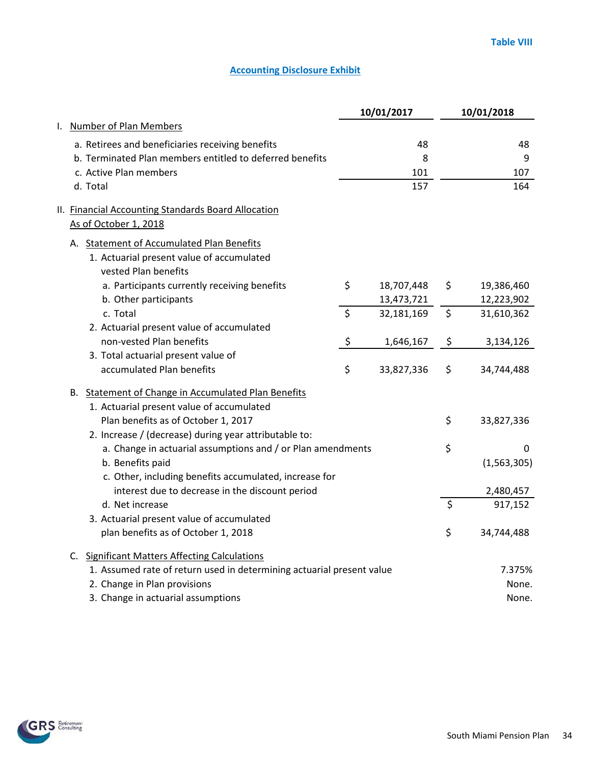Table VIII

## Accounting Disclosure Exhibit

| | 10/01/2017 | 10/01/2018 |
|---|---|---|
| **I. Number of Plan Members** | | |
| a. Retirees and beneficiaries receiving benefits | 48 | 48 |
| b. Terminated Plan members entitled to deferred benefits | 8 | 9 |
| c. Active Plan members | 101 | 107 |
| d. Total | 157 | 164 |
| **II. Financial Accounting Standards Board Allocation As of October 1, 2018** | | |
| A. Statement of Accumulated Plan Benefits | | |
| 1. Actuarial present value of accumulated vested Plan benefits | | |
| a. Participants currently receiving benefits | $ 18,707,448 | $ 19,386,460 |
| b. Other participants | 13,473,721 | 12,223,902 |
| c. Total | $ 32,181,169 | $ 31,610,362 |
| 2. Actuarial present value of accumulated non-vested Plan benefits | $ 1,646,167 | $ 3,134,126 |
| 3. Total actuarial present value of accumulated Plan benefits | $ 33,827,336 | $ 34,744,488 |

B. Statement of Change in Accumulated Plan Benefits

| | |
|---|---|
| 1. Actuarial present value of accumulated Plan benefits as of October 1, 2017 | $ 33,827,336 |
| 2. Increase / (decrease) during year attributable to: | |
| a. Change in actuarial assumptions and / or Plan amendments | $ 0 |
| b. Benefits paid | (1,563,305) |
| c. Other, including benefits accumulated, increase for interest due to decrease in the discount period | 2,480,457 |
| d. Net increase | $ 917,152 |
| 3. Actuarial present value of accumulated plan benefits as of October 1, 2018 | $ 34,744,488 |

C. Significant Matters Affecting Calculations

| | |
|---|---|
| 1. Assumed rate of return used in determining actuarial present value | 7.375% |
| 2. Change in Plan provisions | None. |
| 3. Change in actuarial assumptions | None. |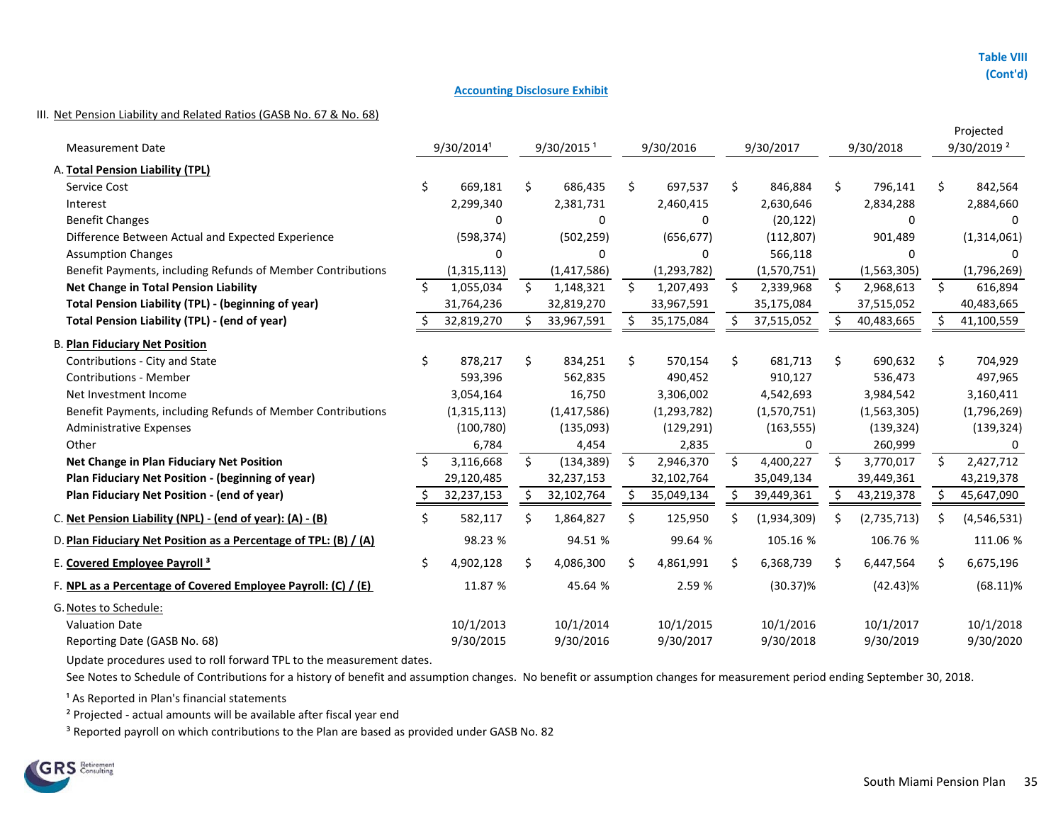Table VIII
(Cont'd)

## Accounting Disclosure Exhibit

III. Net Pension Liability and Related Ratios (GASB No. 67 & No. 68)

| Measurement Date | 9/30/2014[1] | 9/30/2015 [1] | 9/30/2016 | 9/30/2017 | 9/30/2018 | Projected 9/30/2019 [2] |
|---|---|---|---|---|---|---|
| A. **Total Pension Liability (TPL)** | | | | | | |
| Service Cost | $ 669,181 | $ 686,435 | $ 697,537 | $ 846,884 | $ 796,141 | $ 842,564 |
| Interest | 2,299,340 | 2,381,731 | 2,460,415 | 2,630,646 | 2,834,288 | 2,884,660 |
| Benefit Changes | 0 | 0 | 0 | (20,122) | 0 | 0 |
| Difference Between Actual and Expected Experience | (598,374) | (502,259) | (656,677) | (112,807) | 901,489 | (1,314,061) |
| Assumption Changes | 0 | 0 | 0 | 566,118 | 0 | 0 |
| Benefit Payments, including Refunds of Member Contributions | (1,315,113) | (1,417,586) | (1,293,782) | (1,570,751) | (1,563,305) | (1,796,269) |
| **Net Change in Total Pension Liability** | $ 1,055,034 | $ 1,148,321 | $ 1,207,493 | $ 2,339,968 | $ 2,968,613 | $ 616,894 |
| **Total Pension Liability (TPL) - (beginning of year)** | 31,764,236 | 32,819,270 | 33,967,591 | 35,175,084 | 37,515,052 | 40,483,665 |
| **Total Pension Liability (TPL) - (end of year)** | $ 32,819,270 | $ 33,967,591 | $ 35,175,084 | $ 37,515,052 | $ 40,483,665 | $ 41,100,559 |
| B. **Plan Fiduciary Net Position** | | | | | | |
| Contributions - City and State | $ 878,217 | $ 834,251 | $ 570,154 | $ 681,713 | $ 690,632 | $ 704,929 |
| Contributions - Member | 593,396 | 562,835 | 490,452 | 910,127 | 536,473 | 497,965 |
| Net Investment Income | 3,054,164 | 16,750 | 3,306,002 | 4,542,693 | 3,984,542 | 3,160,411 |
| Benefit Payments, including Refunds of Member Contributions | (1,315,113) | (1,417,586) | (1,293,782) | (1,570,751) | (1,563,305) | (1,796,269) |
| Administrative Expenses | (100,780) | (135,093) | (129,291) | (163,555) | (139,324) | (139,324) |
| Other | 6,784 | 4,454 | 2,835 | 0 | 260,999 | 0 |
| **Net Change in Plan Fiduciary Net Position** | $ 3,116,668 | $ (134,389) | $ 2,946,370 | $ 4,400,227 | $ 3,770,017 | $ 2,427,712 |
| **Plan Fiduciary Net Position - (beginning of year)** | 29,120,485 | 32,237,153 | 32,102,764 | 35,049,134 | 39,449,361 | 43,219,378 |
| **Plan Fiduciary Net Position - (end of year)** | $ 32,237,153 | $ 32,102,764 | $ 35,049,134 | $ 39,449,361 | $ 43,219,378 | $ 45,647,090 |
| C. **Net Pension Liability (NPL) - (end of year): (A) - (B)** | $ 582,117 | $ 1,864,827 | $ 125,950 | $ (1,934,309) | $ (2,735,713) | $ (4,546,531) |
| D. **Plan Fiduciary Net Position as a Percentage of TPL: (B) / (A)** | 98.23 % | 94.51 % | 99.64 % | 105.16 % | 106.76 % | 111.06 % |
| E. **Covered Employee Payroll [3]** | $ 4,902,128 | $ 4,086,300 | $ 4,861,991 | $ 6,368,739 | $ 6,447,564 | $ 6,675,196 |
| F. **NPL as a Percentage of Covered Employee Payroll: (C) / (E)** | 11.87 % | 45.64 % | 2.59 % | (30.37)% | (42.43)% | (68.11)% |
| G. Notes to Schedule: | | | | | | |
| Valuation Date | 10/1/2013 | 10/1/2014 | 10/1/2015 | 10/1/2016 | 10/1/2017 | 10/1/2018 |
| Reporting Date (GASB No. 68) | 9/30/2015 | 9/30/2016 | 9/30/2017 | 9/30/2018 | 9/30/2019 | 9/30/2020 |

Update procedures used to roll forward TPL to the measurement dates.

See Notes to Schedule of Contributions for a history of benefit and assumption changes. No benefit or assumption changes for measurement period ending September 30, 2018.

[1] As Reported in Plan's financial statements

[2] Projected - actual amounts will be available after fiscal year end

[3] Reported payroll on which contributions to the Plan are based as provided under GASB No. 82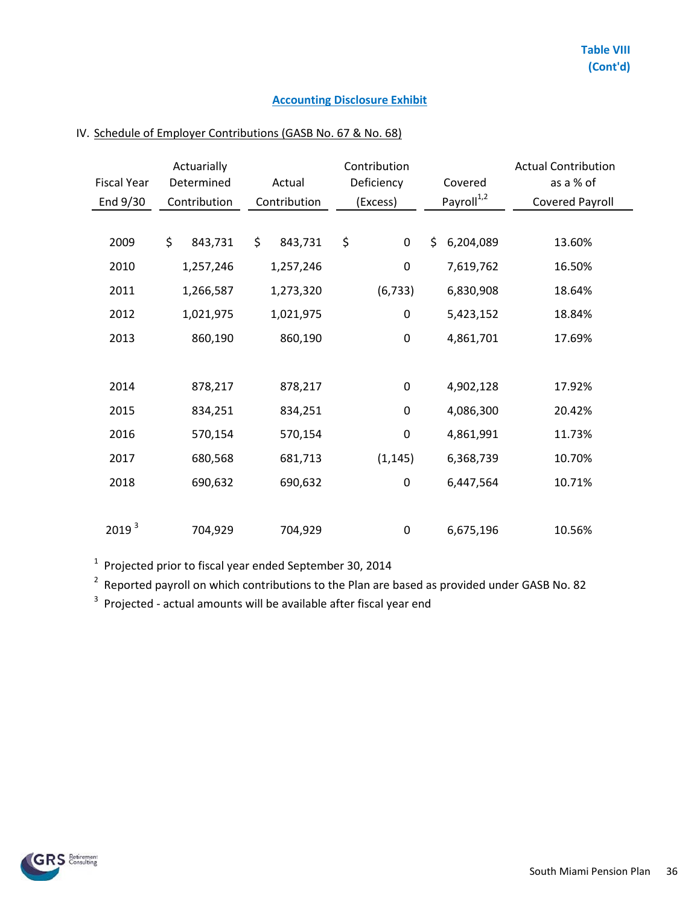**Table VIII (Cont'd)**

## Accounting Disclosure Exhibit

IV. Schedule of Employer Contributions (GASB No. 67 & No. 68)

| Fiscal Year End 9/30 | Actuarially Determined Contribution | Actual Contribution | Contribution Deficiency (Excess) | Covered Payroll[1,2] | Actual Contribution as a % of Covered Payroll |
|---|---|---|---|---|---|
| 2009 | $ 843,731 | $ 843,731 | $ 0 | $ 6,204,089 | 13.60% |
| 2010 | 1,257,246 | 1,257,246 | 0 | 7,619,762 | 16.50% |
| 2011 | 1,266,587 | 1,273,320 | (6,733) | 6,830,908 | 18.64% |
| 2012 | 1,021,975 | 1,021,975 | 0 | 5,423,152 | 18.84% |
| 2013 | 860,190 | 860,190 | 0 | 4,861,701 | 17.69% |
| 2014 | 878,217 | 878,217 | 0 | 4,902,128 | 17.92% |
| 2015 | 834,251 | 834,251 | 0 | 4,086,300 | 20.42% |
| 2016 | 570,154 | 570,154 | 0 | 4,861,991 | 11.73% |
| 2017 | 680,568 | 681,713 | (1,145) | 6,368,739 | 10.70% |
| 2018 | 690,632 | 690,632 | 0 | 6,447,564 | 10.71% |
| 2019 [3] | 704,929 | 704,929 | 0 | 6,675,196 | 10.56% |

[1] Projected prior to fiscal year ended September 30, 2014

[2] Reported payroll on which contributions to the Plan are based as provided under GASB No. 82

[3] Projected - actual amounts will be available after fiscal year end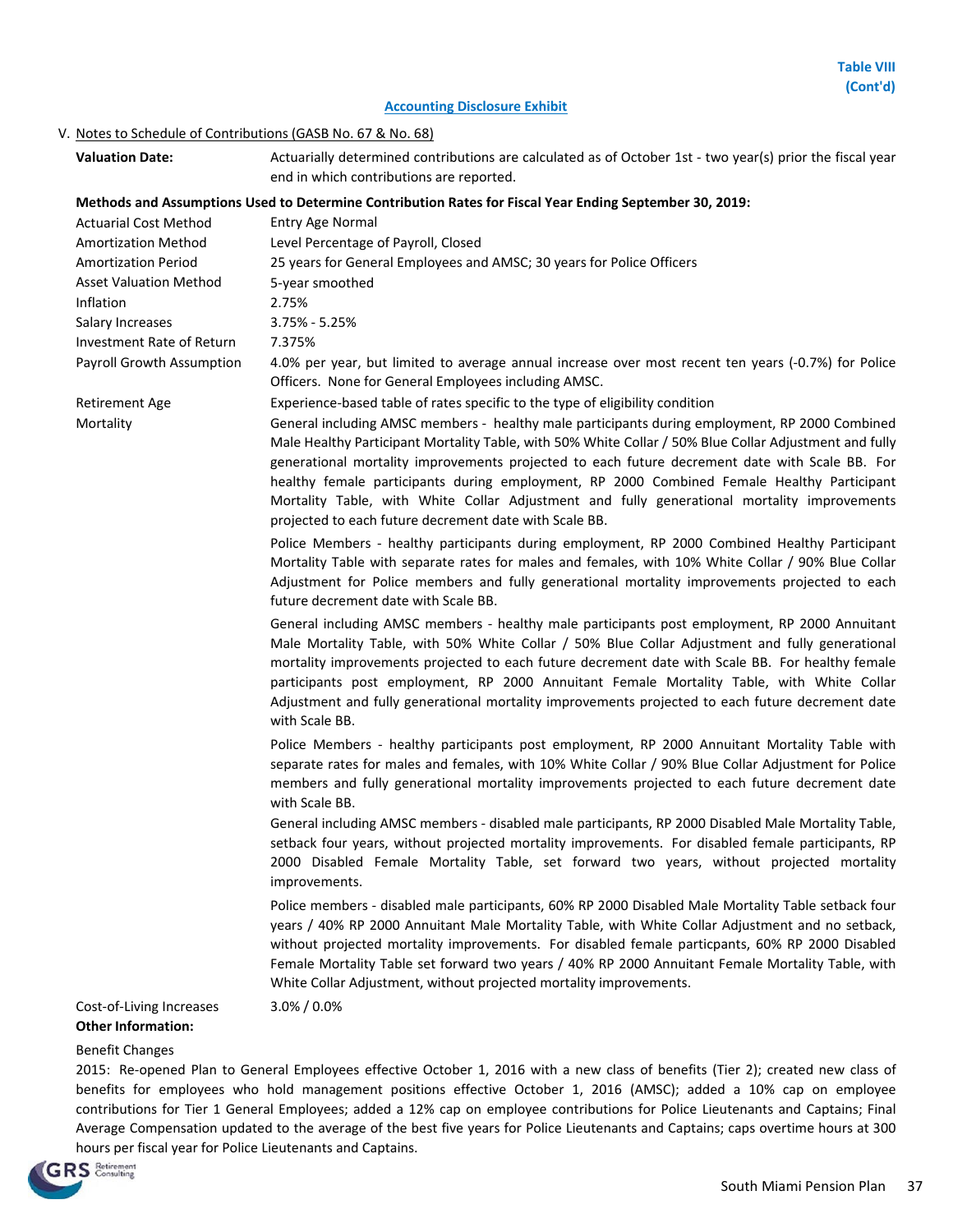**Table VIII (Cont'd)**

## Accounting Disclosure Exhibit

V. Notes to Schedule of Contributions (GASB No. 67 & No. 68)

**Valuation Date:** Actuarially determined contributions are calculated as of October 1st - two year(s) prior the fiscal year end in which contributions are reported.

**Methods and Assumptions Used to Determine Contribution Rates for Fiscal Year Ending September 30, 2019:**

| | |
|---|---|
| Actuarial Cost Method | Entry Age Normal |
| Amortization Method | Level Percentage of Payroll, Closed |
| Amortization Period | 25 years for General Employees and AMSC; 30 years for Police Officers |
| Asset Valuation Method | 5-year smoothed |
| Inflation | 2.75% |
| Salary Increases | 3.75% - 5.25% |
| Investment Rate of Return | 7.375% |
| Payroll Growth Assumption | 4.0% per year, but limited to average annual increase over most recent ten years (-0.7%) for Police Officers. None for General Employees including AMSC. |
| Retirement Age | Experience-based table of rates specific to the type of eligibility condition |
| Mortality | General including AMSC members - healthy male participants during employment, RP 2000 Combined Male Healthy Participant Mortality Table, with 50% White Collar / 50% Blue Collar Adjustment and fully generational mortality improvements projected to each future decrement date with Scale BB. For healthy female participants during employment, RP 2000 Combined Female Healthy Participant Mortality Table, with White Collar Adjustment and fully generational mortality improvements projected to each future decrement date with Scale BB. |
| | Police Members - healthy participants during employment, RP 2000 Combined Healthy Participant Mortality Table with separate rates for males and females, with 10% White Collar / 90% Blue Collar Adjustment for Police members and fully generational mortality improvements projected to each future decrement date with Scale BB. |
| | General including AMSC members - healthy male participants post employment, RP 2000 Annuitant Male Mortality Table, with 50% White Collar / 50% Blue Collar Adjustment and fully generational mortality improvements projected to each future decrement date with Scale BB. For healthy female participants post employment, RP 2000 Annuitant Female Mortality Table, with White Collar Adjustment and fully generational mortality improvements projected to each future decrement date with Scale BB. |
| | Police Members - healthy participants post employment, RP 2000 Annuitant Mortality Table with separate rates for males and females, with 10% White Collar / 90% Blue Collar Adjustment for Police members and fully generational mortality improvements projected to each future decrement date with Scale BB. |
| | General including AMSC members - disabled male participants, RP 2000 Disabled Male Mortality Table, setback four years, without projected mortality improvements. For disabled female participants, RP 2000 Disabled Female Mortality Table, set forward two years, without projected mortality improvements. |
| | Police members - disabled male participants, 60% RP 2000 Disabled Male Mortality Table setback four years / 40% RP 2000 Annuitant Male Mortality Table, with White Collar Adjustment and no setback, without projected mortality improvements. For disabled female particpants, 60% RP 2000 Disabled Female Mortality Table set forward two years / 40% RP 2000 Annuitant Female Mortality Table, with White Collar Adjustment, without projected mortality improvements. |
| Cost-of-Living Increases | 3.0% / 0.0% |

**Other Information:**

Benefit Changes

2015: Re-opened Plan to General Employees effective October 1, 2016 with a new class of benefits (Tier 2); created new class of benefits for employees who hold management positions effective October 1, 2016 (AMSC); added a 10% cap on employee contributions for Tier 1 General Employees; added a 12% cap on employee contributions for Police Lieutenants and Captains; Final Average Compensation updated to the average of the best five years for Police Lieutenants and Captains; caps overtime hours at 300 hours per fiscal year for Police Lieutenants and Captains.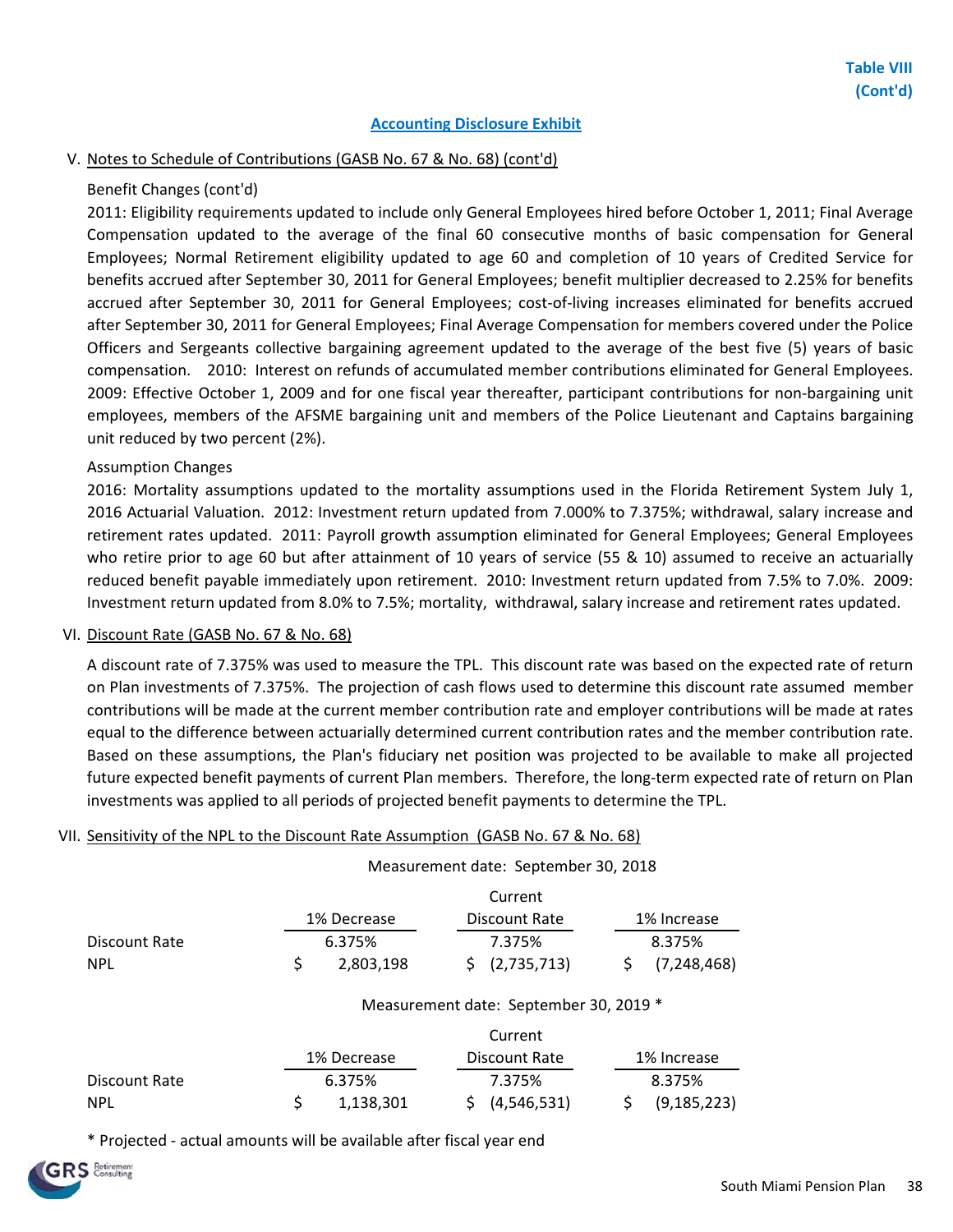Table VIII
(Cont'd)

## Accounting Disclosure Exhibit

### V. Notes to Schedule of Contributions (GASB No. 67 & No. 68) (cont'd)

Benefit Changes (cont'd)

2011: Eligibility requirements updated to include only General Employees hired before October 1, 2011; Final Average Compensation updated to the average of the final 60 consecutive months of basic compensation for General Employees; Normal Retirement eligibility updated to age 60 and completion of 10 years of Credited Service for benefits accrued after September 30, 2011 for General Employees; benefit multiplier decreased to 2.25% for benefits accrued after September 30, 2011 for General Employees; cost-of-living increases eliminated for benefits accrued after September 30, 2011 for General Employees; Final Average Compensation for members covered under the Police Officers and Sergeants collective bargaining agreement updated to the average of the best five (5) years of basic compensation. 2010: Interest on refunds of accumulated member contributions eliminated for General Employees. 2009: Effective October 1, 2009 and for one fiscal year thereafter, participant contributions for non-bargaining unit employees, members of the AFSME bargaining unit and members of the Police Lieutenant and Captains bargaining unit reduced by two percent (2%).

Assumption Changes

2016: Mortality assumptions updated to the mortality assumptions used in the Florida Retirement System July 1, 2016 Actuarial Valuation. 2012: Investment return updated from 7.000% to 7.375%; withdrawal, salary increase and retirement rates updated. 2011: Payroll growth assumption eliminated for General Employees; General Employees who retire prior to age 60 but after attainment of 10 years of service (55 & 10) assumed to receive an actuarially reduced benefit payable immediately upon retirement. 2010: Investment return updated from 7.5% to 7.0%. 2009: Investment return updated from 8.0% to 7.5%; mortality, withdrawal, salary increase and retirement rates updated.

### VI. Discount Rate (GASB No. 67 & No. 68)

A discount rate of 7.375% was used to measure the TPL. This discount rate was based on the expected rate of return on Plan investments of 7.375%. The projection of cash flows used to determine this discount rate assumed member contributions will be made at the current member contribution rate and employer contributions will be made at rates equal to the difference between actuarially determined current contribution rates and the member contribution rate. Based on these assumptions, the Plan's fiduciary net position was projected to be available to make all projected future expected benefit payments of current Plan members. Therefore, the long-term expected rate of return on Plan investments was applied to all periods of projected benefit payments to determine the TPL.

### VII. Sensitivity of the NPL to the Discount Rate Assumption (GASB No. 67 & No. 68)

Measurement date: September 30, 2018

| | 1% Decrease | Current Discount Rate | 1% Increase |
|---|---|---|---|
| Discount Rate | 6.375% | 7.375% | 8.375% |
| NPL | $ 2,803,198 | $ (2,735,713) | $ (7,248,468) |

Measurement date: September 30, 2019 *

| | 1% Decrease | Current Discount Rate | 1% Increase |
|---|---|---|---|
| Discount Rate | 6.375% | 7.375% | 8.375% |
| NPL | $ 1,138,301 | $ (4,546,531) | $ (9,185,223) |

* Projected - actual amounts will be available after fiscal year end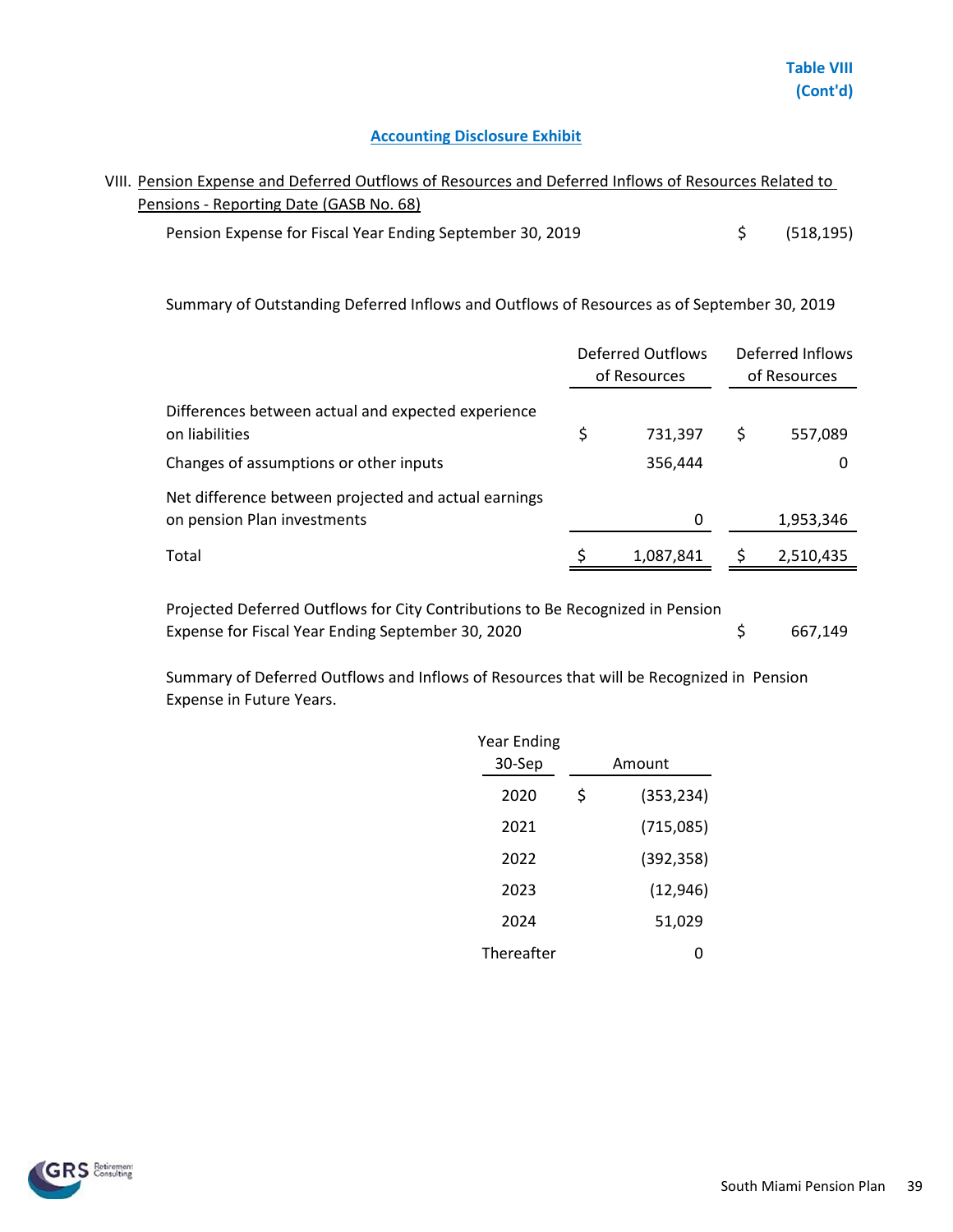**Table VIII (Cont'd)**

## Accounting Disclosure Exhibit

VIII. Pension Expense and Deferred Outflows of Resources and Deferred Inflows of Resources Related to Pensions - Reporting Date (GASB No. 68)

| | |
|---|---|
| Pension Expense for Fiscal Year Ending September 30, 2019 | $ (518,195) |

Summary of Outstanding Deferred Inflows and Outflows of Resources as of September 30, 2019

| | Deferred Outflows of Resources | Deferred Inflows of Resources |
|---|---|---|
| Differences between actual and expected experience on liabilities | $ 731,397 | $ 557,089 |
| Changes of assumptions or other inputs | 356,444 | 0 |
| Net difference between projected and actual earnings on pension Plan investments | 0 | 1,953,346 |
| Total | $ 1,087,841 | $ 2,510,435 |

| | |
|---|---|
| Projected Deferred Outflows for City Contributions to Be Recognized in Pension Expense for Fiscal Year Ending September 30, 2020 | $ 667,149 |

Summary of Deferred Outflows and Inflows of Resources that will be Recognized in Pension Expense in Future Years.

| Year Ending 30-Sep | Amount |
|---|---|
| 2020 | $ (353,234) |
| 2021 | (715,085) |
| 2022 | (392,358) |
| 2023 | (12,946) |
| 2024 | 51,029 |
| Thereafter | 0 |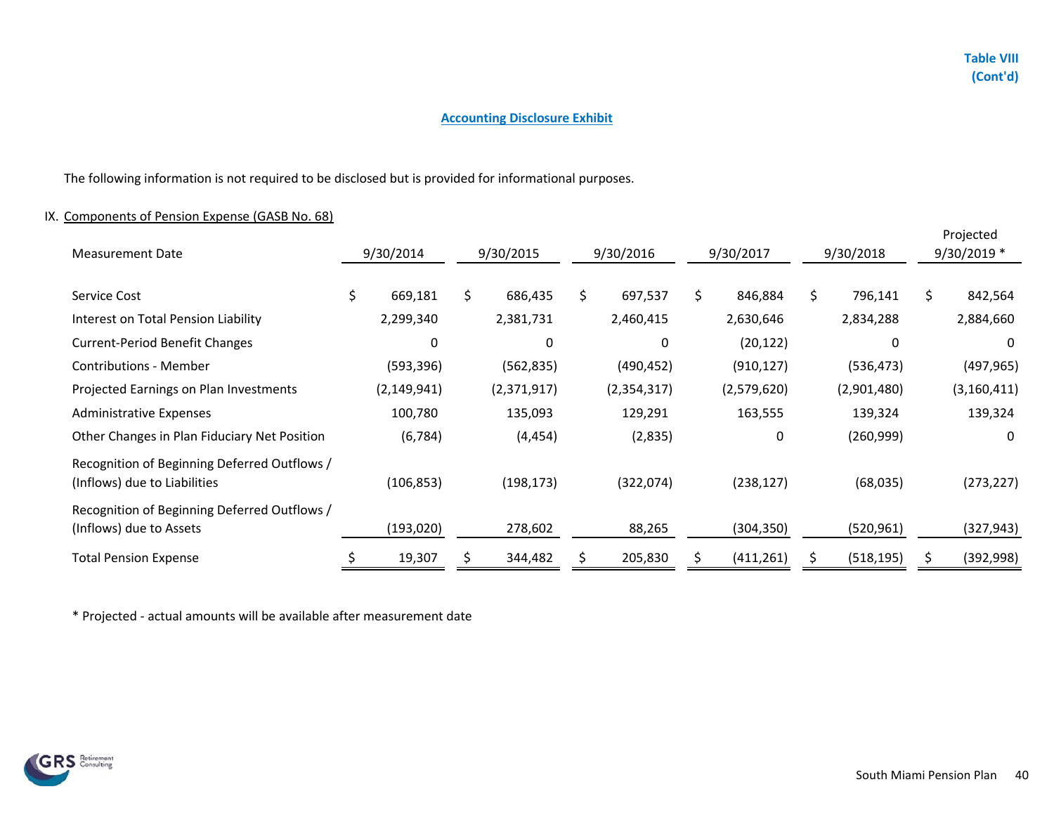Table VIII
(Cont'd)

## Accounting Disclosure Exhibit

The following information is not required to be disclosed but is provided for informational purposes.

IX. Components of Pension Expense (GASB No. 68)

| Measurement Date | 9/30/2014 | 9/30/2015 | 9/30/2016 | 9/30/2017 | 9/30/2018 | Projected 9/30/2019 * |
|---|---|---|---|---|---|---|
| Service Cost | $ 669,181 | $ 686,435 | $ 697,537 | $ 846,884 | $ 796,141 | $ 842,564 |
| Interest on Total Pension Liability | 2,299,340 | 2,381,731 | 2,460,415 | 2,630,646 | 2,834,288 | 2,884,660 |
| Current-Period Benefit Changes | 0 | 0 | 0 | (20,122) | 0 | 0 |
| Contributions - Member | (593,396) | (562,835) | (490,452) | (910,127) | (536,473) | (497,965) |
| Projected Earnings on Plan Investments | (2,149,941) | (2,371,917) | (2,354,317) | (2,579,620) | (2,901,480) | (3,160,411) |
| Administrative Expenses | 100,780 | 135,093 | 129,291 | 163,555 | 139,324 | 139,324 |
| Other Changes in Plan Fiduciary Net Position | (6,784) | (4,454) | (2,835) | 0 | (260,999) | 0 |
| Recognition of Beginning Deferred Outflows / (Inflows) due to Liabilities | (106,853) | (198,173) | (322,074) | (238,127) | (68,035) | (273,227) |
| Recognition of Beginning Deferred Outflows / (Inflows) due to Assets | (193,020) | 278,602 | 88,265 | (304,350) | (520,961) | (327,943) |
| Total Pension Expense | $ 19,307 | $ 344,482 | $ 205,830 | $ (411,261) | $ (518,195) | $ (392,998) |

* Projected - actual amounts will be available after measurement date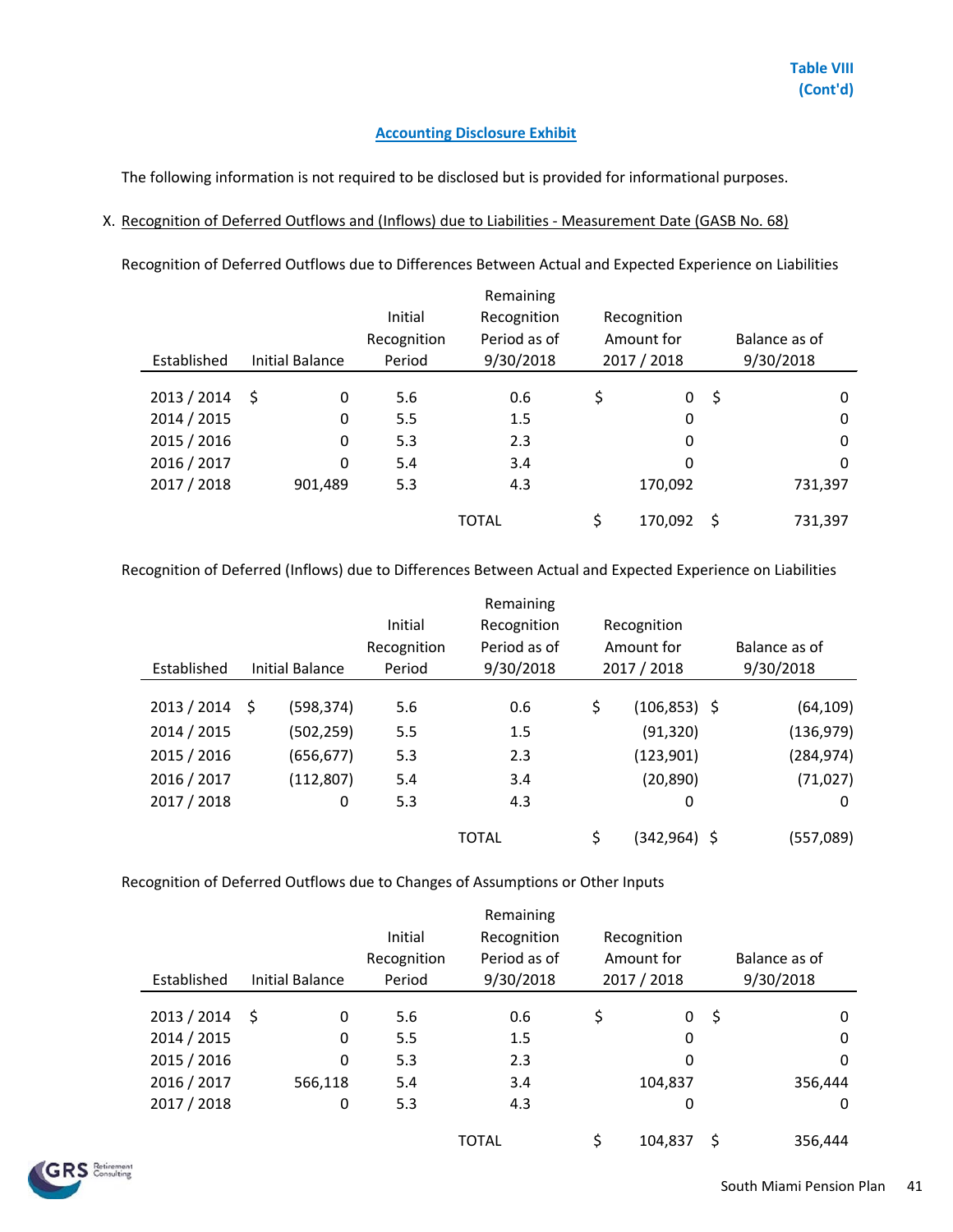**Table VIII (Cont'd)**

## Accounting Disclosure Exhibit

The following information is not required to be disclosed but is provided for informational purposes.

X. Recognition of Deferred Outflows and (Inflows) due to Liabilities - Measurement Date (GASB No. 68)

Recognition of Deferred Outflows due to Differences Between Actual and Expected Experience on Liabilities

| Established | Initial Balance | Initial Recognition Period | Remaining Recognition Period as of 9/30/2018 | Recognition Amount for 2017 / 2018 | Balance as of 9/30/2018 |
|---|---|---|---|---|---|
| 2013 / 2014 | $ 0 | 5.6 | 0.6 | $ 0 | $ 0 |
| 2014 / 2015 | 0 | 5.5 | 1.5 | 0 | 0 |
| 2015 / 2016 | 0 | 5.3 | 2.3 | 0 | 0 |
| 2016 / 2017 | 0 | 5.4 | 3.4 | 0 | 0 |
| 2017 / 2018 | 901,489 | 5.3 | 4.3 | 170,092 | 731,397 |
| | | | TOTAL | $ 170,092 | $ 731,397 |

Recognition of Deferred (Inflows) due to Differences Between Actual and Expected Experience on Liabilities

| Established | Initial Balance | Initial Recognition Period | Remaining Recognition Period as of 9/30/2018 | Recognition Amount for 2017 / 2018 | Balance as of 9/30/2018 |
|---|---|---|---|---|---|
| 2013 / 2014 | $ (598,374) | 5.6 | 0.6 | $ (106,853) | $ (64,109) |
| 2014 / 2015 | (502,259) | 5.5 | 1.5 | (91,320) | (136,979) |
| 2015 / 2016 | (656,677) | 5.3 | 2.3 | (123,901) | (284,974) |
| 2016 / 2017 | (112,807) | 5.4 | 3.4 | (20,890) | (71,027) |
| 2017 / 2018 | 0 | 5.3 | 4.3 | 0 | 0 |
| | | | TOTAL | $ (342,964) | $ (557,089) |

Recognition of Deferred Outflows due to Changes of Assumptions or Other Inputs

| Established | Initial Balance | Initial Recognition Period | Remaining Recognition Period as of 9/30/2018 | Recognition Amount for 2017 / 2018 | Balance as of 9/30/2018 |
|---|---|---|---|---|---|
| 2013 / 2014 | $ 0 | 5.6 | 0.6 | $ 0 | $ 0 |
| 2014 / 2015 | 0 | 5.5 | 1.5 | 0 | 0 |
| 2015 / 2016 | 0 | 5.3 | 2.3 | 0 | 0 |
| 2016 / 2017 | 566,118 | 5.4 | 3.4 | 104,837 | 356,444 |
| 2017 / 2018 | 0 | 5.3 | 4.3 | 0 | 0 |
| | | | TOTAL | $ 104,837 | $ 356,444 |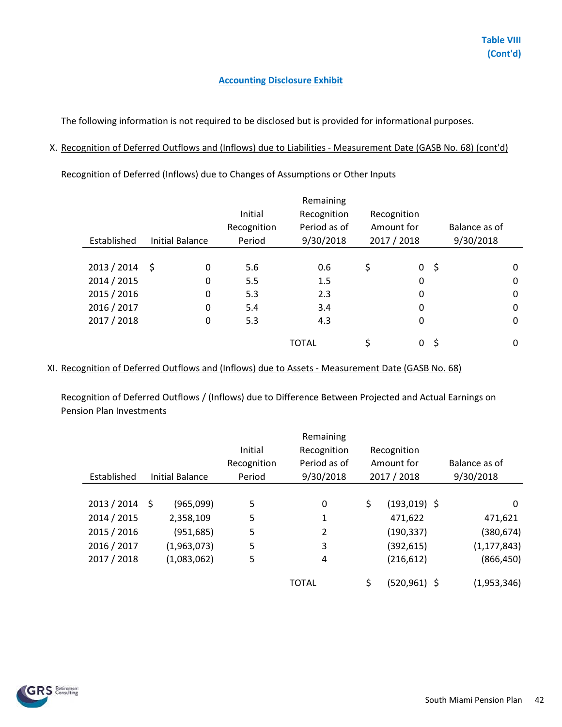Table VIII
(Cont'd)

## Accounting Disclosure Exhibit

The following information is not required to be disclosed but is provided for informational purposes.

X. Recognition of Deferred Outflows and (Inflows) due to Liabilities - Measurement Date (GASB No. 68) (cont'd)

Recognition of Deferred (Inflows) due to Changes of Assumptions or Other Inputs

| Established | Initial Balance | Initial Recognition Period | Remaining Recognition Period as of 9/30/2018 | Recognition Amount for 2017 / 2018 | Balance as of 9/30/2018 |
|---|---|---|---|---|---|
| 2013 / 2014 | $ 0 | 5.6 | 0.6 | $ 0 | $ 0 |
| 2014 / 2015 | 0 | 5.5 | 1.5 | 0 | 0 |
| 2015 / 2016 | 0 | 5.3 | 2.3 | 0 | 0 |
| 2016 / 2017 | 0 | 5.4 | 3.4 | 0 | 0 |
| 2017 / 2018 | 0 | 5.3 | 4.3 | 0 | 0 |
| | | | TOTAL | $ 0 | $ 0 |

XI. Recognition of Deferred Outflows and (Inflows) due to Assets - Measurement Date (GASB No. 68)

Recognition of Deferred Outflows / (Inflows) due to Difference Between Projected and Actual Earnings on Pension Plan Investments

| Established | Initial Balance | Initial Recognition Period | Remaining Recognition Period as of 9/30/2018 | Recognition Amount for 2017 / 2018 | Balance as of 9/30/2018 |
|---|---|---|---|---|---|
| 2013 / 2014 | $ (965,099) | 5 | 0 | $ (193,019) | $ 0 |
| 2014 / 2015 | 2,358,109 | 5 | 1 | 471,622 | 471,621 |
| 2015 / 2016 | (951,685) | 5 | 2 | (190,337) | (380,674) |
| 2016 / 2017 | (1,963,073) | 5 | 3 | (392,615) | (1,177,843) |
| 2017 / 2018 | (1,083,062) | 5 | 4 | (216,612) | (866,450) |
| | | | TOTAL | $ (520,961) | $ (1,953,346) |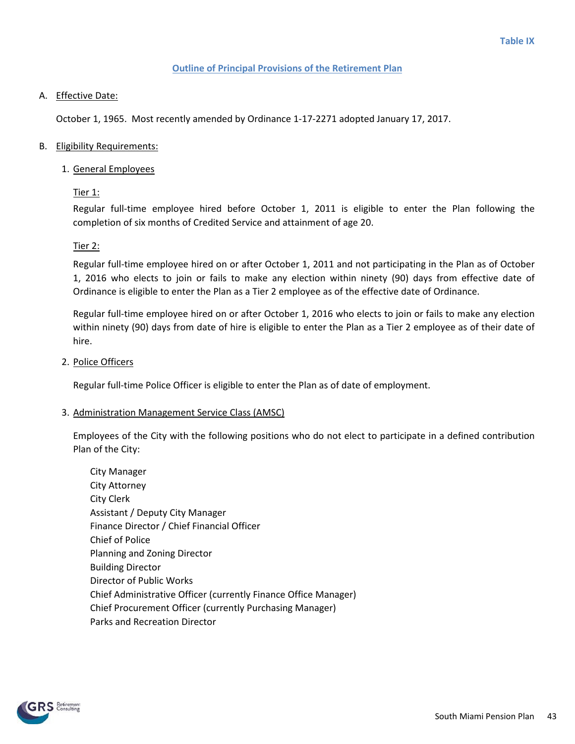Table IX

## Outline of Principal Provisions of the Retirement Plan

A. Effective Date:

October 1, 1965. Most recently amended by Ordinance 1-17-2271 adopted January 17, 2017.

B. Eligibility Requirements:

1. General Employees

   Tier 1:

   Regular full-time employee hired before October 1, 2011 is eligible to enter the Plan following the completion of six months of Credited Service and attainment of age 20.

   Tier 2:

   Regular full-time employee hired on or after October 1, 2011 and not participating in the Plan as of October 1, 2016 who elects to join or fails to make any election within ninety (90) days from effective date of Ordinance is eligible to enter the Plan as a Tier 2 employee as of the effective date of Ordinance.

   Regular full-time employee hired on or after October 1, 2016 who elects to join or fails to make any election within ninety (90) days from date of hire is eligible to enter the Plan as a Tier 2 employee as of their date of hire.

2. Police Officers

   Regular full-time Police Officer is eligible to enter the Plan as of date of employment.

3. Administration Management Service Class (AMSC)

   Employees of the City with the following positions who do not elect to participate in a defined contribution Plan of the City:

   City Manager
   City Attorney
   City Clerk
   Assistant / Deputy City Manager
   Finance Director / Chief Financial Officer
   Chief of Police
   Planning and Zoning Director
   Building Director
   Director of Public Works
   Chief Administrative Officer (currently Finance Office Manager)
   Chief Procurement Officer (currently Purchasing Manager)
   Parks and Recreation Director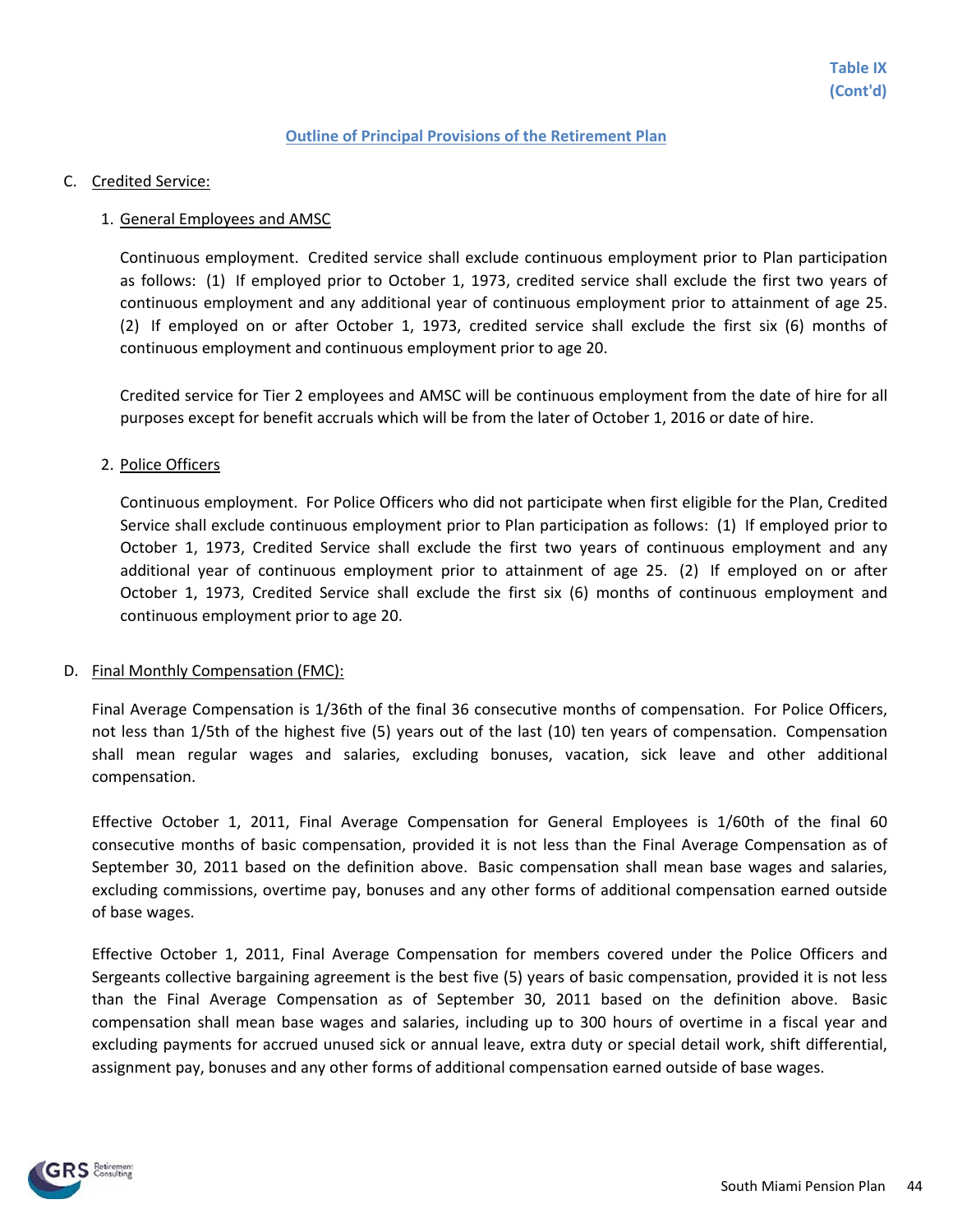Table IX (Cont'd)

## Outline of Principal Provisions of the Retirement Plan

C. Credited Service:

1. General Employees and AMSC

   Continuous employment. Credited service shall exclude continuous employment prior to Plan participation as follows: (1) If employed prior to October 1, 1973, credited service shall exclude the first two years of continuous employment and any additional year of continuous employment prior to attainment of age 25. (2) If employed on or after October 1, 1973, credited service shall exclude the first six (6) months of continuous employment and continuous employment prior to age 20.

   Credited service for Tier 2 employees and AMSC will be continuous employment from the date of hire for all purposes except for benefit accruals which will be from the later of October 1, 2016 or date of hire.

2. Police Officers

   Continuous employment. For Police Officers who did not participate when first eligible for the Plan, Credited Service shall exclude continuous employment prior to Plan participation as follows: (1) If employed prior to October 1, 1973, Credited Service shall exclude the first two years of continuous employment and any additional year of continuous employment prior to attainment of age 25. (2) If employed on or after October 1, 1973, Credited Service shall exclude the first six (6) months of continuous employment and continuous employment prior to age 20.

D. Final Monthly Compensation (FMC):

Final Average Compensation is 1/36th of the final 36 consecutive months of compensation. For Police Officers, not less than 1/5th of the highest five (5) years out of the last (10) ten years of compensation. Compensation shall mean regular wages and salaries, excluding bonuses, vacation, sick leave and other additional compensation.

Effective October 1, 2011, Final Average Compensation for General Employees is 1/60th of the final 60 consecutive months of basic compensation, provided it is not less than the Final Average Compensation as of September 30, 2011 based on the definition above. Basic compensation shall mean base wages and salaries, excluding commissions, overtime pay, bonuses and any other forms of additional compensation earned outside of base wages.

Effective October 1, 2011, Final Average Compensation for members covered under the Police Officers and Sergeants collective bargaining agreement is the best five (5) years of basic compensation, provided it is not less than the Final Average Compensation as of September 30, 2011 based on the definition above. Basic compensation shall mean base wages and salaries, including up to 300 hours of overtime in a fiscal year and excluding payments for accrued unused sick or annual leave, extra duty or special detail work, shift differential, assignment pay, bonuses and any other forms of additional compensation earned outside of base wages.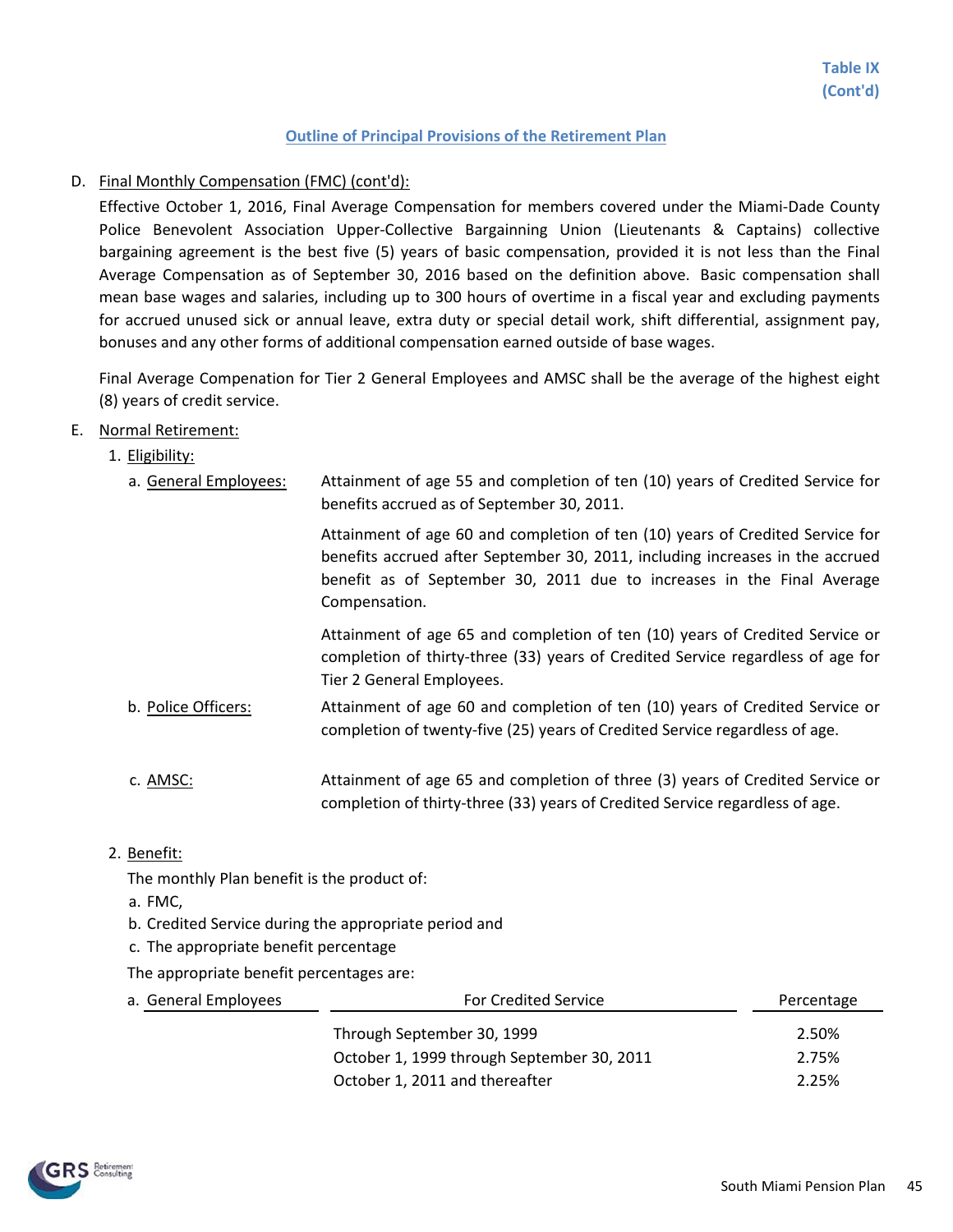Table IX
(Cont'd)

## Outline of Principal Provisions of the Retirement Plan

D. Final Monthly Compensation (FMC) (cont'd):

Effective October 1, 2016, Final Average Compensation for members covered under the Miami-Dade County Police Benevolent Association Upper-Collective Bargainning Union (Lieutenants & Captains) collective bargaining agreement is the best five (5) years of basic compensation, provided it is not less than the Final Average Compensation as of September 30, 2016 based on the definition above. Basic compensation shall mean base wages and salaries, including up to 300 hours of overtime in a fiscal year and excluding payments for accrued unused sick or annual leave, extra duty or special detail work, shift differential, assignment pay, bonuses and any other forms of additional compensation earned outside of base wages.

Final Average Compenation for Tier 2 General Employees and AMSC shall be the average of the highest eight (8) years of credit service.

E. Normal Retirement:

1. Eligibility:

a. General Employees: Attainment of age 55 and completion of ten (10) years of Credited Service for benefits accrued as of September 30, 2011.

Attainment of age 60 and completion of ten (10) years of Credited Service for benefits accrued after September 30, 2011, including increases in the accrued benefit as of September 30, 2011 due to increases in the Final Average Compensation.

Attainment of age 65 and completion of ten (10) years of Credited Service or completion of thirty-three (33) years of Credited Service regardless of age for Tier 2 General Employees.

b. Police Officers: Attainment of age 60 and completion of ten (10) years of Credited Service or completion of twenty-five (25) years of Credited Service regardless of age.

c. AMSC: Attainment of age 65 and completion of three (3) years of Credited Service or completion of thirty-three (33) years of Credited Service regardless of age.

2. Benefit:

The monthly Plan benefit is the product of:

a. FMC,
b. Credited Service during the appropriate period and
c. The appropriate benefit percentage

The appropriate benefit percentages are:

| a. General Employees | For Credited Service | Percentage |
|---|---|---|
| | Through September 30, 1999 | 2.50% |
| | October 1, 1999 through September 30, 2011 | 2.75% |
| | October 1, 2011 and thereafter | 2.25% |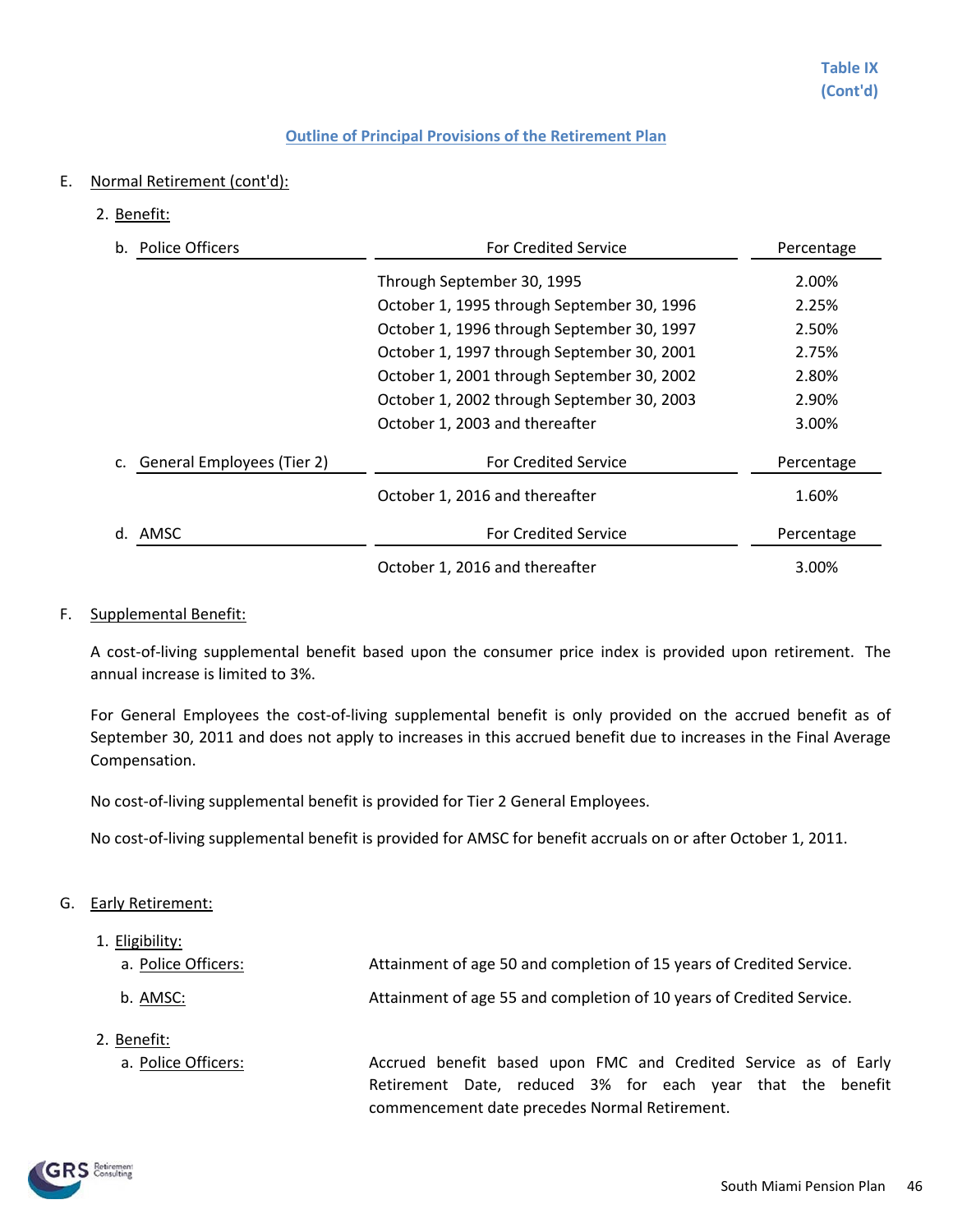Table IX
(Cont'd)

## Outline of Principal Provisions of the Retirement Plan

E. Normal Retirement (cont'd):

2. Benefit:

| b. Police Officers | For Credited Service | Percentage |
|---|---|---|
| | Through September 30, 1995 | 2.00% |
| | October 1, 1995 through September 30, 1996 | 2.25% |
| | October 1, 1996 through September 30, 1997 | 2.50% |
| | October 1, 1997 through September 30, 2001 | 2.75% |
| | October 1, 2001 through September 30, 2002 | 2.80% |
| | October 1, 2002 through September 30, 2003 | 2.90% |
| | October 1, 2003 and thereafter | 3.00% |

| c. General Employees (Tier 2) | For Credited Service | Percentage |
|---|---|---|
| | October 1, 2016 and thereafter | 1.60% |

| d. AMSC | For Credited Service | Percentage |
|---|---|---|
| | October 1, 2016 and thereafter | 3.00% |

F. Supplemental Benefit:

A cost-of-living supplemental benefit based upon the consumer price index is provided upon retirement. The annual increase is limited to 3%.

For General Employees the cost-of-living supplemental benefit is only provided on the accrued benefit as of September 30, 2011 and does not apply to increases in this accrued benefit due to increases in the Final Average Compensation.

No cost-of-living supplemental benefit is provided for Tier 2 General Employees.

No cost-of-living supplemental benefit is provided for AMSC for benefit accruals on or after October 1, 2011.

G. Early Retirement:

1. Eligibility:
   a. Police Officers: Attainment of age 50 and completion of 15 years of Credited Service.

   b. AMSC: Attainment of age 55 and completion of 10 years of Credited Service.

2. Benefit:
   a. Police Officers: Accrued benefit based upon FMC and Credited Service as of Early Retirement Date, reduced 3% for each year that the benefit commencement date precedes Normal Retirement.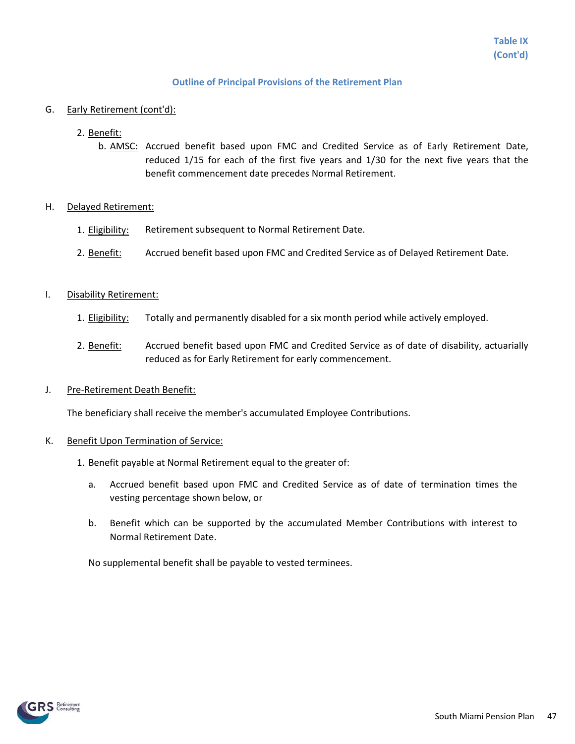**Table IX (Cont'd)**

## Outline of Principal Provisions of the Retirement Plan

G. Early Retirement (cont'd):

2. Benefit:

   b. AMSC: Accrued benefit based upon FMC and Credited Service as of Early Retirement Date, reduced 1/15 for each of the first five years and 1/30 for the next five years that the benefit commencement date precedes Normal Retirement.

H. Delayed Retirement:

1. Eligibility: Retirement subsequent to Normal Retirement Date.

2. Benefit: Accrued benefit based upon FMC and Credited Service as of Delayed Retirement Date.

I. Disability Retirement:

1. Eligibility: Totally and permanently disabled for a six month period while actively employed.

2. Benefit: Accrued benefit based upon FMC and Credited Service as of date of disability, actuarially reduced as for Early Retirement for early commencement.

J. Pre-Retirement Death Benefit:

The beneficiary shall receive the member's accumulated Employee Contributions.

K. Benefit Upon Termination of Service:

1. Benefit payable at Normal Retirement equal to the greater of:

   a. Accrued benefit based upon FMC and Credited Service as of date of termination times the vesting percentage shown below, or

   b. Benefit which can be supported by the accumulated Member Contributions with interest to Normal Retirement Date.

   No supplemental benefit shall be payable to vested terminees.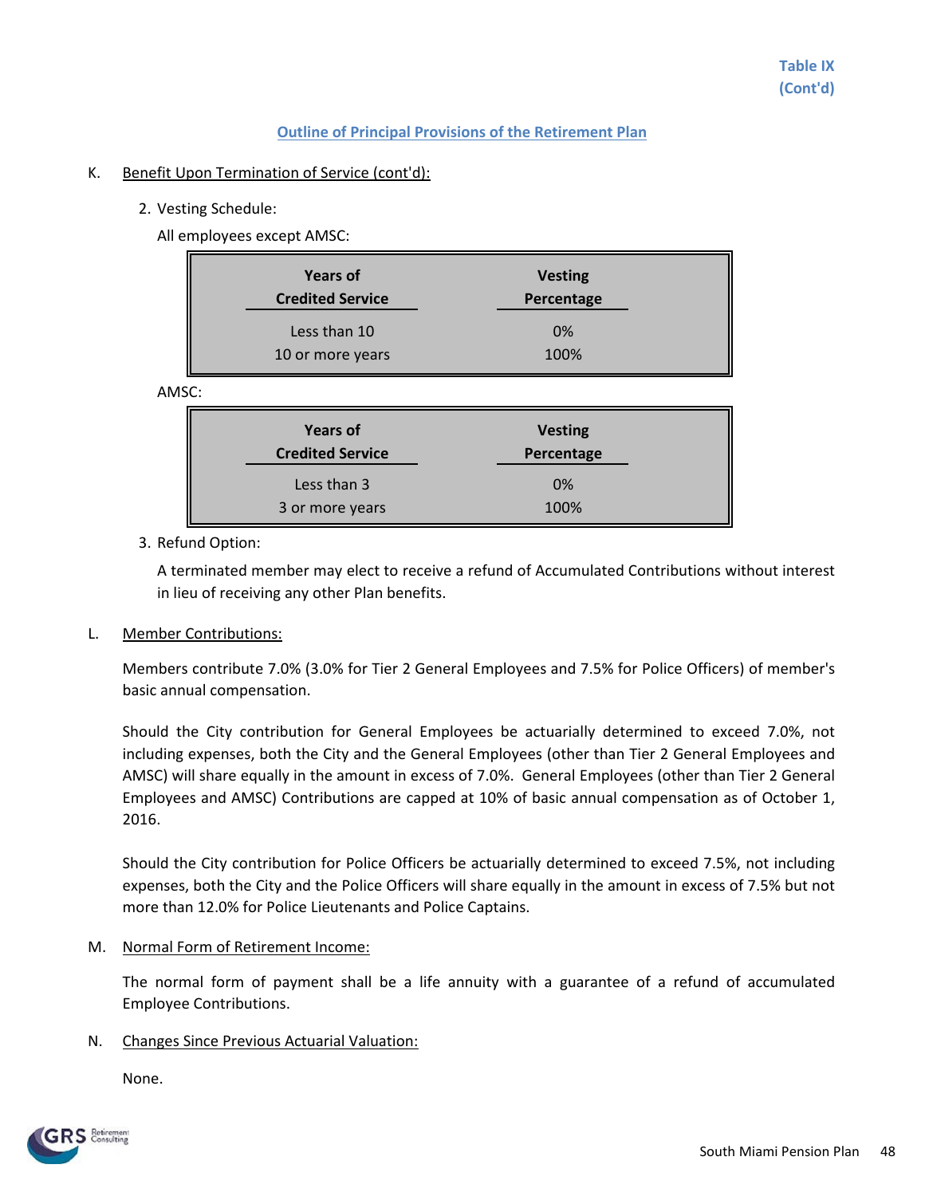Table IX
(Cont'd)

## Outline of Principal Provisions of the Retirement Plan

K. Benefit Upon Termination of Service (cont'd):

2. Vesting Schedule:

   All employees except AMSC:

| Years of Credited Service | Vesting Percentage |
|---|---|
| Less than 10 | 0% |
| 10 or more years | 100% |

   AMSC:

| Years of Credited Service | Vesting Percentage |
|---|---|
| Less than 3 | 0% |
| 3 or more years | 100% |

3. Refund Option:

   A terminated member may elect to receive a refund of Accumulated Contributions without interest in lieu of receiving any other Plan benefits.

L. Member Contributions:

Members contribute 7.0% (3.0% for Tier 2 General Employees and 7.5% for Police Officers) of member's basic annual compensation.

Should the City contribution for General Employees be actuarially determined to exceed 7.0%, not including expenses, both the City and the General Employees (other than Tier 2 General Employees and AMSC) will share equally in the amount in excess of 7.0%. General Employees (other than Tier 2 General Employees and AMSC) Contributions are capped at 10% of basic annual compensation as of October 1, 2016.

Should the City contribution for Police Officers be actuarially determined to exceed 7.5%, not including expenses, both the City and the Police Officers will share equally in the amount in excess of 7.5% but not more than 12.0% for Police Lieutenants and Police Captains.

M. Normal Form of Retirement Income:

The normal form of payment shall be a life annuity with a guarantee of a refund of accumulated Employee Contributions.

N. Changes Since Previous Actuarial Valuation:

None.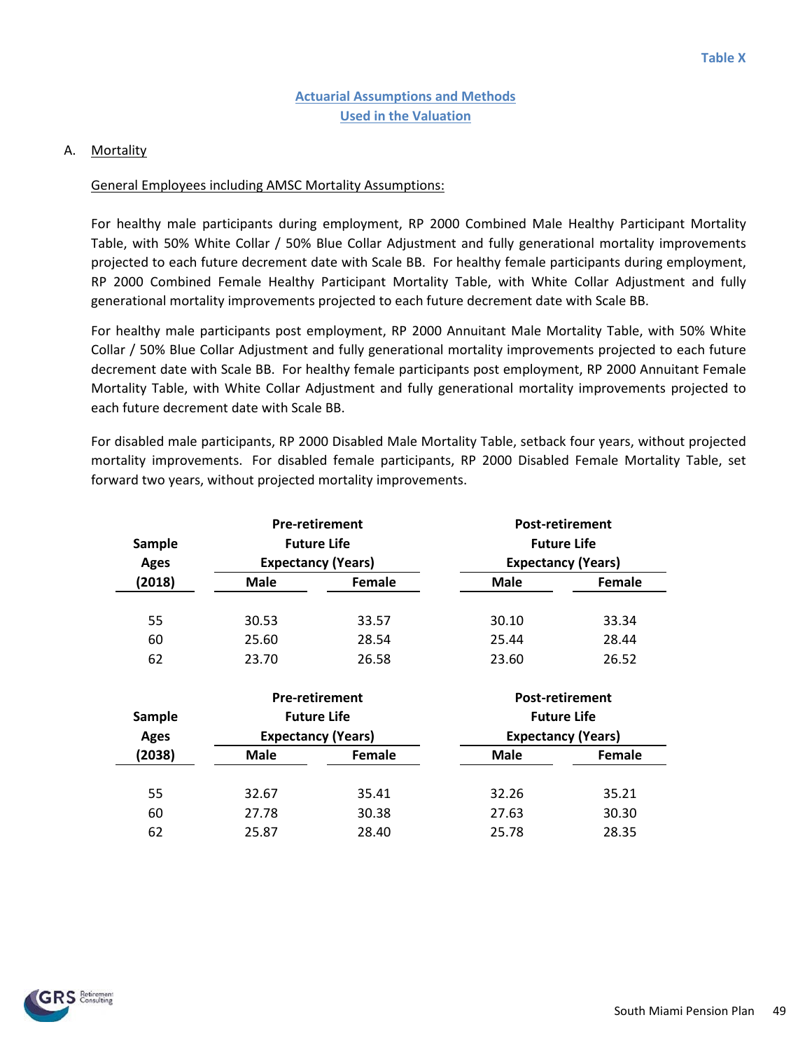Table X

## Actuarial Assumptions and Methods
## Used in the Valuation

A. Mortality

General Employees including AMSC Mortality Assumptions:

For healthy male participants during employment, RP 2000 Combined Male Healthy Participant Mortality Table, with 50% White Collar / 50% Blue Collar Adjustment and fully generational mortality improvements projected to each future decrement date with Scale BB. For healthy female participants during employment, RP 2000 Combined Female Healthy Participant Mortality Table, with White Collar Adjustment and fully generational mortality improvements projected to each future decrement date with Scale BB.

For healthy male participants post employment, RP 2000 Annuitant Male Mortality Table, with 50% White Collar / 50% Blue Collar Adjustment and fully generational mortality improvements projected to each future decrement date with Scale BB. For healthy female participants post employment, RP 2000 Annuitant Female Mortality Table, with White Collar Adjustment and fully generational mortality improvements projected to each future decrement date with Scale BB.

For disabled male participants, RP 2000 Disabled Male Mortality Table, setback four years, without projected mortality improvements. For disabled female participants, RP 2000 Disabled Female Mortality Table, set forward two years, without projected mortality improvements.

| Sample Ages (2018) | Pre-retirement Future Life Expectancy (Years) | | Post-retirement Future Life Expectancy (Years) | |
|---|---|---|---|---|
| | Male | Female | Male | Female |
| 55 | 30.53 | 33.57 | 30.10 | 33.34 |
| 60 | 25.60 | 28.54 | 25.44 | 28.44 |
| 62 | 23.70 | 26.58 | 23.60 | 26.52 |

| Sample Ages (2038) | Pre-retirement Future Life Expectancy (Years) | | Post-retirement Future Life Expectancy (Years) | |
|---|---|---|---|---|
| | Male | Female | Male | Female |
| 55 | 32.67 | 35.41 | 32.26 | 35.21 |
| 60 | 27.78 | 30.38 | 27.63 | 30.30 |
| 62 | 25.87 | 28.40 | 25.78 | 28.35 |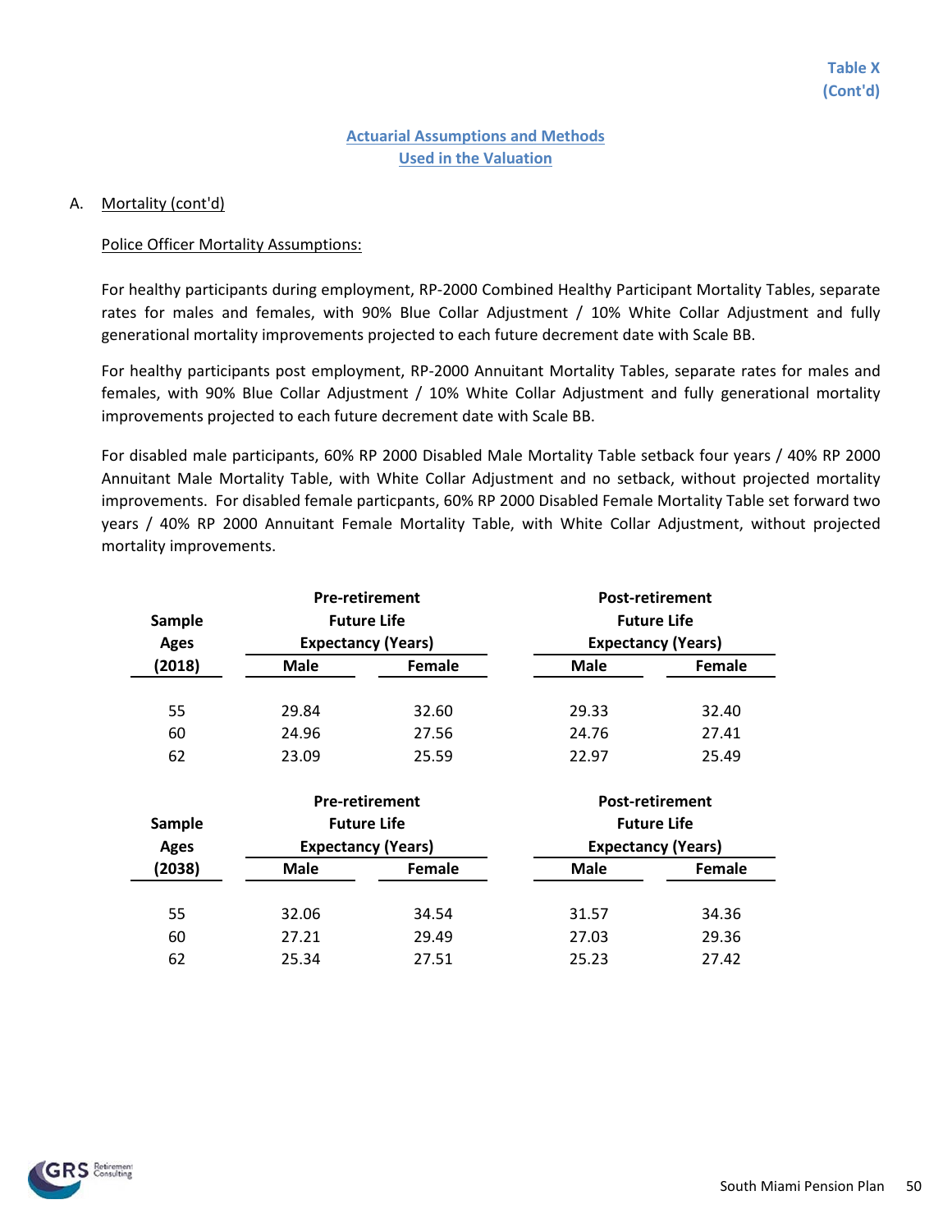**Table X (Cont'd)**

## Actuarial Assumptions and Methods Used in the Valuation

A. Mortality (cont'd)

Police Officer Mortality Assumptions:

For healthy participants during employment, RP-2000 Combined Healthy Participant Mortality Tables, separate rates for males and females, with 90% Blue Collar Adjustment / 10% White Collar Adjustment and fully generational mortality improvements projected to each future decrement date with Scale BB.

For healthy participants post employment, RP-2000 Annuitant Mortality Tables, separate rates for males and females, with 90% Blue Collar Adjustment / 10% White Collar Adjustment and fully generational mortality improvements projected to each future decrement date with Scale BB.

For disabled male participants, 60% RP 2000 Disabled Male Mortality Table setback four years / 40% RP 2000 Annuitant Male Mortality Table, with White Collar Adjustment and no setback, without projected mortality improvements. For disabled female particpants, 60% RP 2000 Disabled Female Mortality Table set forward two years / 40% RP 2000 Annuitant Female Mortality Table, with White Collar Adjustment, without projected mortality improvements.

| Sample Ages (2018) | Pre-retirement Future Life Expectancy (Years) | | Post-retirement Future Life Expectancy (Years) | |
|---|---|---|---|---|
| | Male | Female | Male | Female |
| 55 | 29.84 | 32.60 | 29.33 | 32.40 |
| 60 | 24.96 | 27.56 | 24.76 | 27.41 |
| 62 | 23.09 | 25.59 | 22.97 | 25.49 |

| Sample Ages (2038) | Pre-retirement Future Life Expectancy (Years) | | Post-retirement Future Life Expectancy (Years) | |
|---|---|---|---|---|
| | Male | Female | Male | Female |
| 55 | 32.06 | 34.54 | 31.57 | 34.36 |
| 60 | 27.21 | 29.49 | 27.03 | 29.36 |
| 62 | 25.34 | 27.51 | 25.23 | 27.42 |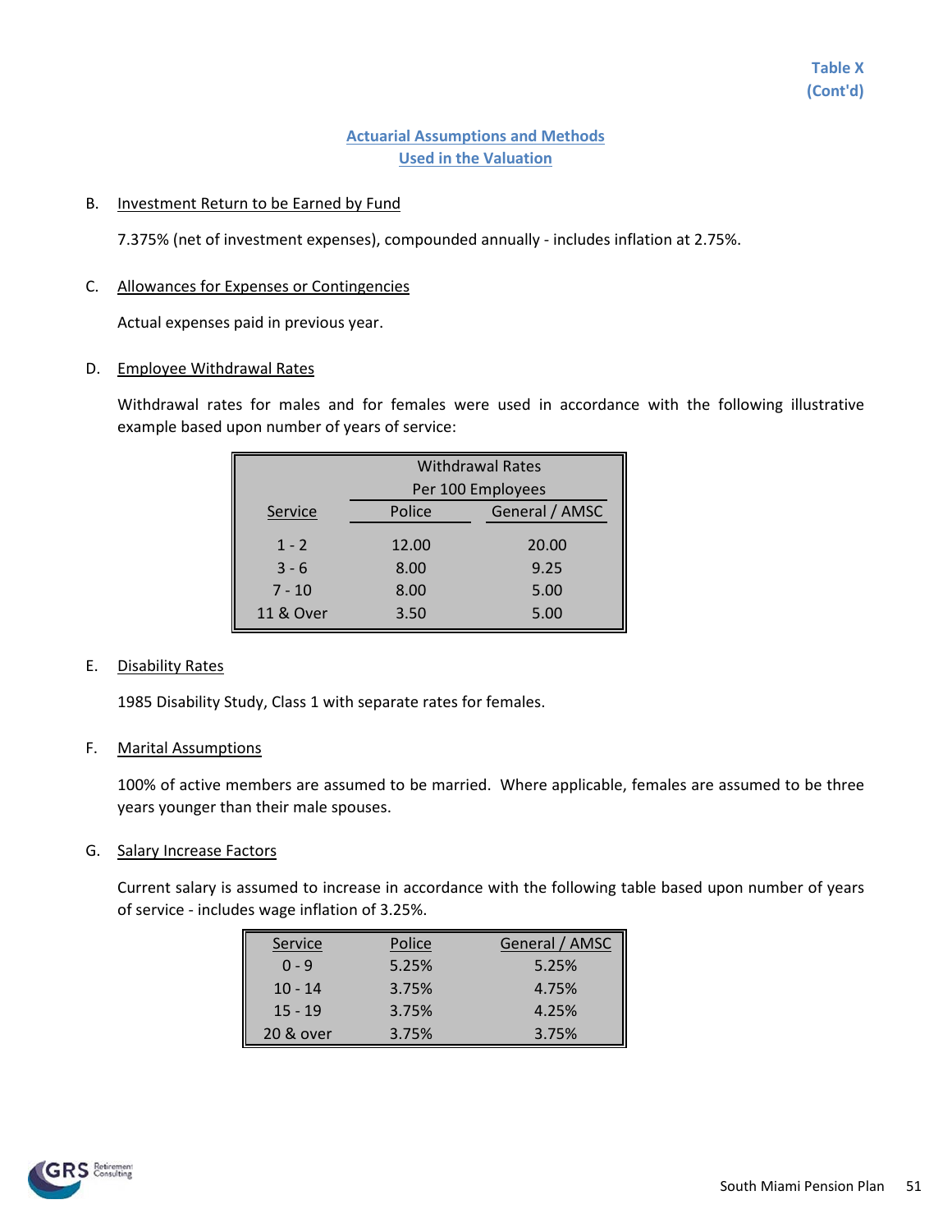Table X
(Cont'd)

## Actuarial Assumptions and Methods Used in the Valuation

B. Investment Return to be Earned by Fund

7.375% (net of investment expenses), compounded annually - includes inflation at 2.75%.

C. Allowances for Expenses or Contingencies

Actual expenses paid in previous year.

D. Employee Withdrawal Rates

Withdrawal rates for males and for females were used in accordance with the following illustrative example based upon number of years of service:

| | Withdrawal Rates Per 100 Employees | |
|---|---|---|
| Service | Police | General / AMSC |
| 1 - 2 | 12.00 | 20.00 |
| 3 - 6 | 8.00 | 9.25 |
| 7 - 10 | 8.00 | 5.00 |
| 11 & Over | 3.50 | 5.00 |

E. Disability Rates

1985 Disability Study, Class 1 with separate rates for females.

F. Marital Assumptions

100% of active members are assumed to be married. Where applicable, females are assumed to be three years younger than their male spouses.

G. Salary Increase Factors

Current salary is assumed to increase in accordance with the following table based upon number of years of service - includes wage inflation of 3.25%.

| Service | Police | General / AMSC |
|---|---|---|
| 0 - 9 | 5.25% | 5.25% |
| 10 - 14 | 3.75% | 4.75% |
| 15 - 19 | 3.75% | 4.25% |
| 20 & over | 3.75% | 3.75% |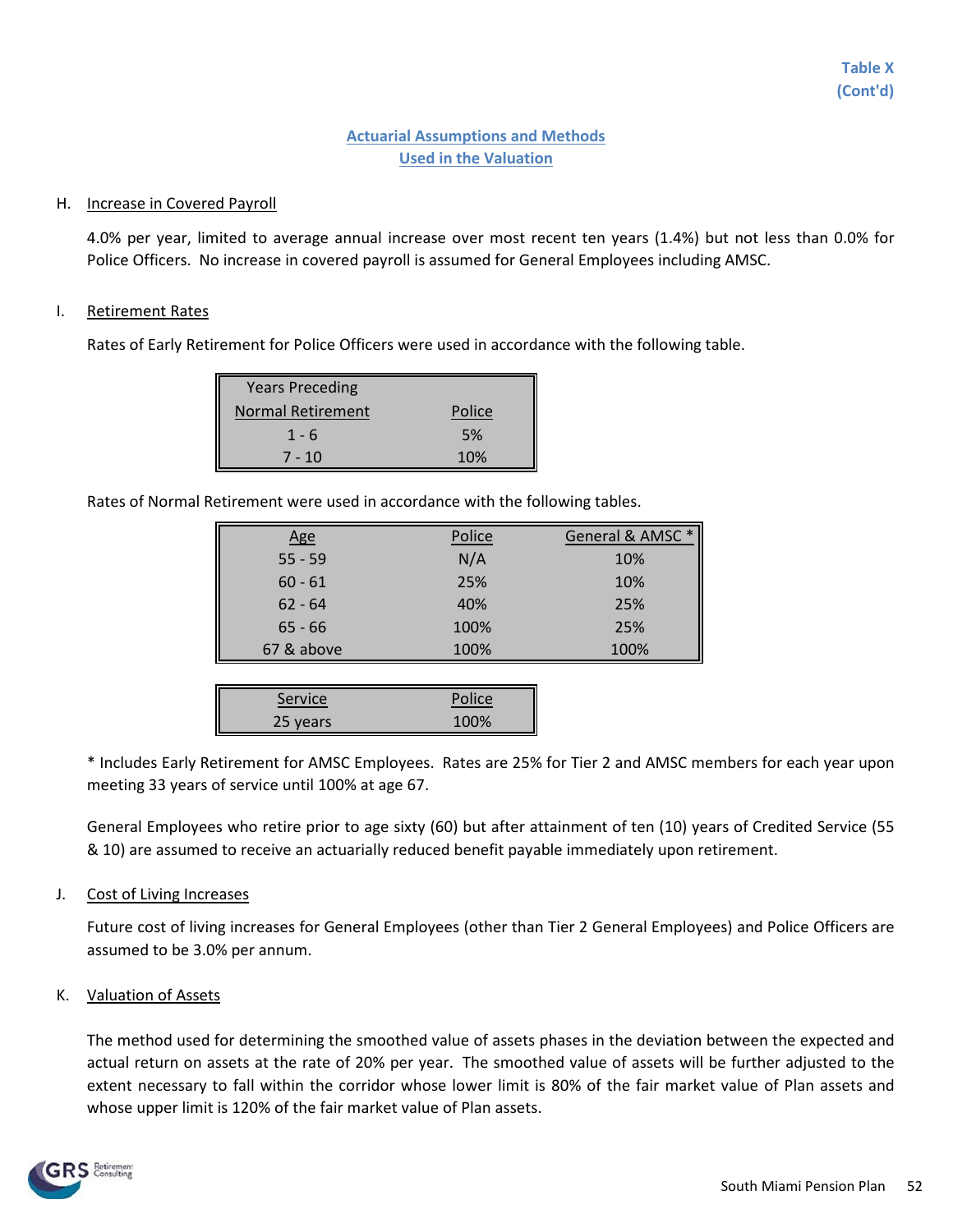Table X
(Cont'd)

## Actuarial Assumptions and Methods Used in the Valuation

H. Increase in Covered Payroll

4.0% per year, limited to average annual increase over most recent ten years (1.4%) but not less than 0.0% for Police Officers. No increase in covered payroll is assumed for General Employees including AMSC.

I. Retirement Rates

Rates of Early Retirement for Police Officers were used in accordance with the following table.

| Years Preceding Normal Retirement | Police |
|---|---|
| 1 - 6 | 5% |
| 7 - 10 | 10% |

Rates of Normal Retirement were used in accordance with the following tables.

| Age | Police | General & AMSC * |
|---|---|---|
| 55 - 59 | N/A | 10% |
| 60 - 61 | 25% | 10% |
| 62 - 64 | 40% | 25% |
| 65 - 66 | 100% | 25% |
| 67 & above | 100% | 100% |

| Service | Police |
|---|---|
| 25 years | 100% |

* Includes Early Retirement for AMSC Employees. Rates are 25% for Tier 2 and AMSC members for each year upon meeting 33 years of service until 100% at age 67.

General Employees who retire prior to age sixty (60) but after attainment of ten (10) years of Credited Service (55 & 10) are assumed to receive an actuarially reduced benefit payable immediately upon retirement.

J. Cost of Living Increases

Future cost of living increases for General Employees (other than Tier 2 General Employees) and Police Officers are assumed to be 3.0% per annum.

K. Valuation of Assets

The method used for determining the smoothed value of assets phases in the deviation between the expected and actual return on assets at the rate of 20% per year. The smoothed value of assets will be further adjusted to the extent necessary to fall within the corridor whose lower limit is 80% of the fair market value of Plan assets and whose upper limit is 120% of the fair market value of Plan assets.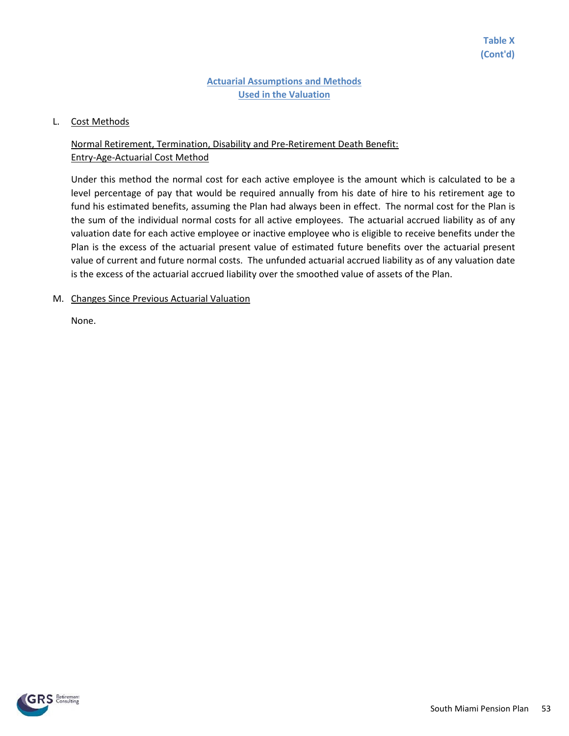**Table X**
**(Cont'd)**

## Actuarial Assumptions and Methods Used in the Valuation

L. Cost Methods

Normal Retirement, Termination, Disability and Pre-Retirement Death Benefit:
Entry-Age-Actuarial Cost Method

Under this method the normal cost for each active employee is the amount which is calculated to be a level percentage of pay that would be required annually from his date of hire to his retirement age to fund his estimated benefits, assuming the Plan had always been in effect. The normal cost for the Plan is the sum of the individual normal costs for all active employees. The actuarial accrued liability as of any valuation date for each active employee or inactive employee who is eligible to receive benefits under the Plan is the excess of the actuarial present value of estimated future benefits over the actuarial present value of current and future normal costs. The unfunded actuarial accrued liability as of any valuation date is the excess of the actuarial accrued liability over the smoothed value of assets of the Plan.

M. Changes Since Previous Actuarial Valuation

None.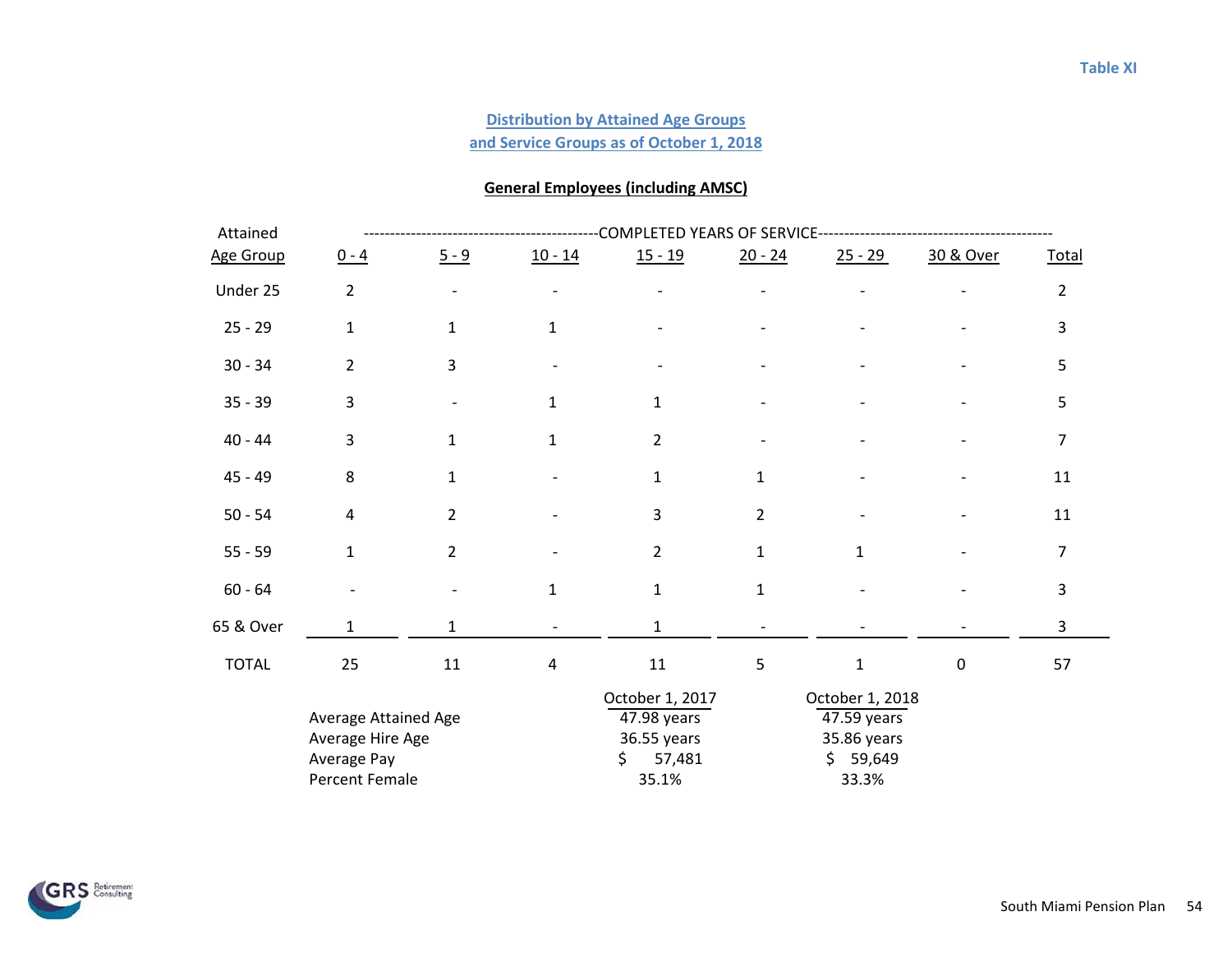Table XI

## Distribution by Attained Age Groups and Service Groups as of October 1, 2018

### General Employees (including AMSC)

| Attained Age Group | 0 - 4 | 5 - 9 | 10 - 14 | 15 - 19 | 20 - 24 | 25 - 29 | 30 & Over | Total |
|---|---|---|---|---|---|---|---|---|
| | COMPLETED YEARS OF SERVICE | | | | | | | |
| Under 25 | 2 | - | - | - | - | - | - | 2 |
| 25 - 29 | 1 | 1 | 1 | - | - | - | - | 3 |
| 30 - 34 | 2 | 3 | - | - | - | - | - | 5 |
| 35 - 39 | 3 | - | 1 | 1 | - | - | - | 5 |
| 40 - 44 | 3 | 1 | 1 | 2 | - | - | - | 7 |
| 45 - 49 | 8 | 1 | - | 1 | 1 | - | - | 11 |
| 50 - 54 | 4 | 2 | - | 3 | 2 | - | - | 11 |
| 55 - 59 | 1 | 2 | - | 2 | 1 | 1 | - | 7 |
| 60 - 64 | - | - | 1 | 1 | 1 | - | - | 3 |
| 65 & Over | 1 | 1 | - | 1 | - | - | - | 3 |
| TOTAL | 25 | 11 | 4 | 11 | 5 | 1 | 0 | 57 |

| | October 1, 2017 | October 1, 2018 |
|---|---|---|
| Average Attained Age | 47.98 years | 47.59 years |
| Average Hire Age | 36.55 years | 35.86 years |
| Average Pay | $ 57,481 | $ 59,649 |
| Percent Female | 35.1% | 33.3% |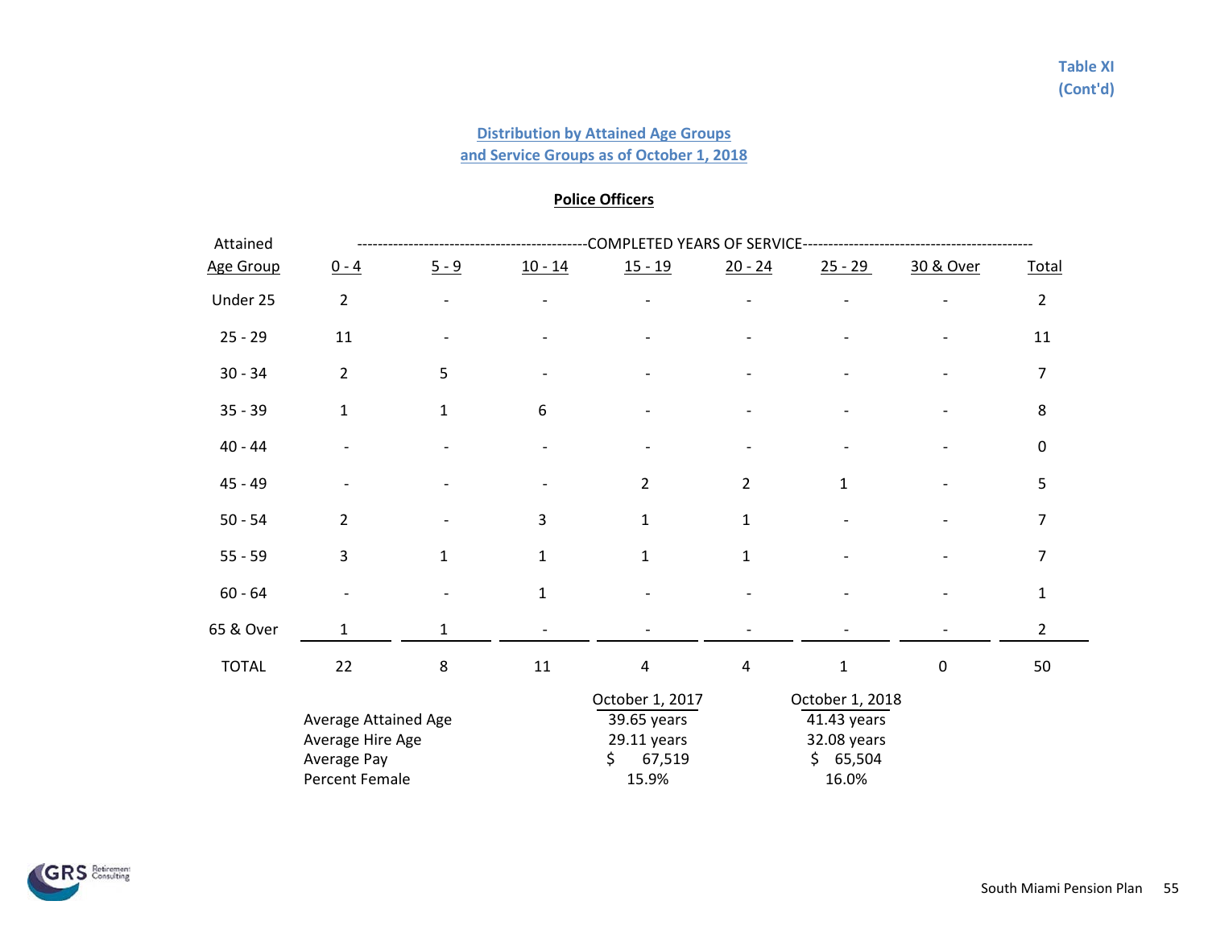Table XI
(Cont'd)

## Distribution by Attained Age Groups and Service Groups as of October 1, 2018

### Police Officers

| Attained Age Group | 0 - 4 | 5 - 9 | 10 - 14 | 15 - 19 | 20 - 24 | 25 - 29 | 30 & Over | Total |
|---|---|---|---|---|---|---|---|---|
| | COMPLETED YEARS OF SERVICE | | | | | | | |
| Under 25 | 2 | - | - | - | - | - | - | 2 |
| 25 - 29 | 11 | - | - | - | - | - | - | 11 |
| 30 - 34 | 2 | 5 | - | - | - | - | - | 7 |
| 35 - 39 | 1 | 1 | 6 | - | - | - | - | 8 |
| 40 - 44 | - | - | - | - | - | - | - | 0 |
| 45 - 49 | - | - | - | 2 | 2 | 1 | - | 5 |
| 50 - 54 | 2 | - | 3 | 1 | 1 | - | - | 7 |
| 55 - 59 | 3 | 1 | 1 | 1 | 1 | - | - | 7 |
| 60 - 64 | - | - | 1 | - | - | - | - | 1 |
| 65 & Over | 1 | 1 | - | - | - | - | - | 2 |
| TOTAL | 22 | 8 | 11 | 4 | 4 | 1 | 0 | 50 |

| | October 1, 2017 | October 1, 2018 |
|---|---|---|
| Average Attained Age | 39.65 years | 41.43 years |
| Average Hire Age | 29.11 years | 32.08 years |
| Average Pay | $ 67,519 | $ 65,504 |
| Percent Female | 15.9% | 16.0% |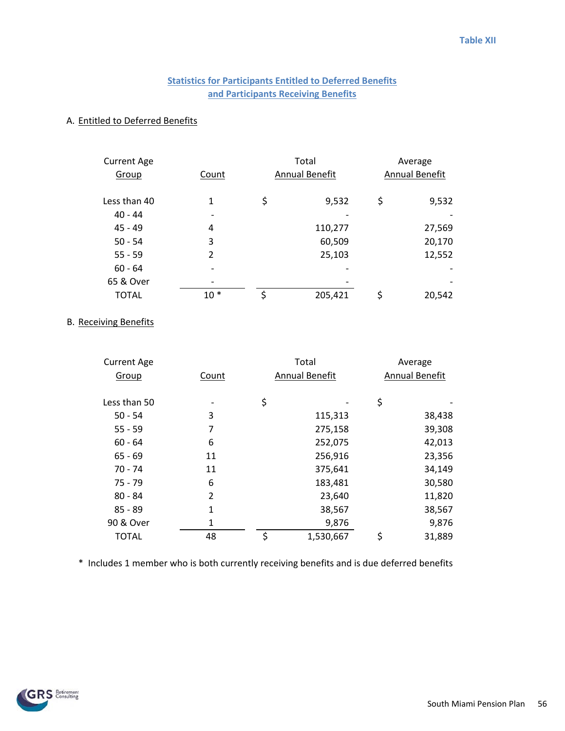Table XII

## Statistics for Participants Entitled to Deferred Benefits and Participants Receiving Benefits

### A. Entitled to Deferred Benefits

| Current Age Group | Count | Total Annual Benefit | Average Annual Benefit |
|---|---|---|---|
| Less than 40 | 1 | $ 9,532 | $ 9,532 |
| 40 - 44 | - | - | - |
| 45 - 49 | 4 | 110,277 | 27,569 |
| 50 - 54 | 3 | 60,509 | 20,170 |
| 55 - 59 | 2 | 25,103 | 12,552 |
| 60 - 64 | - | - | - |
| 65 & Over | - | - | - |
| TOTAL | 10 * | $ 205,421 | $ 20,542 |

### B. Receiving Benefits

| Current Age Group | Count | Total Annual Benefit | Average Annual Benefit |
|---|---|---|---|
| Less than 50 | - | $ - | $ - |
| 50 - 54 | 3 | 115,313 | 38,438 |
| 55 - 59 | 7 | 275,158 | 39,308 |
| 60 - 64 | 6 | 252,075 | 42,013 |
| 65 - 69 | 11 | 256,916 | 23,356 |
| 70 - 74 | 11 | 375,641 | 34,149 |
| 75 - 79 | 6 | 183,481 | 30,580 |
| 80 - 84 | 2 | 23,640 | 11,820 |
| 85 - 89 | 1 | 38,567 | 38,567 |
| 90 & Over | 1 | 9,876 | 9,876 |
| TOTAL | 48 | $ 1,530,667 | $ 31,889 |

* Includes 1 member who is both currently receiving benefits and is due deferred benefits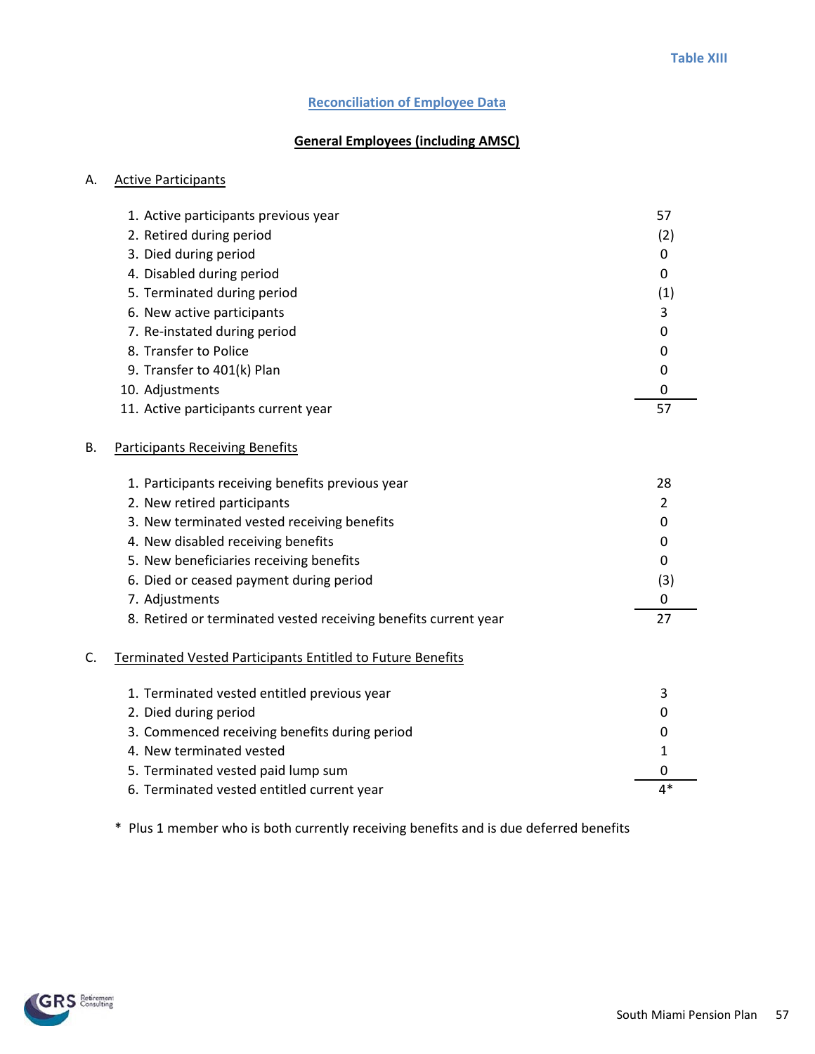Table XIII

## Reconciliation of Employee Data

### General Employees (including AMSC)

A. Active Participants

| | |
|---|---|
| 1. Active participants previous year | 57 |
| 2. Retired during period | (2) |
| 3. Died during period | 0 |
| 4. Disabled during period | 0 |
| 5. Terminated during period | (1) |
| 6. New active participants | 3 |
| 7. Re-instated during period | 0 |
| 8. Transfer to Police | 0 |
| 9. Transfer to 401(k) Plan | 0 |
| 10. Adjustments | 0 |
| 11. Active participants current year | 57 |

B. Participants Receiving Benefits

| | |
|---|---|
| 1. Participants receiving benefits previous year | 28 |
| 2. New retired participants | 2 |
| 3. New terminated vested receiving benefits | 0 |
| 4. New disabled receiving benefits | 0 |
| 5. New beneficiaries receiving benefits | 0 |
| 6. Died or ceased payment during period | (3) |
| 7. Adjustments | 0 |
| 8. Retired or terminated vested receiving benefits current year | 27 |

C. Terminated Vested Participants Entitled to Future Benefits

| | |
|---|---|
| 1. Terminated vested entitled previous year | 3 |
| 2. Died during period | 0 |
| 3. Commenced receiving benefits during period | 0 |
| 4. New terminated vested | 1 |
| 5. Terminated vested paid lump sum | 0 |
| 6. Terminated vested entitled current year | 4* |

\* Plus 1 member who is both currently receiving benefits and is due deferred benefits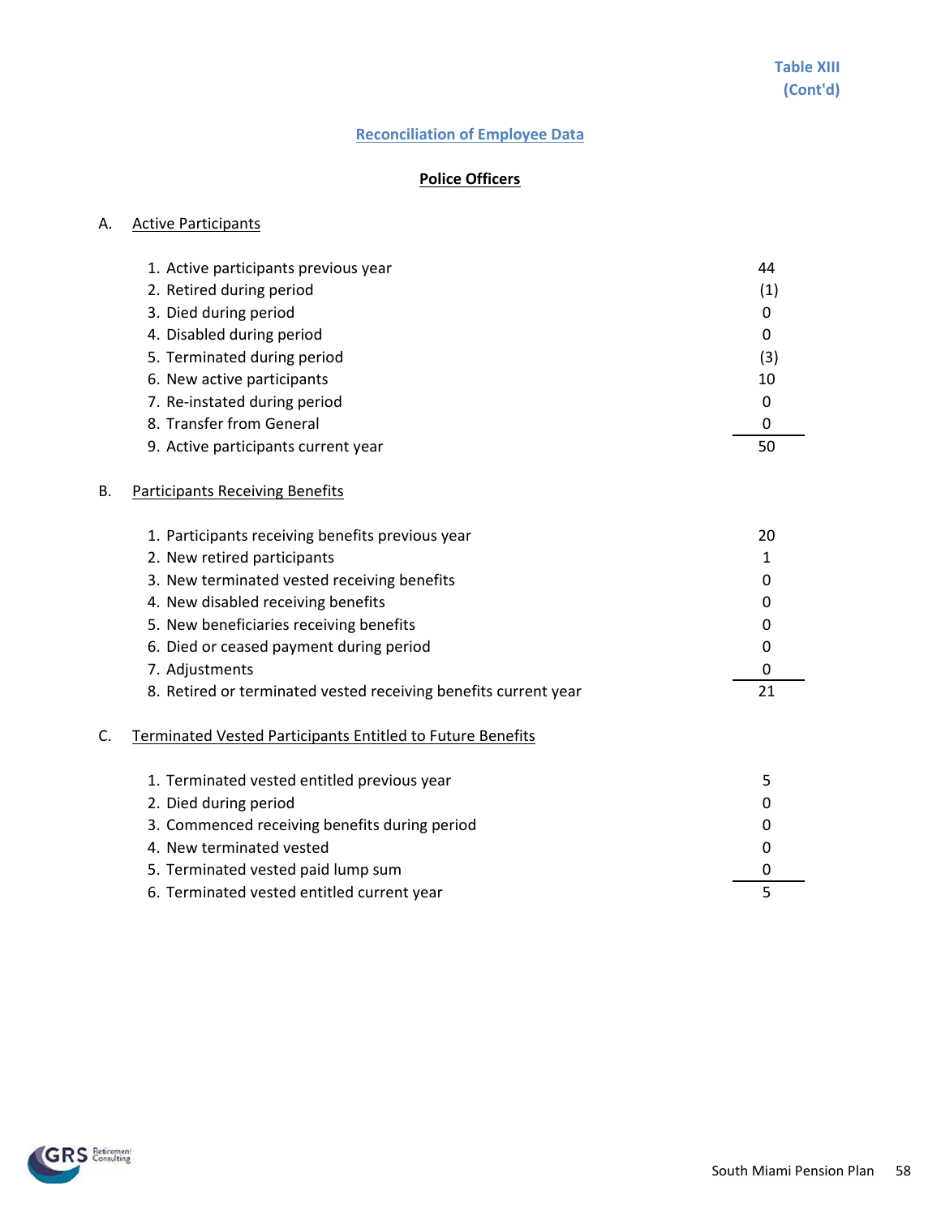Table XIII
(Cont'd)

## Reconciliation of Employee Data

### Police Officers

A. Active Participants

| | |
|---|---|
| 1. Active participants previous year | 44 |
| 2. Retired during period | (1) |
| 3. Died during period | 0 |
| 4. Disabled during period | 0 |
| 5. Terminated during period | (3) |
| 6. New active participants | 10 |
| 7. Re-instated during period | 0 |
| 8. Transfer from General | 0 |
| 9. Active participants current year | 50 |

B. Participants Receiving Benefits

| | |
|---|---|
| 1. Participants receiving benefits previous year | 20 |
| 2. New retired participants | 1 |
| 3. New terminated vested receiving benefits | 0 |
| 4. New disabled receiving benefits | 0 |
| 5. New beneficiaries receiving benefits | 0 |
| 6. Died or ceased payment during period | 0 |
| 7. Adjustments | 0 |
| 8. Retired or terminated vested receiving benefits current year | 21 |

C. Terminated Vested Participants Entitled to Future Benefits

| | |
|---|---|
| 1. Terminated vested entitled previous year | 5 |
| 2. Died during period | 0 |
| 3. Commenced receiving benefits during period | 0 |
| 4. New terminated vested | 0 |
| 5. Terminated vested paid lump sum | 0 |
| 6. Terminated vested entitled current year | 5 |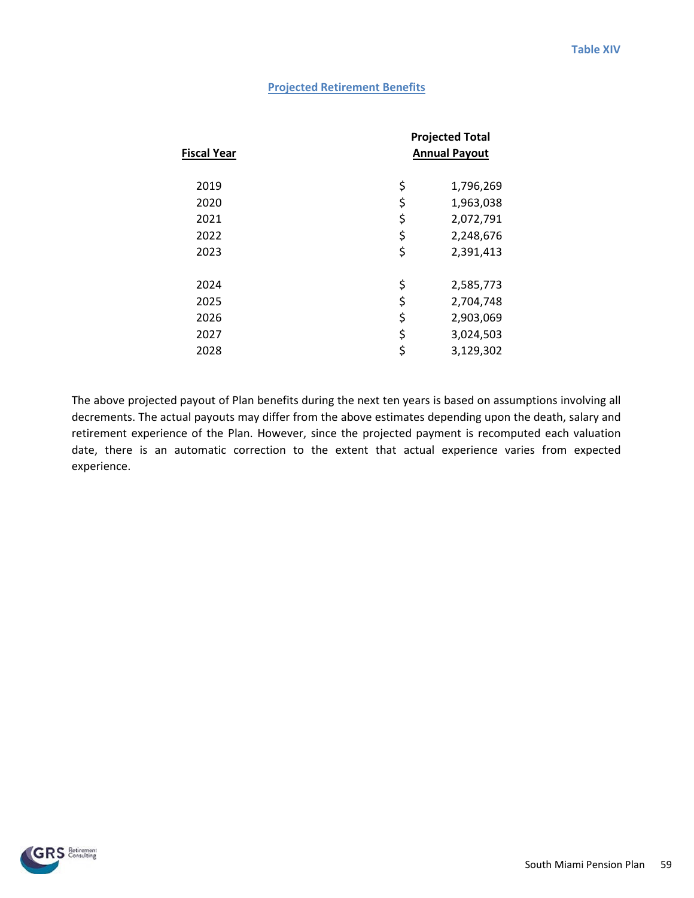Table XIV

## Projected Retirement Benefits

| Fiscal Year | Projected Total Annual Payout |
|---|---|
| 2019 | $ 1,796,269 |
| 2020 | $ 1,963,038 |
| 2021 | $ 2,072,791 |
| 2022 | $ 2,248,676 |
| 2023 | $ 2,391,413 |
| 2024 | $ 2,585,773 |
| 2025 | $ 2,704,748 |
| 2026 | $ 2,903,069 |
| 2027 | $ 3,024,503 |
| 2028 | $ 3,129,302 |

The above projected payout of Plan benefits during the next ten years is based on assumptions involving all decrements. The actual payouts may differ from the above estimates depending upon the death, salary and retirement experience of the Plan. However, since the projected payment is recomputed each valuation date, there is an automatic correction to the extent that actual experience varies from expected experience.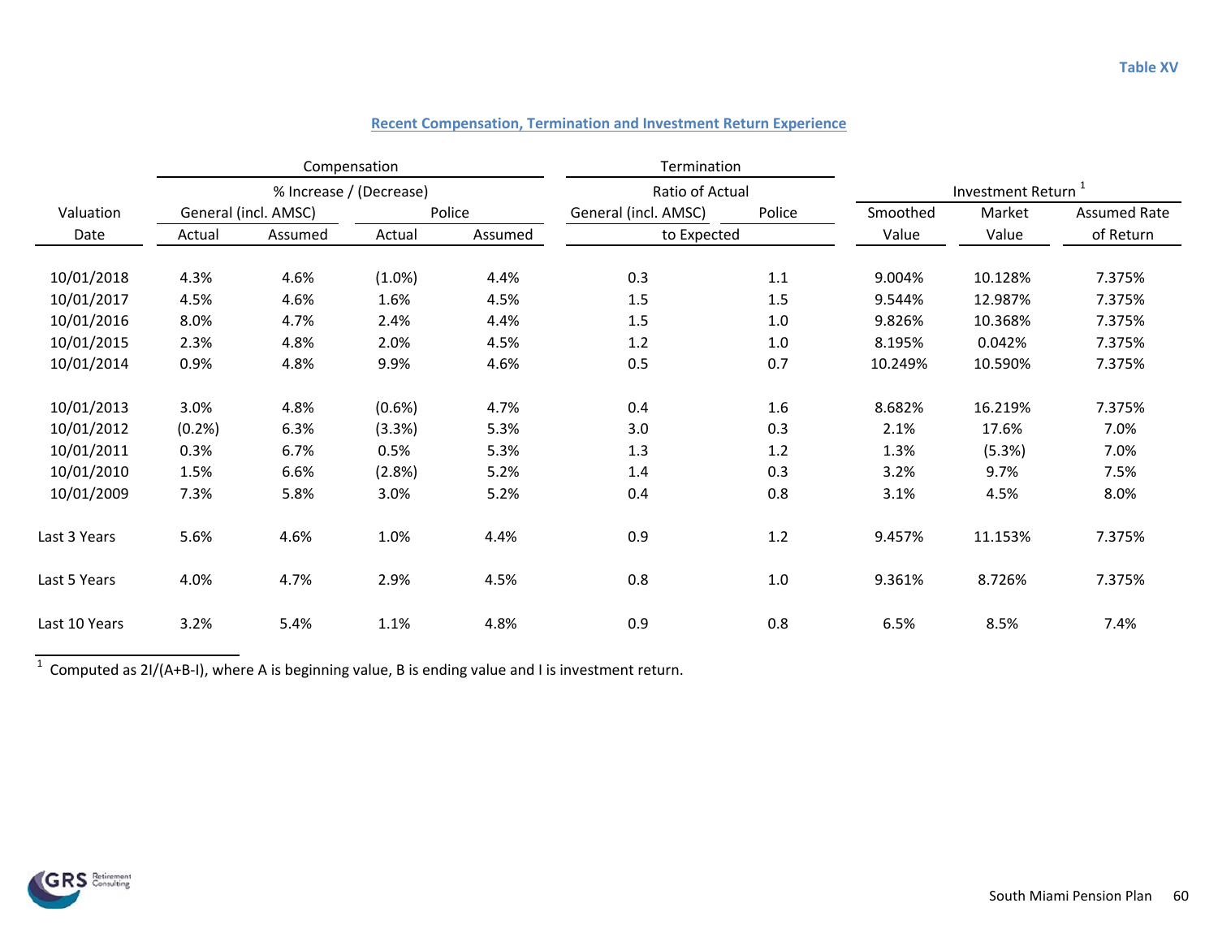Table XV

## Recent Compensation, Termination and Investment Return Experience

| Valuation Date | Compensation % Increase / (Decrease) General (incl. AMSC) Actual | General (incl. AMSC) Assumed | Police Actual | Police Assumed | Termination Ratio of Actual to Expected General (incl. AMSC) | Police | Investment Return[1] Smoothed Value | Market Value | Assumed Rate of Return |
|---|---|---|---|---|---|---|---|---|---|
| 10/01/2018 | 4.3% | 4.6% | (1.0%) | 4.4% | 0.3 | 1.1 | 9.004% | 10.128% | 7.375% |
| 10/01/2017 | 4.5% | 4.6% | 1.6% | 4.5% | 1.5 | 1.5 | 9.544% | 12.987% | 7.375% |
| 10/01/2016 | 8.0% | 4.7% | 2.4% | 4.4% | 1.5 | 1.0 | 9.826% | 10.368% | 7.375% |
| 10/01/2015 | 2.3% | 4.8% | 2.0% | 4.5% | 1.2 | 1.0 | 8.195% | 0.042% | 7.375% |
| 10/01/2014 | 0.9% | 4.8% | 9.9% | 4.6% | 0.5 | 0.7 | 10.249% | 10.590% | 7.375% |
| 10/01/2013 | 3.0% | 4.8% | (0.6%) | 4.7% | 0.4 | 1.6 | 8.682% | 16.219% | 7.375% |
| 10/01/2012 | (0.2%) | 6.3% | (3.3%) | 5.3% | 3.0 | 0.3 | 2.1% | 17.6% | 7.0% |
| 10/01/2011 | 0.3% | 6.7% | 0.5% | 5.3% | 1.3 | 1.2 | 1.3% | (5.3%) | 7.0% |
| 10/01/2010 | 1.5% | 6.6% | (2.8%) | 5.2% | 1.4 | 0.3 | 3.2% | 9.7% | 7.5% |
| 10/01/2009 | 7.3% | 5.8% | 3.0% | 5.2% | 0.4 | 0.8 | 3.1% | 4.5% | 8.0% |
| Last 3 Years | 5.6% | 4.6% | 1.0% | 4.4% | 0.9 | 1.2 | 9.457% | 11.153% | 7.375% |
| Last 5 Years | 4.0% | 4.7% | 2.9% | 4.5% | 0.8 | 1.0 | 9.361% | 8.726% | 7.375% |
| Last 10 Years | 3.2% | 5.4% | 1.1% | 4.8% | 0.9 | 0.8 | 6.5% | 8.5% | 7.4% |

[1] Computed as 2I/(A+B-I), where A is beginning value, B is ending value and I is investment return.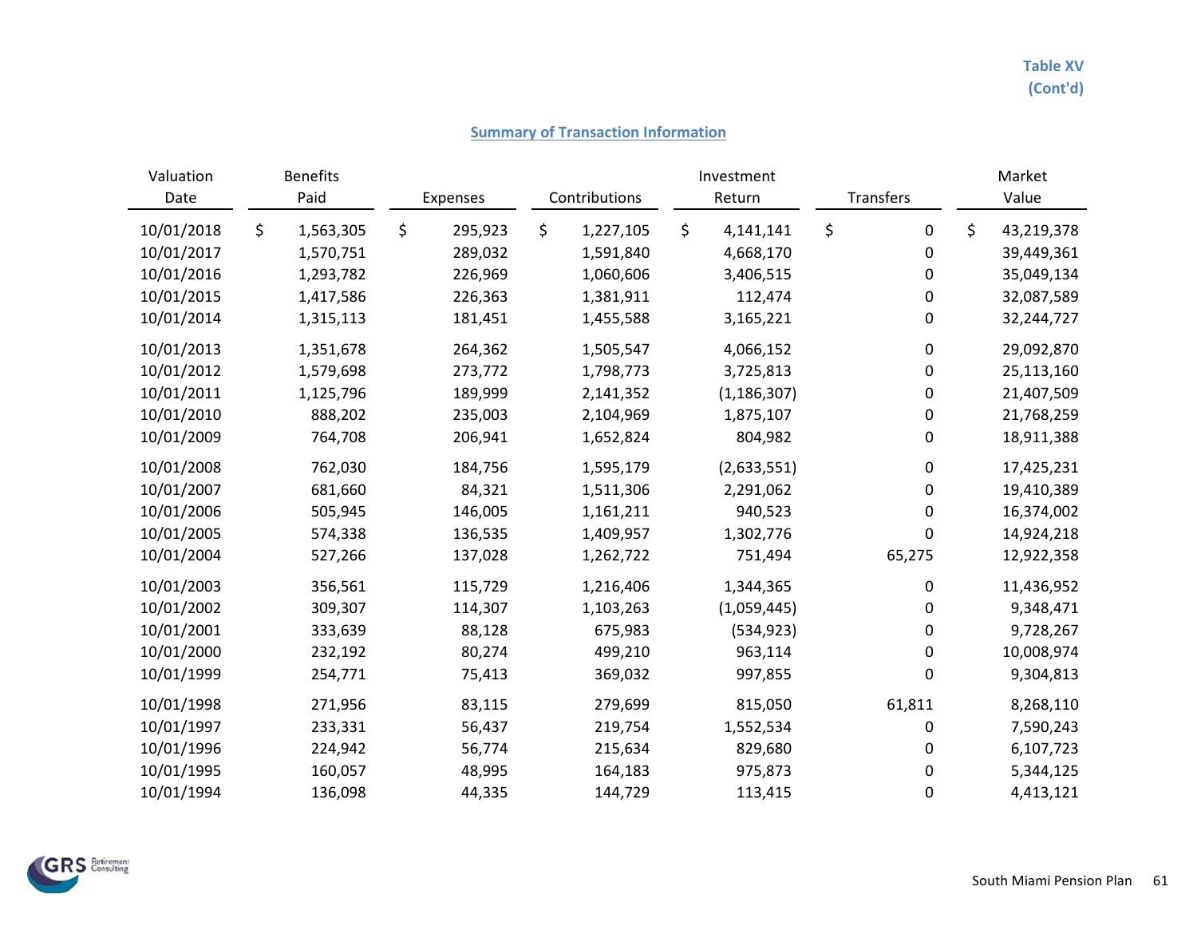Table XV
(Cont'd)

## Summary of Transaction Information

| Valuation Date | Benefits Paid | Expenses | Contributions | Investment Return | Transfers | Market Value |
|---|---|---|---|---|---|---|
| 10/01/2018 | $ 1,563,305 | $ 295,923 | $ 1,227,105 | $ 4,141,141 | $ 0 | $ 43,219,378 |
| 10/01/2017 | 1,570,751 | 289,032 | 1,591,840 | 4,668,170 | 0 | 39,449,361 |
| 10/01/2016 | 1,293,782 | 226,969 | 1,060,606 | 3,406,515 | 0 | 35,049,134 |
| 10/01/2015 | 1,417,586 | 226,363 | 1,381,911 | 112,474 | 0 | 32,087,589 |
| 10/01/2014 | 1,315,113 | 181,451 | 1,455,588 | 3,165,221 | 0 | 32,244,727 |
| 10/01/2013 | 1,351,678 | 264,362 | 1,505,547 | 4,066,152 | 0 | 29,092,870 |
| 10/01/2012 | 1,579,698 | 273,772 | 1,798,773 | 3,725,813 | 0 | 25,113,160 |
| 10/01/2011 | 1,125,796 | 189,999 | 2,141,352 | (1,186,307) | 0 | 21,407,509 |
| 10/01/2010 | 888,202 | 235,003 | 2,104,969 | 1,875,107 | 0 | 21,768,259 |
| 10/01/2009 | 764,708 | 206,941 | 1,652,824 | 804,982 | 0 | 18,911,388 |
| 10/01/2008 | 762,030 | 184,756 | 1,595,179 | (2,633,551) | 0 | 17,425,231 |
| 10/01/2007 | 681,660 | 84,321 | 1,511,306 | 2,291,062 | 0 | 19,410,389 |
| 10/01/2006 | 505,945 | 146,005 | 1,161,211 | 940,523 | 0 | 16,374,002 |
| 10/01/2005 | 574,338 | 136,535 | 1,409,957 | 1,302,776 | 0 | 14,924,218 |
| 10/01/2004 | 527,266 | 137,028 | 1,262,722 | 751,494 | 65,275 | 12,922,358 |
| 10/01/2003 | 356,561 | 115,729 | 1,216,406 | 1,344,365 | 0 | 11,436,952 |
| 10/01/2002 | 309,307 | 114,307 | 1,103,263 | (1,059,445) | 0 | 9,348,471 |
| 10/01/2001 | 333,639 | 88,128 | 675,983 | (534,923) | 0 | 9,728,267 |
| 10/01/2000 | 232,192 | 80,274 | 499,210 | 963,114 | 0 | 10,008,974 |
| 10/01/1999 | 254,771 | 75,413 | 369,032 | 997,855 | 0 | 9,304,813 |
| 10/01/1998 | 271,956 | 83,115 | 279,699 | 815,050 | 61,811 | 8,268,110 |
| 10/01/1997 | 233,331 | 56,437 | 219,754 | 1,552,534 | 0 | 7,590,243 |
| 10/01/1996 | 224,942 | 56,774 | 215,634 | 829,680 | 0 | 6,107,723 |
| 10/01/1995 | 160,057 | 48,995 | 164,183 | 975,873 | 0 | 5,344,125 |
| 10/01/1994 | 136,098 | 44,335 | 144,729 | 113,415 | 0 | 4,413,121 |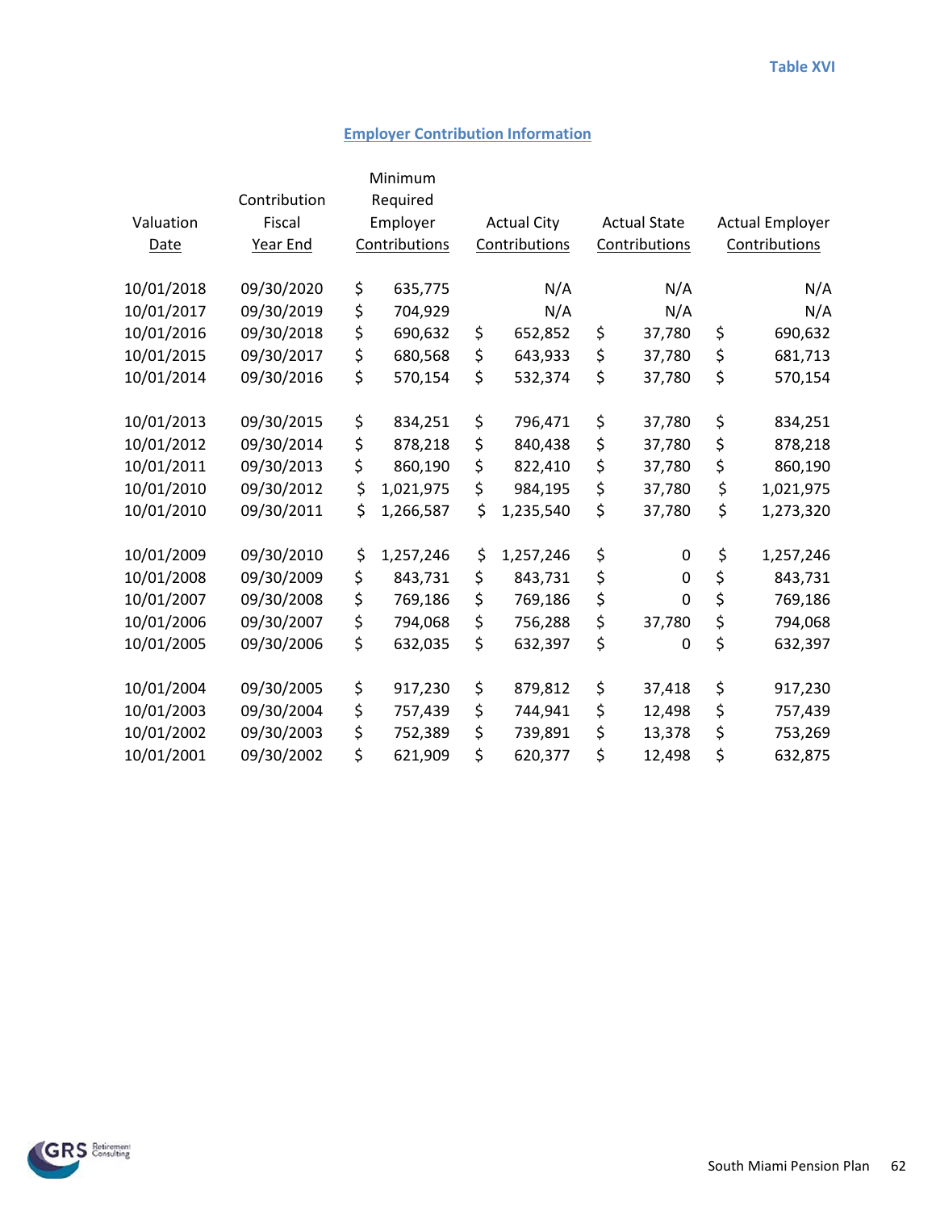Table XVI

## Employer Contribution Information

| Valuation Date | Contribution Fiscal Year End | Minimum Required Employer Contributions | Actual City Contributions | Actual State Contributions | Actual Employer Contributions |
|---|---|---|---|---|---|
| 10/01/2018 | 09/30/2020 | $ 635,775 | N/A | N/A | N/A |
| 10/01/2017 | 09/30/2019 | $ 704,929 | N/A | N/A | N/A |
| 10/01/2016 | 09/30/2018 | $ 690,632 | $ 652,852 | $ 37,780 | $ 690,632 |
| 10/01/2015 | 09/30/2017 | $ 680,568 | $ 643,933 | $ 37,780 | $ 681,713 |
| 10/01/2014 | 09/30/2016 | $ 570,154 | $ 532,374 | $ 37,780 | $ 570,154 |
| 10/01/2013 | 09/30/2015 | $ 834,251 | $ 796,471 | $ 37,780 | $ 834,251 |
| 10/01/2012 | 09/30/2014 | $ 878,218 | $ 840,438 | $ 37,780 | $ 878,218 |
| 10/01/2011 | 09/30/2013 | $ 860,190 | $ 822,410 | $ 37,780 | $ 860,190 |
| 10/01/2010 | 09/30/2012 | $ 1,021,975 | $ 984,195 | $ 37,780 | $ 1,021,975 |
| 10/01/2010 | 09/30/2011 | $ 1,266,587 | $ 1,235,540 | $ 37,780 | $ 1,273,320 |
| 10/01/2009 | 09/30/2010 | $ 1,257,246 | $ 1,257,246 | $ 0 | $ 1,257,246 |
| 10/01/2008 | 09/30/2009 | $ 843,731 | $ 843,731 | $ 0 | $ 843,731 |
| 10/01/2007 | 09/30/2008 | $ 769,186 | $ 769,186 | $ 0 | $ 769,186 |
| 10/01/2006 | 09/30/2007 | $ 794,068 | $ 756,288 | $ 37,780 | $ 794,068 |
| 10/01/2005 | 09/30/2006 | $ 632,035 | $ 632,397 | $ 0 | $ 632,397 |
| 10/01/2004 | 09/30/2005 | $ 917,230 | $ 879,812 | $ 37,418 | $ 917,230 |
| 10/01/2003 | 09/30/2004 | $ 757,439 | $ 744,941 | $ 12,498 | $ 757,439 |
| 10/01/2002 | 09/30/2003 | $ 752,389 | $ 739,891 | $ 13,378 | $ 753,269 |
| 10/01/2001 | 09/30/2002 | $ 621,909 | $ 620,377 | $ 12,498 | $ 632,875 |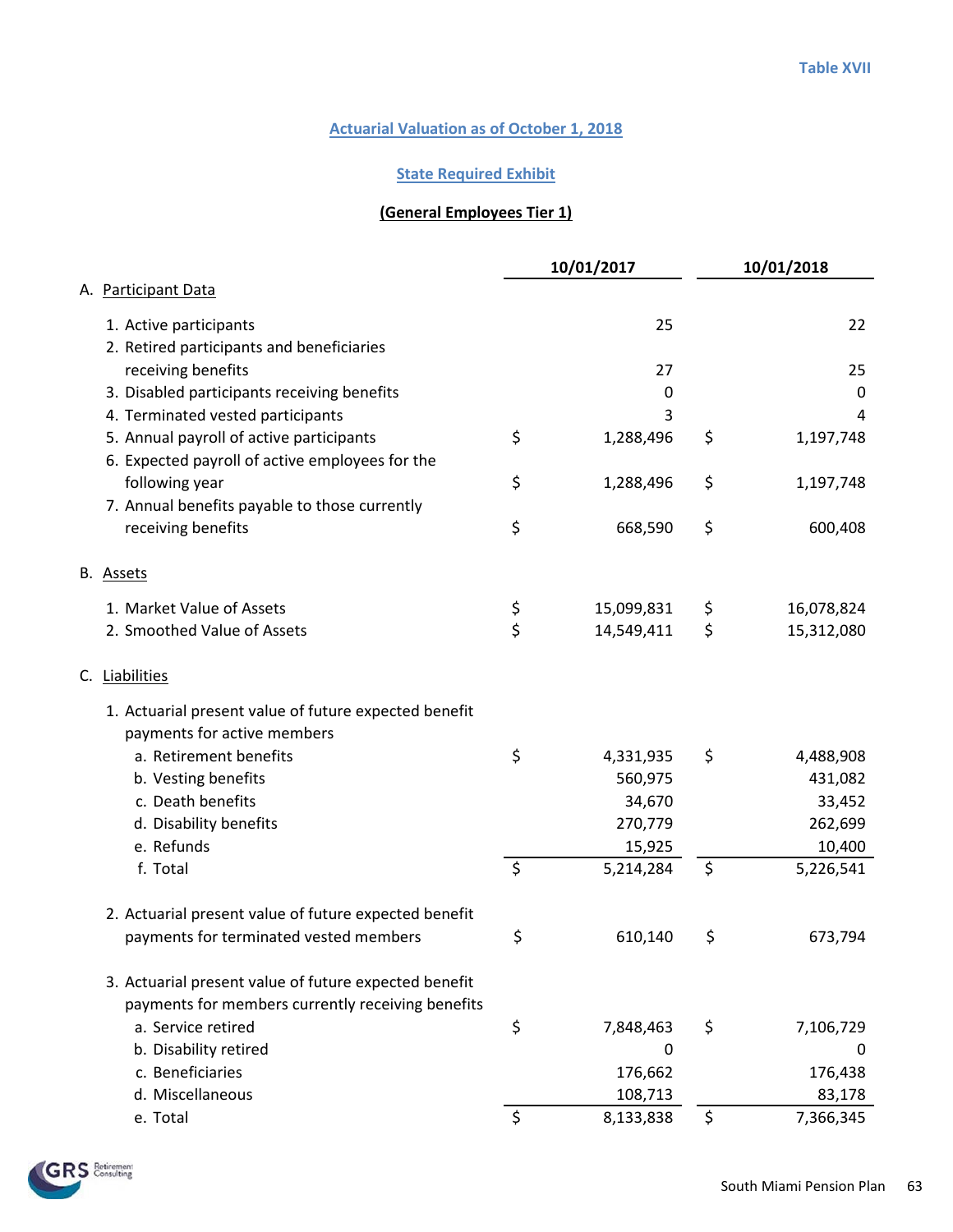Table XVII

## Actuarial Valuation as of October 1, 2018

### State Required Exhibit

### (General Employees Tier 1)

| | 10/01/2017 | 10/01/2018 |
|---|---|---|
| **A. Participant Data** | | |
| 1. Active participants | 25 | 22 |
| 2. Retired participants and beneficiaries receiving benefits | 27 | 25 |
| 3. Disabled participants receiving benefits | 0 | 0 |
| 4. Terminated vested participants | 3 | 4 |
| 5. Annual payroll of active participants | $ 1,288,496 | $ 1,197,748 |
| 6. Expected payroll of active employees for the following year | $ 1,288,496 | $ 1,197,748 |
| 7. Annual benefits payable to those currently receiving benefits | $ 668,590 | $ 600,408 |
| **B. Assets** | | |
| 1. Market Value of Assets | $ 15,099,831 | $ 16,078,824 |
| 2. Smoothed Value of Assets | $ 14,549,411 | $ 15,312,080 |
| **C. Liabilities** | | |
| 1. Actuarial present value of future expected benefit payments for active members | | |
| a. Retirement benefits | $ 4,331,935 | $ 4,488,908 |
| b. Vesting benefits | 560,975 | 431,082 |
| c. Death benefits | 34,670 | 33,452 |
| d. Disability benefits | 270,779 | 262,699 |
| e. Refunds | 15,925 | 10,400 |
| f. Total | $ 5,214,284 | $ 5,226,541 |
| 2. Actuarial present value of future expected benefit payments for terminated vested members | $ 610,140 | $ 673,794 |
| 3. Actuarial present value of future expected benefit payments for members currently receiving benefits | | |
| a. Service retired | $ 7,848,463 | $ 7,106,729 |
| b. Disability retired | 0 | 0 |
| c. Beneficiaries | 176,662 | 176,438 |
| d. Miscellaneous | 108,713 | 83,178 |
| e. Total | $ 8,133,838 | $ 7,366,345 |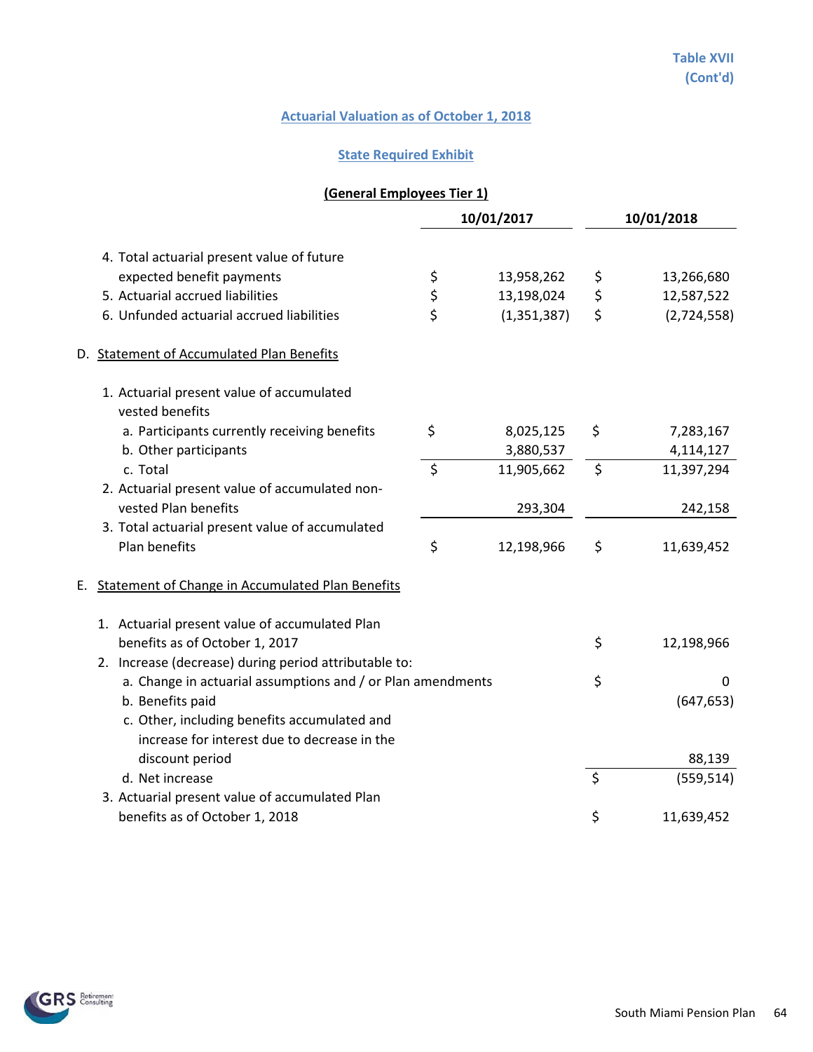Table XVII
(Cont'd)

## Actuarial Valuation as of October 1, 2018

### State Required Exhibit

### (General Employees Tier 1)

| | 10/01/2017 | 10/01/2018 |
|---|---|---|
| 4. Total actuarial present value of future expected benefit payments | $ 13,958,262 | $ 13,266,680 |
| 5. Actuarial accrued liabilities | $ 13,198,024 | $ 12,587,522 |
| 6. Unfunded actuarial accrued liabilities | $ (1,351,387) | $ (2,724,558) |
| **D. Statement of Accumulated Plan Benefits** | | |
| 1. Actuarial present value of accumulated vested benefits | | |
| a. Participants currently receiving benefits | $ 8,025,125 | $ 7,283,167 |
| b. Other participants | 3,880,537 | 4,114,127 |
| c. Total | $ 11,905,662 | $ 11,397,294 |
| 2. Actuarial present value of accumulated non-vested Plan benefits | 293,304 | 242,158 |
| 3. Total actuarial present value of accumulated Plan benefits | $ 12,198,966 | $ 11,639,452 |
| **E. Statement of Change in Accumulated Plan Benefits** | | |
| 1. Actuarial present value of accumulated Plan benefits as of October 1, 2017 | | $ 12,198,966 |
| 2. Increase (decrease) during period attributable to: | | |
| a. Change in actuarial assumptions and / or Plan amendments | | $ 0 |
| b. Benefits paid | | (647,653) |
| c. Other, including benefits accumulated and increase for interest due to decrease in the discount period | | 88,139 |
| d. Net increase | | $ (559,514) |
| 3. Actuarial present value of accumulated Plan benefits as of October 1, 2018 | | $ 11,639,452 |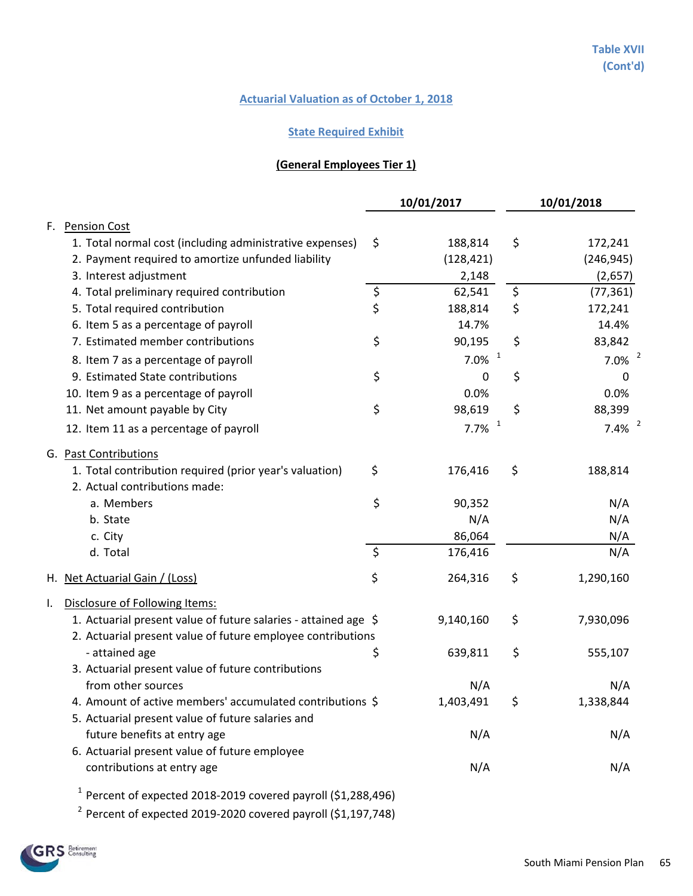Table XVII
(Cont'd)

## Actuarial Valuation as of October 1, 2018

### State Required Exhibit

### (General Employees Tier 1)

| | | 10/01/2017 | | 10/01/2018 |
|---|---|---|---|---|
| **F. Pension Cost** | | | | |
| 1. Total normal cost (including administrative expenses) | $ | 188,814 | $ | 172,241 |
| 2. Payment required to amortize unfunded liability | | (128,421) | | (246,945) |
| 3. Interest adjustment | | 2,148 | | (2,657) |
| 4. Total preliminary required contribution | $ | 62,541 | $ | (77,361) |
| 5. Total required contribution | $ | 188,814 | $ | 172,241 |
| 6. Item 5 as a percentage of payroll | | 14.7% | | 14.4% |
| 7. Estimated member contributions | $ | 90,195 | $ | 83,842 |
| 8. Item 7 as a percentage of payroll | | 7.0% [1] | | 7.0% [2] |
| 9. Estimated State contributions | $ | 0 | $ | 0 |
| 10. Item 9 as a percentage of payroll | | 0.0% | | 0.0% |
| 11. Net amount payable by City | $ | 98,619 | $ | 88,399 |
| 12. Item 11 as a percentage of payroll | | 7.7% [1] | | 7.4% [2] |
| **G. Past Contributions** | | | | |
| 1. Total contribution required (prior year's valuation) | $ | 176,416 | $ | 188,814 |
| 2. Actual contributions made: | | | | |
| a. Members | $ | 90,352 | | N/A |
| b. State | | N/A | | N/A |
| c. City | | 86,064 | | N/A |
| d. Total | $ | 176,416 | | N/A |
| **H. Net Actuarial Gain / (Loss)** | $ | 264,316 | $ | 1,290,160 |
| **I. Disclosure of Following Items:** | | | | |
| 1. Actuarial present value of future salaries - attained age | $ | 9,140,160 | $ | 7,930,096 |
| 2. Actuarial present value of future employee contributions - attained age | $ | 639,811 | $ | 555,107 |
| 3. Actuarial present value of future contributions from other sources | | N/A | | N/A |
| 4. Amount of active members' accumulated contributions | $ | 1,403,491 | $ | 1,338,844 |
| 5. Actuarial present value of future salaries and future benefits at entry age | | N/A | | N/A |
| 6. Actuarial present value of future employee contributions at entry age | | N/A | | N/A |

[1] Percent of expected 2018-2019 covered payroll ($1,288,496)

[2] Percent of expected 2019-2020 covered payroll ($1,197,748)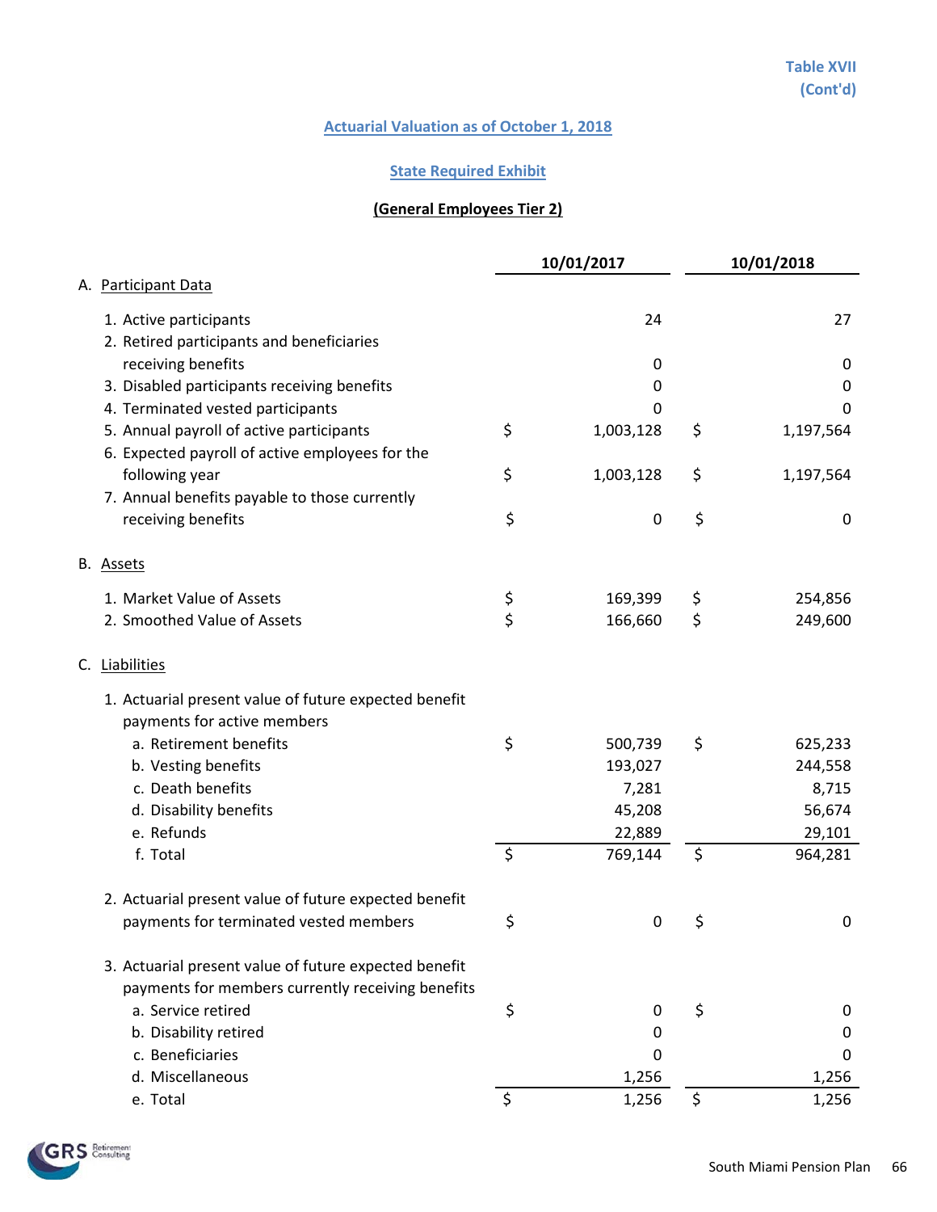Table XVII
(Cont'd)

## Actuarial Valuation as of October 1, 2018

### State Required Exhibit

**(General Employees Tier 2)**

| | 10/01/2017 | 10/01/2018 |
|---|---|---|
| **A. Participant Data** | | |
| 1. Active participants | 24 | 27 |
| 2. Retired participants and beneficiaries receiving benefits | 0 | 0 |
| 3. Disabled participants receiving benefits | 0 | 0 |
| 4. Terminated vested participants | 0 | 0 |
| 5. Annual payroll of active participants | $ 1,003,128 | $ 1,197,564 |
| 6. Expected payroll of active employees for the following year | $ 1,003,128 | $ 1,197,564 |
| 7. Annual benefits payable to those currently receiving benefits | $ 0 | $ 0 |
| **B. Assets** | | |
| 1. Market Value of Assets | $ 169,399 | $ 254,856 |
| 2. Smoothed Value of Assets | $ 166,660 | $ 249,600 |
| **C. Liabilities** | | |
| 1. Actuarial present value of future expected benefit payments for active members | | |
| a. Retirement benefits | $ 500,739 | $ 625,233 |
| b. Vesting benefits | 193,027 | 244,558 |
| c. Death benefits | 7,281 | 8,715 |
| d. Disability benefits | 45,208 | 56,674 |
| e. Refunds | 22,889 | 29,101 |
| f. Total | $ 769,144 | $ 964,281 |
| 2. Actuarial present value of future expected benefit payments for terminated vested members | $ 0 | $ 0 |
| 3. Actuarial present value of future expected benefit payments for members currently receiving benefits | | |
| a. Service retired | $ 0 | $ 0 |
| b. Disability retired | 0 | 0 |
| c. Beneficiaries | 0 | 0 |
| d. Miscellaneous | 1,256 | 1,256 |
| e. Total | $ 1,256 | $ 1,256 |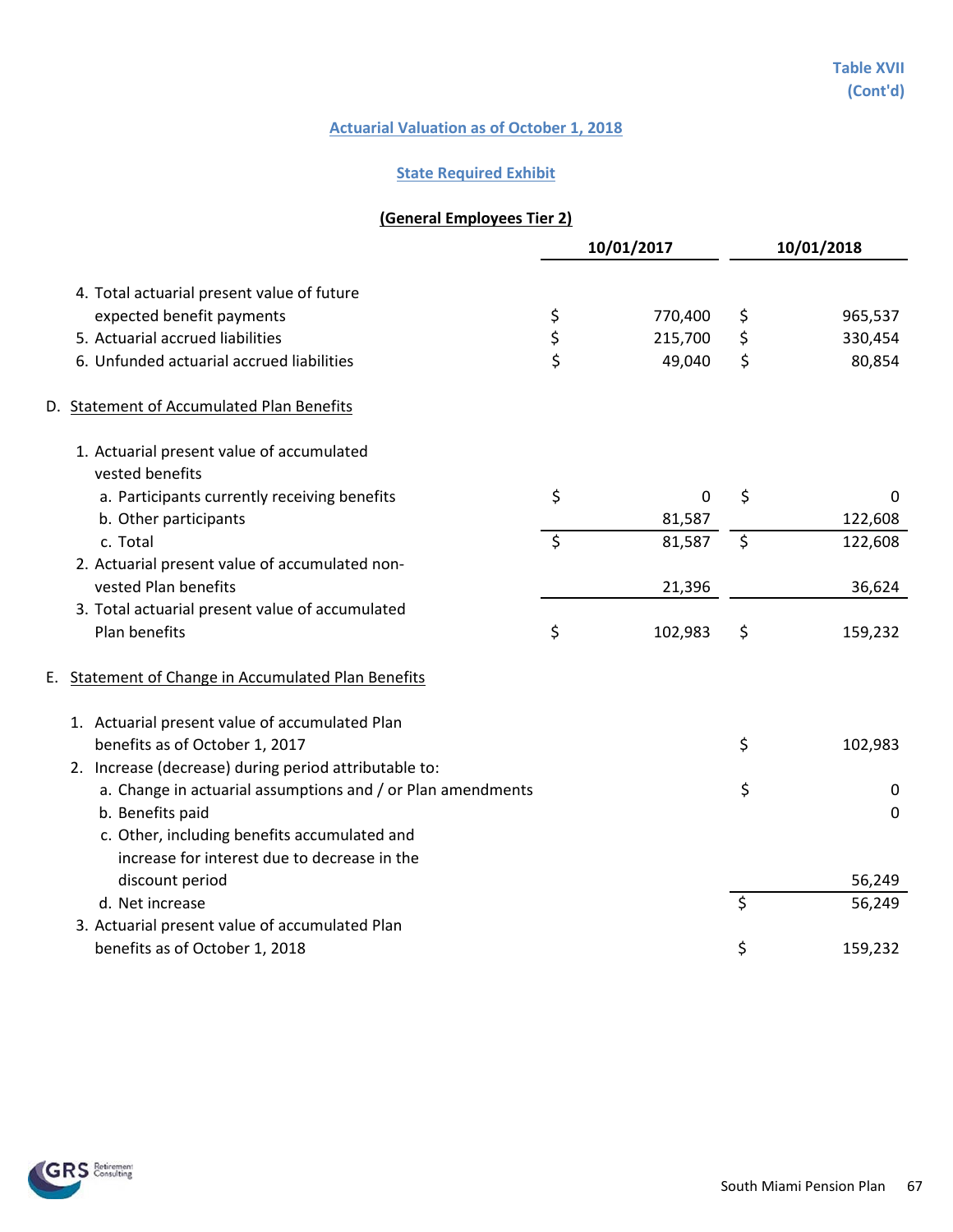Table XVII
(Cont'd)

## Actuarial Valuation as of October 1, 2018

## State Required Exhibit

### (General Employees Tier 2)

| | 10/01/2017 | 10/01/2018 |
|---|---|---|
| 4. Total actuarial present value of future expected benefit payments | $ 770,400 | $ 965,537 |
| 5. Actuarial accrued liabilities | $ 215,700 | $ 330,454 |
| 6. Unfunded actuarial accrued liabilities | $ 49,040 | $ 80,854 |
| **D. Statement of Accumulated Plan Benefits** | | |
| 1. Actuarial present value of accumulated vested benefits | | |
| a. Participants currently receiving benefits | $ 0 | $ 0 |
| b. Other participants | 81,587 | 122,608 |
| c. Total | $ 81,587 | $ 122,608 |
| 2. Actuarial present value of accumulated non-vested Plan benefits | 21,396 | 36,624 |
| 3. Total actuarial present value of accumulated Plan benefits | $ 102,983 | $ 159,232 |
| **E. Statement of Change in Accumulated Plan Benefits** | | |
| 1. Actuarial present value of accumulated Plan benefits as of October 1, 2017 | | $ 102,983 |
| 2. Increase (decrease) during period attributable to: | | |
| a. Change in actuarial assumptions and / or Plan amendments | | $ 0 |
| b. Benefits paid | | 0 |
| c. Other, including benefits accumulated and increase for interest due to decrease in the discount period | | 56,249 |
| d. Net increase | | $ 56,249 |
| 3. Actuarial present value of accumulated Plan benefits as of October 1, 2018 | | $ 159,232 |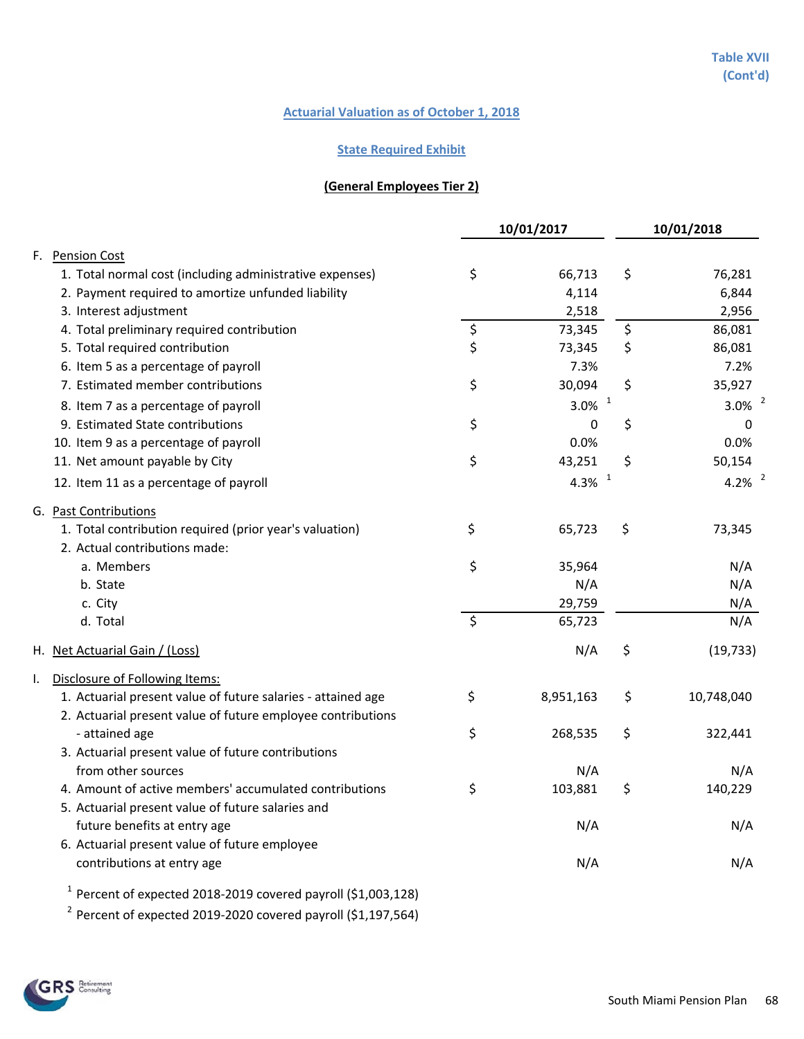Table XVII (Cont'd)

## Actuarial Valuation as of October 1, 2018

### State Required Exhibit

**(General Employees Tier 2)**

| | 10/01/2017 | 10/01/2018 |
|---|---|---|
| **F. Pension Cost** | | |
| 1. Total normal cost (including administrative expenses) | $ 66,713 | $ 76,281 |
| 2. Payment required to amortize unfunded liability | 4,114 | 6,844 |
| 3. Interest adjustment | 2,518 | 2,956 |
| 4. Total preliminary required contribution | $ 73,345 | $ 86,081 |
| 5. Total required contribution | $ 73,345 | $ 86,081 |
| 6. Item 5 as a percentage of payroll | 7.3% | 7.2% |
| 7. Estimated member contributions | $ 30,094 | $ 35,927 |
| 8. Item 7 as a percentage of payroll | 3.0% [1] | 3.0% [2] |
| 9. Estimated State contributions | $ 0 | $ 0 |
| 10. Item 9 as a percentage of payroll | 0.0% | 0.0% |
| 11. Net amount payable by City | $ 43,251 | $ 50,154 |
| 12. Item 11 as a percentage of payroll | 4.3% [1] | 4.2% [2] |
| **G. Past Contributions** | | |
| 1. Total contribution required (prior year's valuation) | $ 65,723 | $ 73,345 |
| 2. Actual contributions made: | | |
| a. Members | $ 35,964 | N/A |
| b. State | N/A | N/A |
| c. City | 29,759 | N/A |
| d. Total | $ 65,723 | N/A |
| **H. Net Actuarial Gain / (Loss)** | N/A | $ (19,733) |
| **I. Disclosure of Following Items:** | | |
| 1. Actuarial present value of future salaries - attained age | $ 8,951,163 | $ 10,748,040 |
| 2. Actuarial present value of future employee contributions - attained age | $ 268,535 | $ 322,441 |
| 3. Actuarial present value of future contributions from other sources | N/A | N/A |
| 4. Amount of active members' accumulated contributions | $ 103,881 | $ 140,229 |
| 5. Actuarial present value of future salaries and future benefits at entry age | N/A | N/A |
| 6. Actuarial present value of future employee contributions at entry age | N/A | N/A |

[1] Percent of expected 2018-2019 covered payroll ($1,003,128)

[2] Percent of expected 2019-2020 covered payroll ($1,197,564)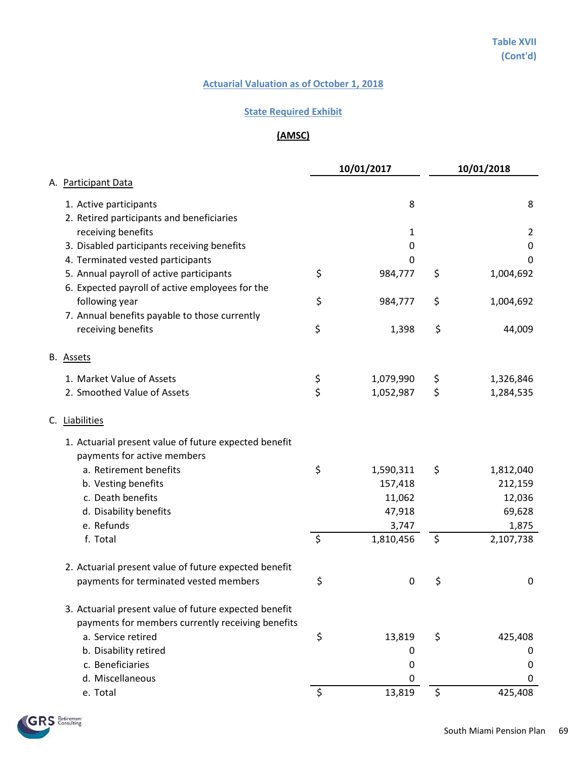Table XVII
(Cont'd)

## Actuarial Valuation as of October 1, 2018

### State Required Exhibit

### (AMSC)

| | 10/01/2017 | 10/01/2018 |
|---|---|---|
| **A. Participant Data** | | |
| 1. Active participants | 8 | 8 |
| 2. Retired participants and beneficiaries receiving benefits | 1 | 2 |
| 3. Disabled participants receiving benefits | 0 | 0 |
| 4. Terminated vested participants | 0 | 0 |
| 5. Annual payroll of active participants | $ 984,777 | $ 1,004,692 |
| 6. Expected payroll of active employees for the following year | $ 984,777 | $ 1,004,692 |
| 7. Annual benefits payable to those currently receiving benefits | $ 1,398 | $ 44,009 |
| **B. Assets** | | |
| 1. Market Value of Assets | $ 1,079,990 | $ 1,326,846 |
| 2. Smoothed Value of Assets | $ 1,052,987 | $ 1,284,535 |
| **C. Liabilities** | | |
| 1. Actuarial present value of future expected benefit payments for active members | | |
| a. Retirement benefits | $ 1,590,311 | $ 1,812,040 |
| b. Vesting benefits | 157,418 | 212,159 |
| c. Death benefits | 11,062 | 12,036 |
| d. Disability benefits | 47,918 | 69,628 |
| e. Refunds | 3,747 | 1,875 |
| f. Total | $ 1,810,456 | $ 2,107,738 |
| 2. Actuarial present value of future expected benefit payments for terminated vested members | $ 0 | $ 0 |
| 3. Actuarial present value of future expected benefit payments for members currently receiving benefits | | |
| a. Service retired | $ 13,819 | $ 425,408 |
| b. Disability retired | 0 | 0 |
| c. Beneficiaries | 0 | 0 |
| d. Miscellaneous | 0 | 0 |
| e. Total | $ 13,819 | $ 425,408 |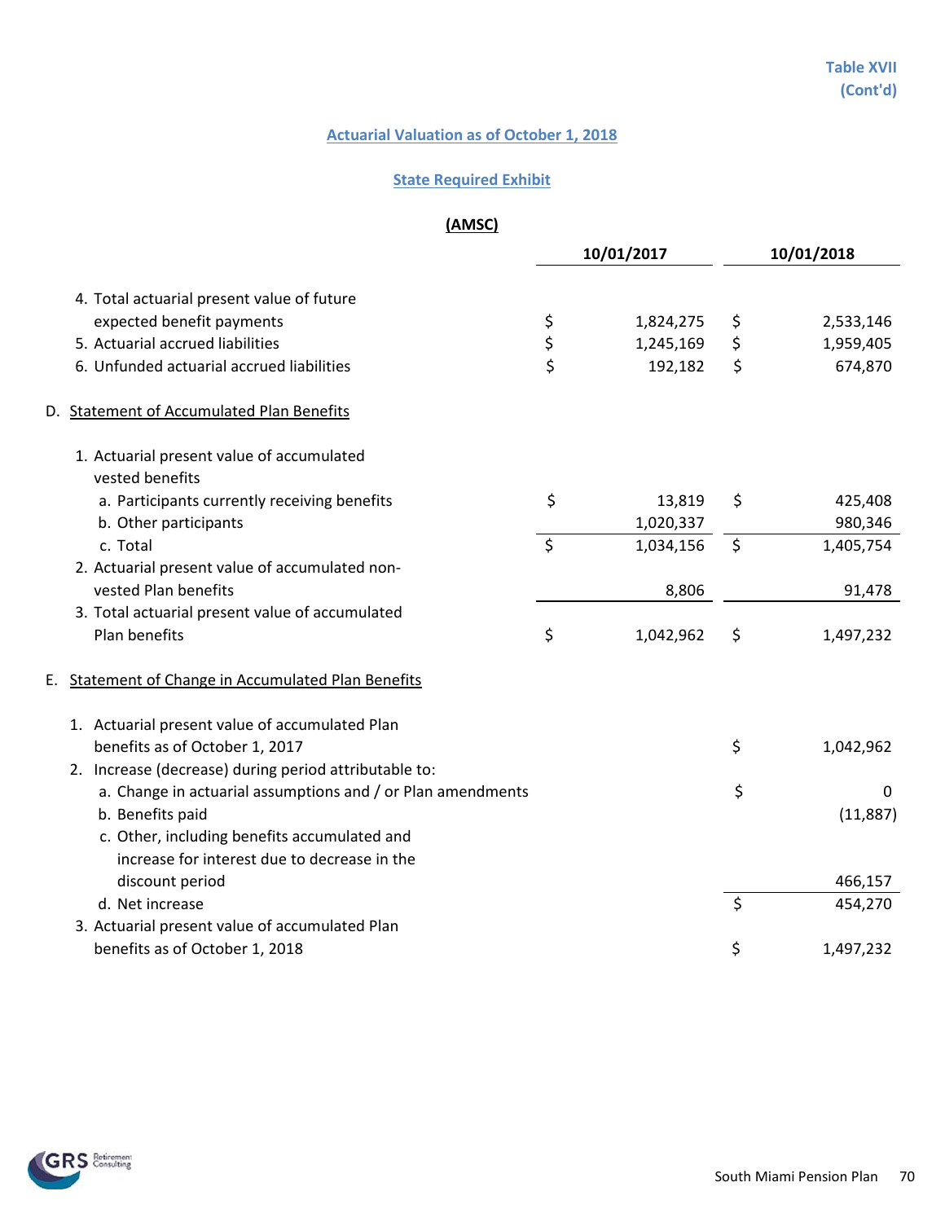Table XVII
(Cont'd)

## Actuarial Valuation as of October 1, 2018

## State Required Exhibit

### (AMSC)

| | 10/01/2017 | 10/01/2018 |
|---|---|---|
| 4. Total actuarial present value of future expected benefit payments | $ 1,824,275 | $ 2,533,146 |
| 5. Actuarial accrued liabilities | $ 1,245,169 | $ 1,959,405 |
| 6. Unfunded actuarial accrued liabilities | $ 192,182 | $ 674,870 |
| **D. Statement of Accumulated Plan Benefits** | | |
| 1. Actuarial present value of accumulated vested benefits | | |
| a. Participants currently receiving benefits | $ 13,819 | $ 425,408 |
| b. Other participants | 1,020,337 | 980,346 |
| c. Total | $ 1,034,156 | $ 1,405,754 |
| 2. Actuarial present value of accumulated non-vested Plan benefits | 8,806 | 91,478 |
| 3. Total actuarial present value of accumulated Plan benefits | $ 1,042,962 | $ 1,497,232 |

**E. Statement of Change in Accumulated Plan Benefits**

| | |
|---|---|
| 1. Actuarial present value of accumulated Plan benefits as of October 1, 2017 | $ 1,042,962 |
| 2. Increase (decrease) during period attributable to: | |
| a. Change in actuarial assumptions and / or Plan amendments | $ 0 |
| b. Benefits paid | (11,887) |
| c. Other, including benefits accumulated and increase for interest due to decrease in the discount period | 466,157 |
| d. Net increase | $ 454,270 |
| 3. Actuarial present value of accumulated Plan benefits as of October 1, 2018 | $ 1,497,232 |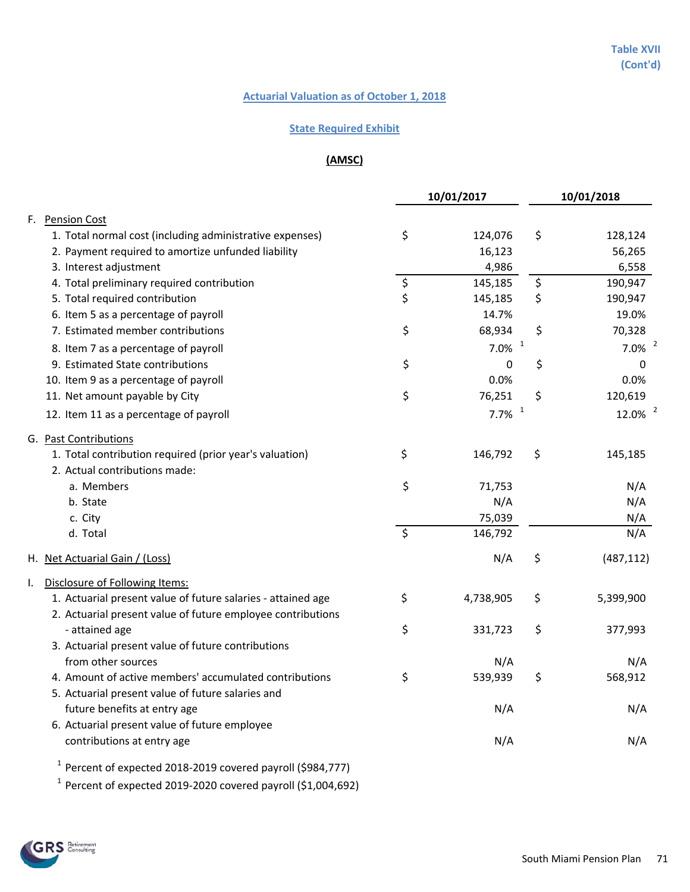Table XVII (Cont'd)

## Actuarial Valuation as of October 1, 2018

## State Required Exhibit

## (AMSC)

| | 10/01/2017 | 10/01/2018 |
|---|---|---|
| **F. Pension Cost** | | |
| 1. Total normal cost (including administrative expenses) | $ 124,076 | $ 128,124 |
| 2. Payment required to amortize unfunded liability | 16,123 | 56,265 |
| 3. Interest adjustment | 4,986 | 6,558 |
| 4. Total preliminary required contribution | $ 145,185 | $ 190,947 |
| 5. Total required contribution | $ 145,185 | $ 190,947 |
| 6. Item 5 as a percentage of payroll | 14.7% | 19.0% |
| 7. Estimated member contributions | $ 68,934 | $ 70,328 |
| 8. Item 7 as a percentage of payroll | 7.0% [1] | 7.0% [2] |
| 9. Estimated State contributions | $ 0 | $ 0 |
| 10. Item 9 as a percentage of payroll | 0.0% | 0.0% |
| 11. Net amount payable by City | $ 76,251 | $ 120,619 |
| 12. Item 11 as a percentage of payroll | 7.7% [1] | 12.0% [2] |
| **G. Past Contributions** | | |
| 1. Total contribution required (prior year's valuation) | $ 146,792 | $ 145,185 |
| 2. Actual contributions made: | | |
| a. Members | $ 71,753 | N/A |
| b. State | N/A | N/A |
| c. City | 75,039 | N/A |
| d. Total | $ 146,792 | N/A |
| **H. Net Actuarial Gain / (Loss)** | N/A | $ (487,112) |
| **I. Disclosure of Following Items:** | | |
| 1. Actuarial present value of future salaries - attained age | $ 4,738,905 | $ 5,399,900 |
| 2. Actuarial present value of future employee contributions - attained age | $ 331,723 | $ 377,993 |
| 3. Actuarial present value of future contributions from other sources | N/A | N/A |
| 4. Amount of active members' accumulated contributions | $ 539,939 | $ 568,912 |
| 5. Actuarial present value of future salaries and future benefits at entry age | N/A | N/A |
| 6. Actuarial present value of future employee contributions at entry age | N/A | N/A |

[1] Percent of expected 2018-2019 covered payroll ($984,777)

[1] Percent of expected 2019-2020 covered payroll ($1,004,692)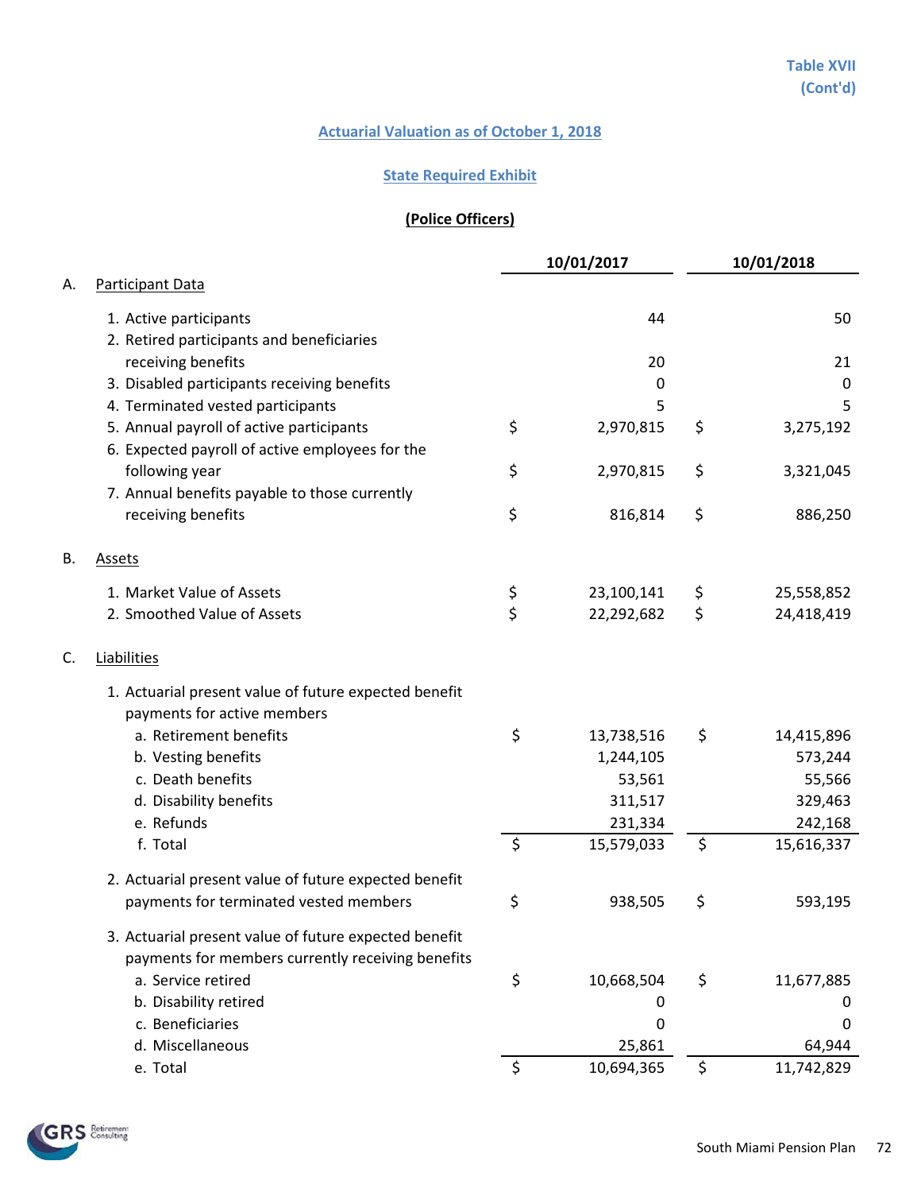Table XVII (Cont'd)

## Actuarial Valuation as of October 1, 2018

## State Required Exhibit

### (Police Officers)

| | | 10/01/2017 | 10/01/2018 |
|---|---|---|---|
| A. | **Participant Data** | | |
| | 1. Active participants | 44 | 50 |
| | 2. Retired participants and beneficiaries receiving benefits | 20 | 21 |
| | 3. Disabled participants receiving benefits | 0 | 0 |
| | 4. Terminated vested participants | 5 | 5 |
| | 5. Annual payroll of active participants | $ 2,970,815 | $ 3,275,192 |
| | 6. Expected payroll of active employees for the following year | $ 2,970,815 | $ 3,321,045 |
| | 7. Annual benefits payable to those currently receiving benefits | $ 816,814 | $ 886,250 |
| B. | **Assets** | | |
| | 1. Market Value of Assets | $ 23,100,141 | $ 25,558,852 |
| | 2. Smoothed Value of Assets | $ 22,292,682 | $ 24,418,419 |
| C. | **Liabilities** | | |
| | 1. Actuarial present value of future expected benefit payments for active members | | |
| | a. Retirement benefits | $ 13,738,516 | $ 14,415,896 |
| | b. Vesting benefits | 1,244,105 | 573,244 |
| | c. Death benefits | 53,561 | 55,566 |
| | d. Disability benefits | 311,517 | 329,463 |
| | e. Refunds | 231,334 | 242,168 |
| | f. Total | $ 15,579,033 | $ 15,616,337 |
| | 2. Actuarial present value of future expected benefit payments for terminated vested members | $ 938,505 | $ 593,195 |
| | 3. Actuarial present value of future expected benefit payments for members currently receiving benefits | | |
| | a. Service retired | $ 10,668,504 | $ 11,677,885 |
| | b. Disability retired | 0 | 0 |
| | c. Beneficiaries | 0 | 0 |
| | d. Miscellaneous | 25,861 | 64,944 |
| | e. Total | $ 10,694,365 | $ 11,742,829 |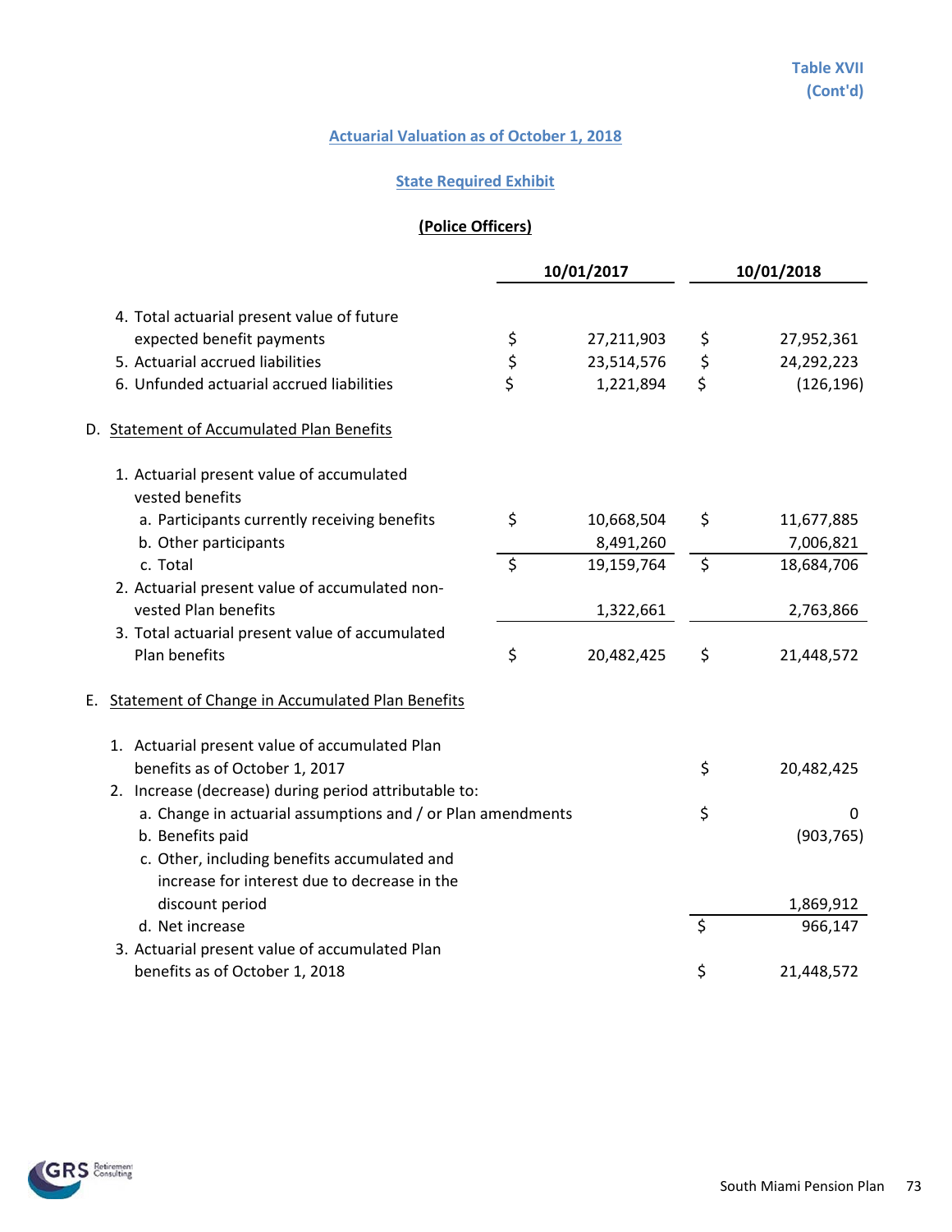Table XVII
(Cont'd)

## Actuarial Valuation as of October 1, 2018

## State Required Exhibit

### (Police Officers)

| | 10/01/2017 | 10/01/2018 |
|---|---|---|
| 4. Total actuarial present value of future expected benefit payments | $ 27,211,903 | $ 27,952,361 |
| 5. Actuarial accrued liabilities | $ 23,514,576 | $ 24,292,223 |
| 6. Unfunded actuarial accrued liabilities | $ 1,221,894 | $ (126,196) |

D. Statement of Accumulated Plan Benefits

| | 10/01/2017 | 10/01/2018 |
|---|---|---|
| 1. Actuarial present value of accumulated vested benefits | | |
| a. Participants currently receiving benefits | $ 10,668,504 | $ 11,677,885 |
| b. Other participants | 8,491,260 | 7,006,821 |
| c. Total | $ 19,159,764 | $ 18,684,706 |
| 2. Actuarial present value of accumulated non-vested Plan benefits | 1,322,661 | 2,763,866 |
| 3. Total actuarial present value of accumulated Plan benefits | $ 20,482,425 | $ 21,448,572 |

E. Statement of Change in Accumulated Plan Benefits

| | |
|---|---|
| 1. Actuarial present value of accumulated Plan benefits as of October 1, 2017 | $ 20,482,425 |
| 2. Increase (decrease) during period attributable to: | |
| a. Change in actuarial assumptions and / or Plan amendments | $ 0 |
| b. Benefits paid | (903,765) |
| c. Other, including benefits accumulated and increase for interest due to decrease in the discount period | 1,869,912 |
| d. Net increase | $ 966,147 |
| 3. Actuarial present value of accumulated Plan benefits as of October 1, 2018 | $ 21,448,572 |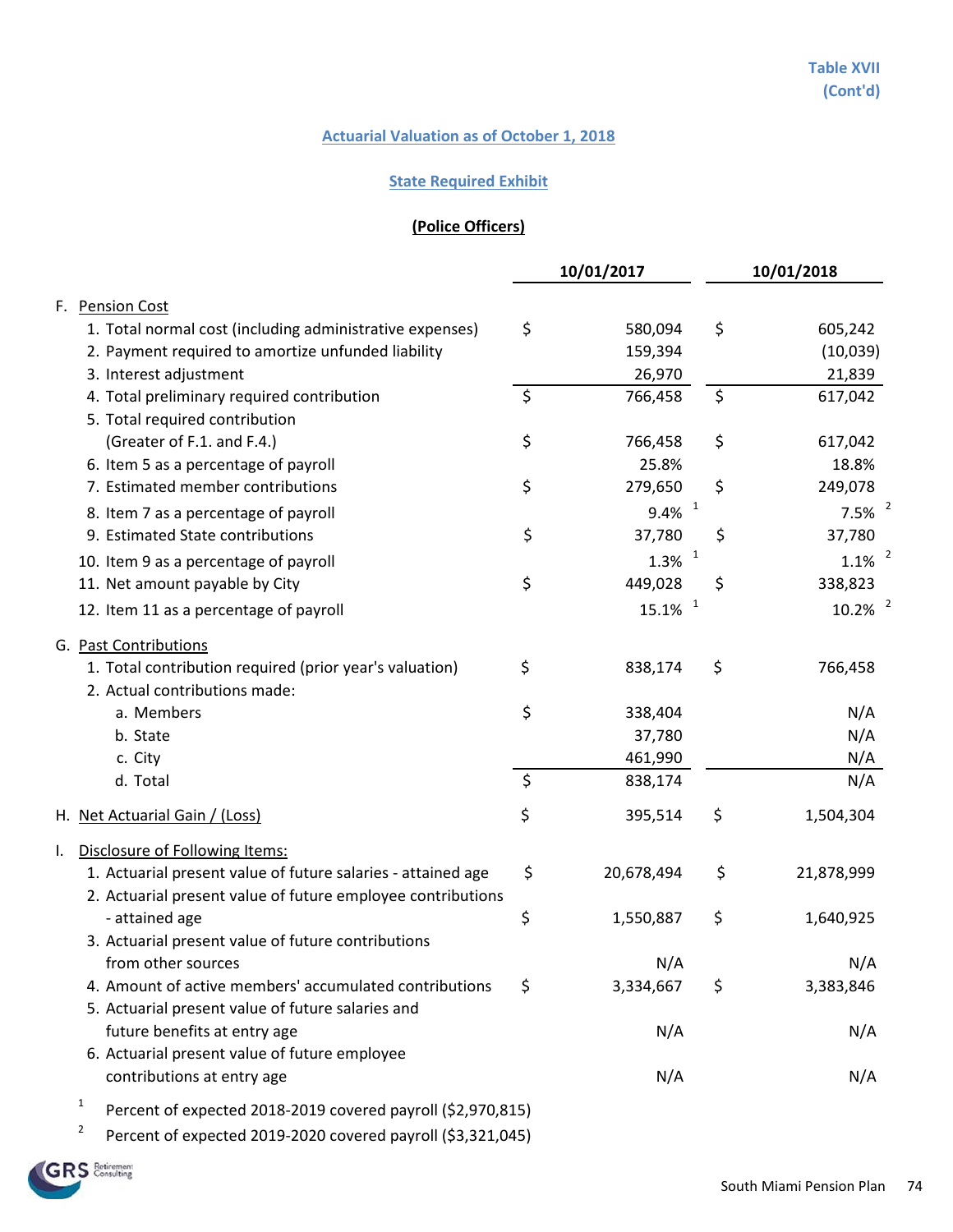Table XVII
(Cont'd)

## Actuarial Valuation as of October 1, 2018

## State Required Exhibit

### (Police Officers)

| | 10/01/2017 | 10/01/2018 |
|---|---|---|
| **F. Pension Cost** | | |
| 1. Total normal cost (including administrative expenses) | $ 580,094 | $ 605,242 |
| 2. Payment required to amortize unfunded liability | 159,394 | (10,039) |
| 3. Interest adjustment | 26,970 | 21,839 |
| 4. Total preliminary required contribution | $ 766,458 | $ 617,042 |
| 5. Total required contribution (Greater of F.1. and F.4.) | $ 766,458 | $ 617,042 |
| 6. Item 5 as a percentage of payroll | 25.8% | 18.8% |
| 7. Estimated member contributions | $ 279,650 | $ 249,078 |
| 8. Item 7 as a percentage of payroll | 9.4% [1] | 7.5% [2] |
| 9. Estimated State contributions | $ 37,780 | $ 37,780 |
| 10. Item 9 as a percentage of payroll | 1.3% [1] | 1.1% [2] |
| 11. Net amount payable by City | $ 449,028 | $ 338,823 |
| 12. Item 11 as a percentage of payroll | 15.1% [1] | 10.2% [2] |
| **G. Past Contributions** | | |
| 1. Total contribution required (prior year's valuation) | $ 838,174 | $ 766,458 |
| 2. Actual contributions made: | | |
| a. Members | $ 338,404 | N/A |
| b. State | 37,780 | N/A |
| c. City | 461,990 | N/A |
| d. Total | $ 838,174 | N/A |
| **H. Net Actuarial Gain / (Loss)** | $ 395,514 | $ 1,504,304 |
| **I. Disclosure of Following Items:** | | |
| 1. Actuarial present value of future salaries - attained age | $ 20,678,494 | $ 21,878,999 |
| 2. Actuarial present value of future employee contributions - attained age | $ 1,550,887 | $ 1,640,925 |
| 3. Actuarial present value of future contributions from other sources | N/A | N/A |
| 4. Amount of active members' accumulated contributions | $ 3,334,667 | $ 3,383,846 |
| 5. Actuarial present value of future salaries and future benefits at entry age | N/A | N/A |
| 6. Actuarial present value of future employee contributions at entry age | N/A | N/A |

[1] Percent of expected 2018-2019 covered payroll ($2,970,815)

[2] Percent of expected 2019-2020 covered payroll ($3,321,045)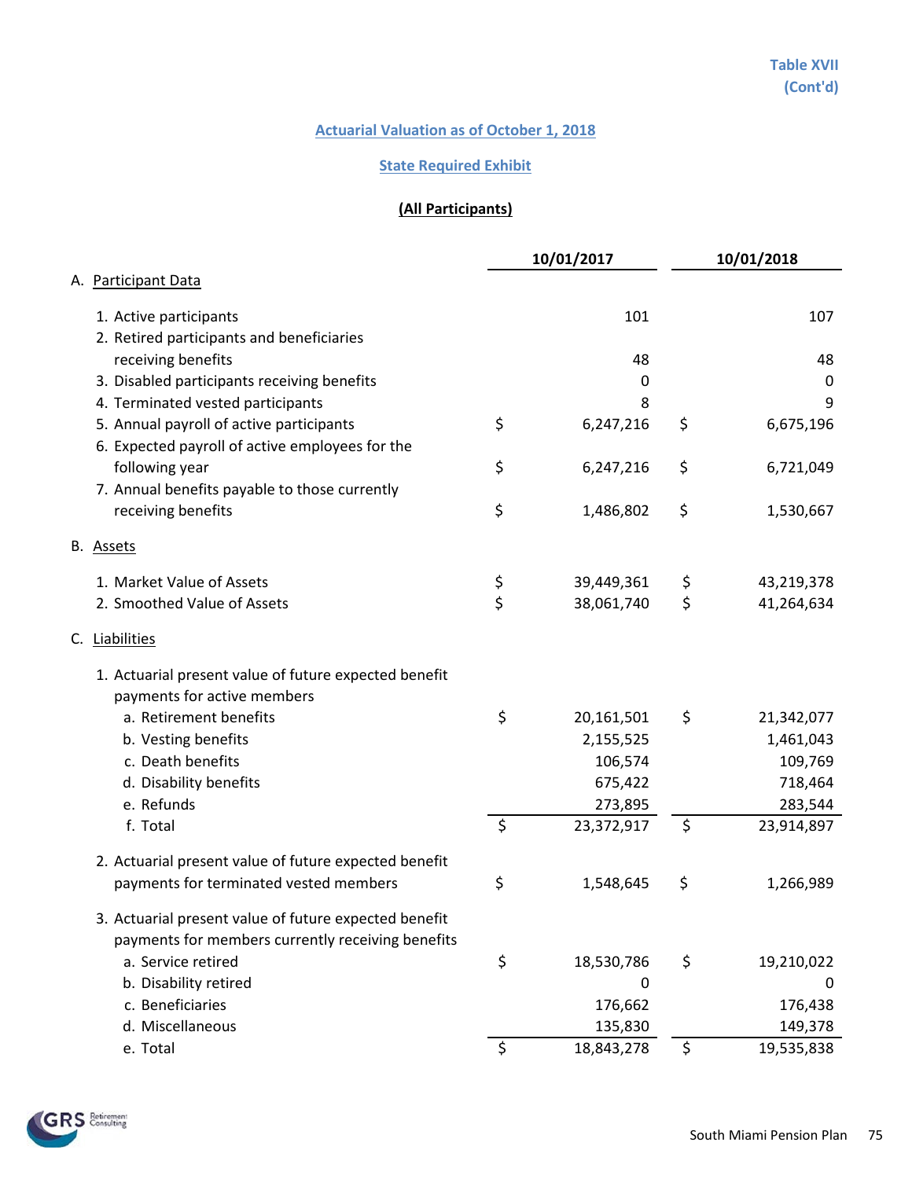Table XVII
(Cont'd)

## Actuarial Valuation as of October 1, 2018

### State Required Exhibit

**(All Participants)**

| | 10/01/2017 | 10/01/2018 |
|---|---|---|
| **A. Participant Data** | | |
| 1. Active participants | 101 | 107 |
| 2. Retired participants and beneficiaries receiving benefits | 48 | 48 |
| 3. Disabled participants receiving benefits | 0 | 0 |
| 4. Terminated vested participants | 8 | 9 |
| 5. Annual payroll of active participants | $ 6,247,216 | $ 6,675,196 |
| 6. Expected payroll of active employees for the following year | $ 6,247,216 | $ 6,721,049 |
| 7. Annual benefits payable to those currently receiving benefits | $ 1,486,802 | $ 1,530,667 |
| **B. Assets** | | |
| 1. Market Value of Assets | $ 39,449,361 | $ 43,219,378 |
| 2. Smoothed Value of Assets | $ 38,061,740 | $ 41,264,634 |
| **C. Liabilities** | | |
| 1. Actuarial present value of future expected benefit payments for active members | | |
| a. Retirement benefits | $ 20,161,501 | $ 21,342,077 |
| b. Vesting benefits | 2,155,525 | 1,461,043 |
| c. Death benefits | 106,574 | 109,769 |
| d. Disability benefits | 675,422 | 718,464 |
| e. Refunds | 273,895 | 283,544 |
| f. Total | $ 23,372,917 | $ 23,914,897 |
| 2. Actuarial present value of future expected benefit payments for terminated vested members | $ 1,548,645 | $ 1,266,989 |
| 3. Actuarial present value of future expected benefit payments for members currently receiving benefits | | |
| a. Service retired | $ 18,530,786 | $ 19,210,022 |
| b. Disability retired | 0 | 0 |
| c. Beneficiaries | 176,662 | 176,438 |
| d. Miscellaneous | 135,830 | 149,378 |
| e. Total | $ 18,843,278 | $ 19,535,838 |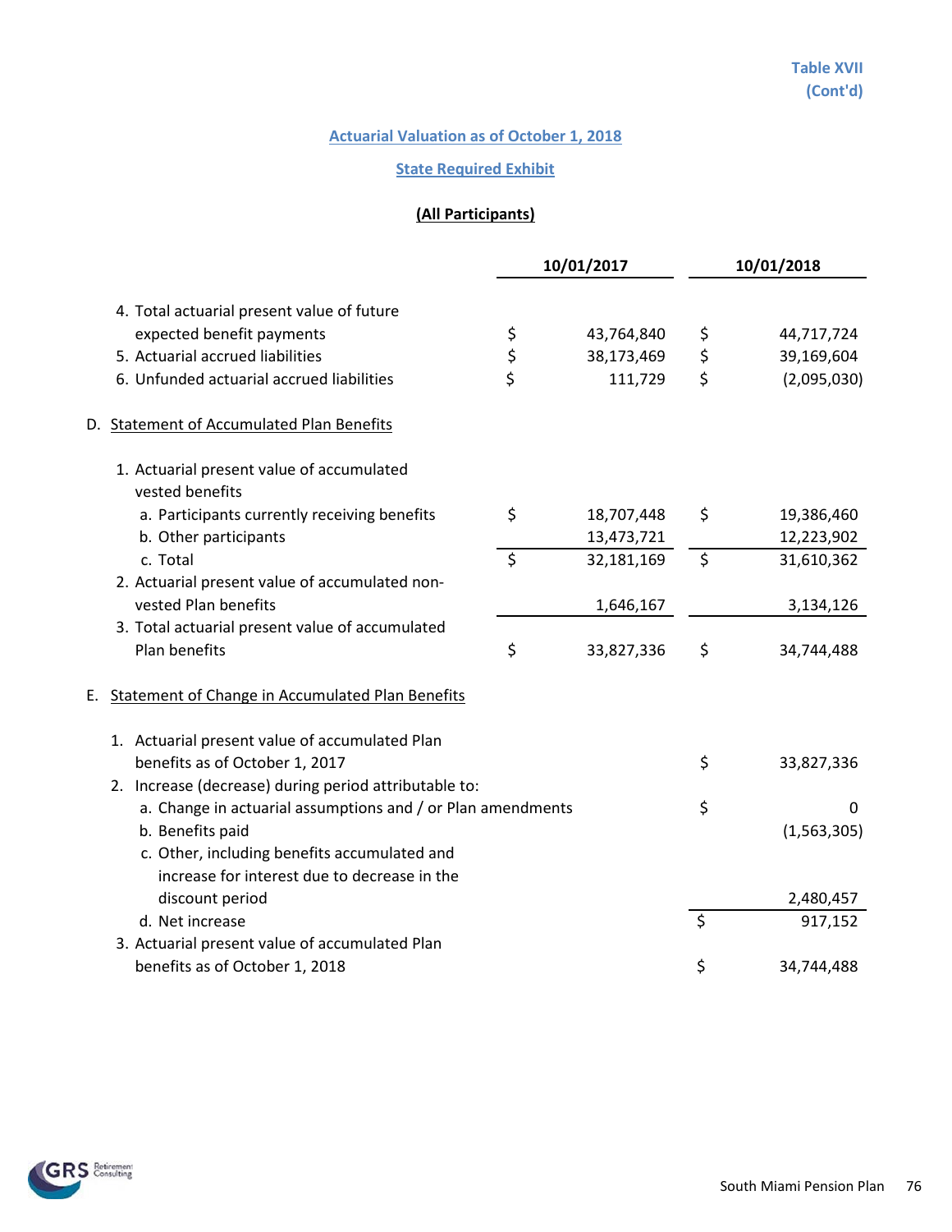Table XVII
(Cont'd)

## Actuarial Valuation as of October 1, 2018

### State Required Exhibit

#### (All Participants)

| | 10/01/2017 | 10/01/2018 |
|---|---|---|
| 4. Total actuarial present value of future expected benefit payments | $ 43,764,840 | $ 44,717,724 |
| 5. Actuarial accrued liabilities | $ 38,173,469 | $ 39,169,604 |
| 6. Unfunded actuarial accrued liabilities | $ 111,729 | $ (2,095,030) |
| **D. Statement of Accumulated Plan Benefits** | | |
| 1. Actuarial present value of accumulated vested benefits | | |
| a. Participants currently receiving benefits | $ 18,707,448 | $ 19,386,460 |
| b. Other participants | 13,473,721 | 12,223,902 |
| c. Total | $ 32,181,169 | $ 31,610,362 |
| 2. Actuarial present value of accumulated non-vested Plan benefits | 1,646,167 | 3,134,126 |
| 3. Total actuarial present value of accumulated Plan benefits | $ 33,827,336 | $ 34,744,488 |

**E. Statement of Change in Accumulated Plan Benefits**

| | |
|---|---|
| 1. Actuarial present value of accumulated Plan benefits as of October 1, 2017 | $ 33,827,336 |
| 2. Increase (decrease) during period attributable to: | |
| a. Change in actuarial assumptions and / or Plan amendments | $ 0 |
| b. Benefits paid | (1,563,305) |
| c. Other, including benefits accumulated and increase for interest due to decrease in the discount period | 2,480,457 |
| d. Net increase | $ 917,152 |
| 3. Actuarial present value of accumulated Plan benefits as of October 1, 2018 | $ 34,744,488 |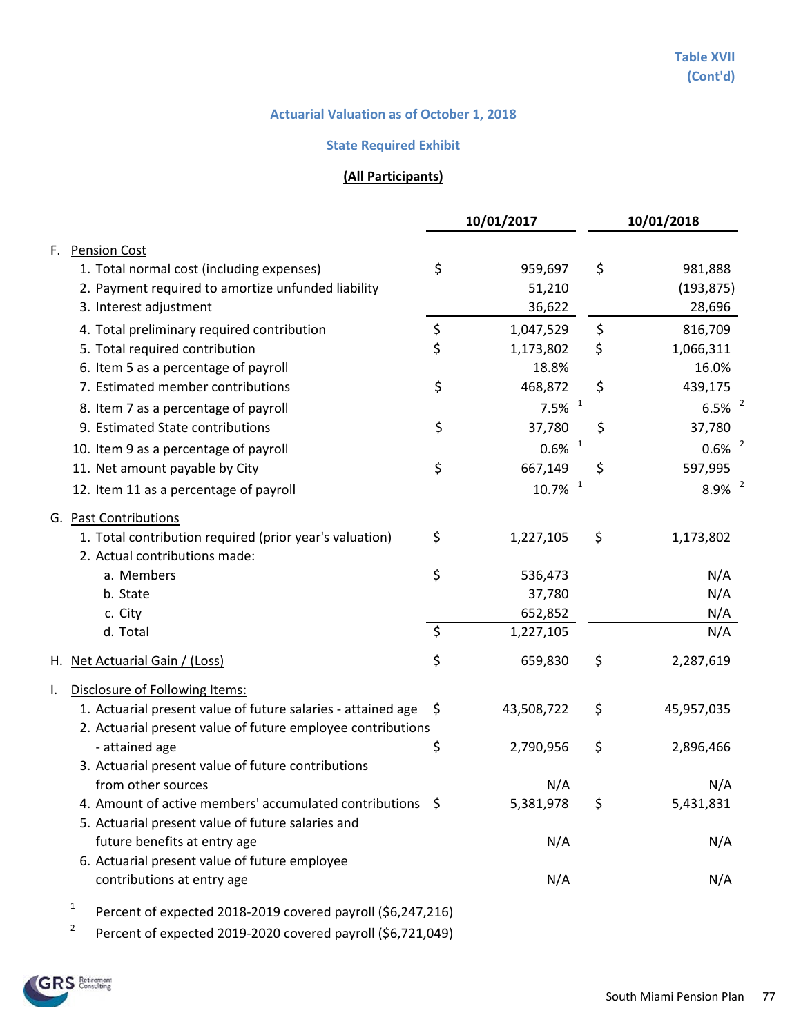Table XVII
(Cont'd)

## Actuarial Valuation as of October 1, 2018

## State Required Exhibit

### (All Participants)

| | 10/01/2017 | 10/01/2018 |
|---|---|---|
| **F. Pension Cost** | | |
| 1. Total normal cost (including expenses) | $ 959,697 | $ 981,888 |
| 2. Payment required to amortize unfunded liability | 51,210 | (193,875) |
| 3. Interest adjustment | 36,622 | 28,696 |
| 4. Total preliminary required contribution | $ 1,047,529 | $ 816,709 |
| 5. Total required contribution | $ 1,173,802 | $ 1,066,311 |
| 6. Item 5 as a percentage of payroll | 18.8% | 16.0% |
| 7. Estimated member contributions | $ 468,872 | $ 439,175 |
| 8. Item 7 as a percentage of payroll | 7.5% [1] | 6.5% [2] |
| 9. Estimated State contributions | $ 37,780 | $ 37,780 |
| 10. Item 9 as a percentage of payroll | 0.6% [1] | 0.6% [2] |
| 11. Net amount payable by City | $ 667,149 | $ 597,995 |
| 12. Item 11 as a percentage of payroll | 10.7% [1] | 8.9% [2] |
| **G. Past Contributions** | | |
| 1. Total contribution required (prior year's valuation) | $ 1,227,105 | $ 1,173,802 |
| 2. Actual contributions made: | | |
| a. Members | $ 536,473 | N/A |
| b. State | 37,780 | N/A |
| c. City | 652,852 | N/A |
| d. Total | $ 1,227,105 | N/A |
| **H. Net Actuarial Gain / (Loss)** | $ 659,830 | $ 2,287,619 |
| **I. Disclosure of Following Items:** | | |
| 1. Actuarial present value of future salaries - attained age | $ 43,508,722 | $ 45,957,035 |
| 2. Actuarial present value of future employee contributions - attained age | $ 2,790,956 | $ 2,896,466 |
| 3. Actuarial present value of future contributions from other sources | N/A | N/A |
| 4. Amount of active members' accumulated contributions | $ 5,381,978 | $ 5,431,831 |
| 5. Actuarial present value of future salaries and future benefits at entry age | N/A | N/A |
| 6. Actuarial present value of future employee contributions at entry age | N/A | N/A |

[1] Percent of expected 2018-2019 covered payroll ($6,247,216)

[2] Percent of expected 2019-2020 covered payroll ($6,721,049)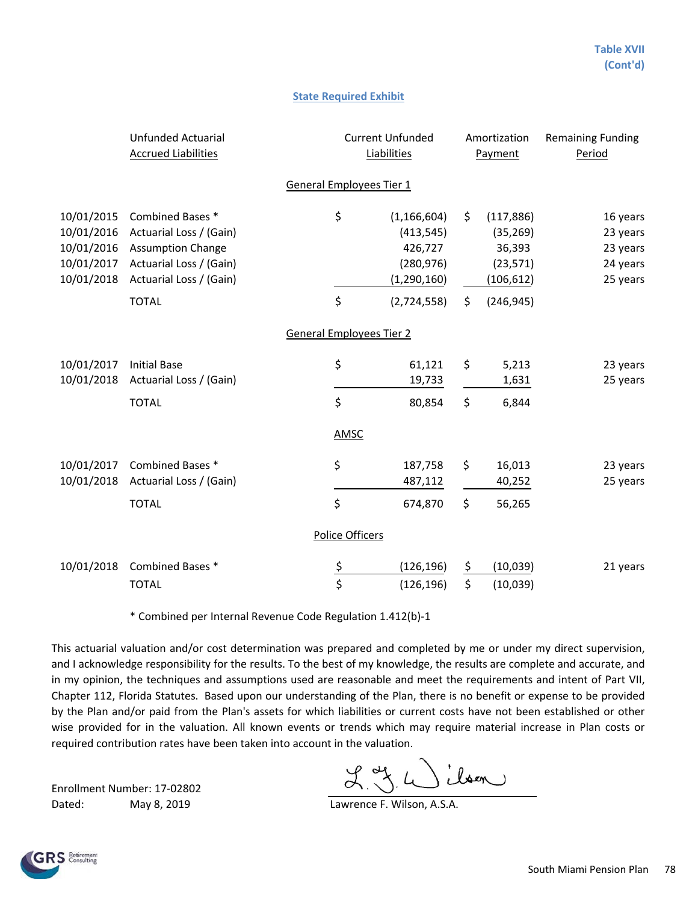Table XVII
(Cont'd)

## State Required Exhibit

| | Unfunded Actuarial Accrued Liabilities | Current Unfunded Liabilities | Amortization Payment | Remaining Funding Period |
|---|---|---|---|---|
| | **General Employees Tier 1** | | | |
| 10/01/2015 | Combined Bases * | $ (1,166,604) | $ (117,886) | 16 years |
| 10/01/2016 | Actuarial Loss / (Gain) | (413,545) | (35,269) | 23 years |
| 10/01/2016 | Assumption Change | 426,727 | 36,393 | 23 years |
| 10/01/2017 | Actuarial Loss / (Gain) | (280,976) | (23,571) | 24 years |
| 10/01/2018 | Actuarial Loss / (Gain) | (1,290,160) | (106,612) | 25 years |
| | TOTAL | $ (2,724,558) | $ (246,945) | |
| | **General Employees Tier 2** | | | |
| 10/01/2017 | Initial Base | $ 61,121 | $ 5,213 | 23 years |
| 10/01/2018 | Actuarial Loss / (Gain) | 19,733 | 1,631 | 25 years |
| | TOTAL | $ 80,854 | $ 6,844 | |
| | **AMSC** | | | |
| 10/01/2017 | Combined Bases * | $ 187,758 | $ 16,013 | 23 years |
| 10/01/2018 | Actuarial Loss / (Gain) | 487,112 | 40,252 | 25 years |
| | TOTAL | $ 674,870 | $ 56,265 | |
| | **Police Officers** | | | |
| 10/01/2018 | Combined Bases * | $ (126,196) | $ (10,039) | 21 years |
| | TOTAL | $ (126,196) | $ (10,039) | |

* Combined per Internal Revenue Code Regulation 1.412(b)-1

This actuarial valuation and/or cost determination was prepared and completed by me or under my direct supervision, and I acknowledge responsibility for the results. To the best of my knowledge, the results are complete and accurate, and in my opinion, the techniques and assumptions used are reasonable and meet the requirements and intent of Part VII, Chapter 112, Florida Statutes. Based upon our understanding of the Plan, there is no benefit or expense to be provided by the Plan and/or paid from the Plan's assets for which liabilities or current costs have not been established or other wise provided for in the valuation. All known events or trends which may require material increase in Plan costs or required contribution rates have been taken into account in the valuation.

Enrollment Number: 17-02802
Dated: May 8, 2019

Lawrence F. Wilson, A.S.A.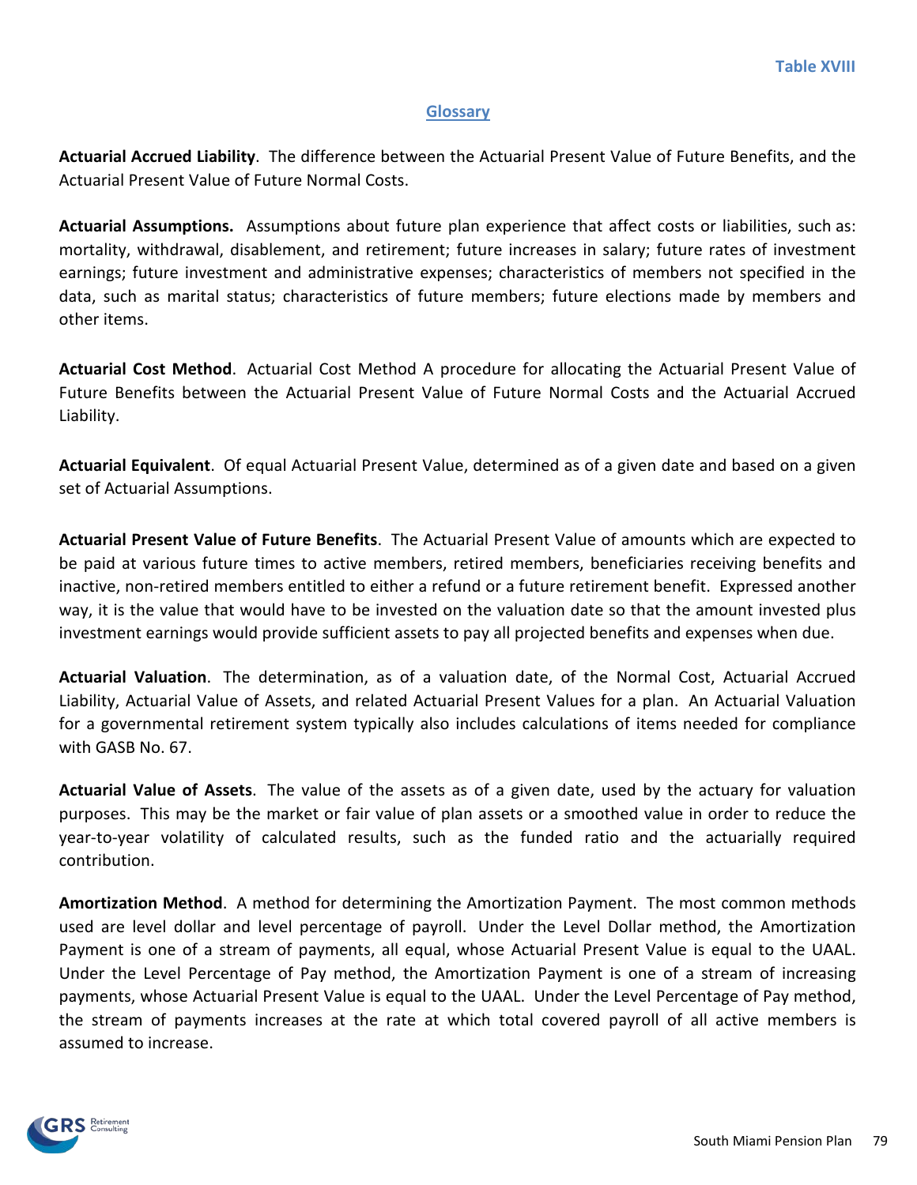Table XVIII

## Glossary

**Actuarial Accrued Liability**. The difference between the Actuarial Present Value of Future Benefits, and the Actuarial Present Value of Future Normal Costs.

**Actuarial Assumptions.** Assumptions about future plan experience that affect costs or liabilities, such as: mortality, withdrawal, disablement, and retirement; future increases in salary; future rates of investment earnings; future investment and administrative expenses; characteristics of members not specified in the data, such as marital status; characteristics of future members; future elections made by members and other items.

**Actuarial Cost Method**. Actuarial Cost Method A procedure for allocating the Actuarial Present Value of Future Benefits between the Actuarial Present Value of Future Normal Costs and the Actuarial Accrued Liability.

**Actuarial Equivalent**. Of equal Actuarial Present Value, determined as of a given date and based on a given set of Actuarial Assumptions.

**Actuarial Present Value of Future Benefits**. The Actuarial Present Value of amounts which are expected to be paid at various future times to active members, retired members, beneficiaries receiving benefits and inactive, non-retired members entitled to either a refund or a future retirement benefit. Expressed another way, it is the value that would have to be invested on the valuation date so that the amount invested plus investment earnings would provide sufficient assets to pay all projected benefits and expenses when due.

**Actuarial Valuation**. The determination, as of a valuation date, of the Normal Cost, Actuarial Accrued Liability, Actuarial Value of Assets, and related Actuarial Present Values for a plan. An Actuarial Valuation for a governmental retirement system typically also includes calculations of items needed for compliance with GASB No. 67.

**Actuarial Value of Assets**. The value of the assets as of a given date, used by the actuary for valuation purposes. This may be the market or fair value of plan assets or a smoothed value in order to reduce the year-to-year volatility of calculated results, such as the funded ratio and the actuarially required contribution.

**Amortization Method**. A method for determining the Amortization Payment. The most common methods used are level dollar and level percentage of payroll. Under the Level Dollar method, the Amortization Payment is one of a stream of payments, all equal, whose Actuarial Present Value is equal to the UAAL. Under the Level Percentage of Pay method, the Amortization Payment is one of a stream of increasing payments, whose Actuarial Present Value is equal to the UAAL. Under the Level Percentage of Pay method, the stream of payments increases at the rate at which total covered payroll of all active members is assumed to increase.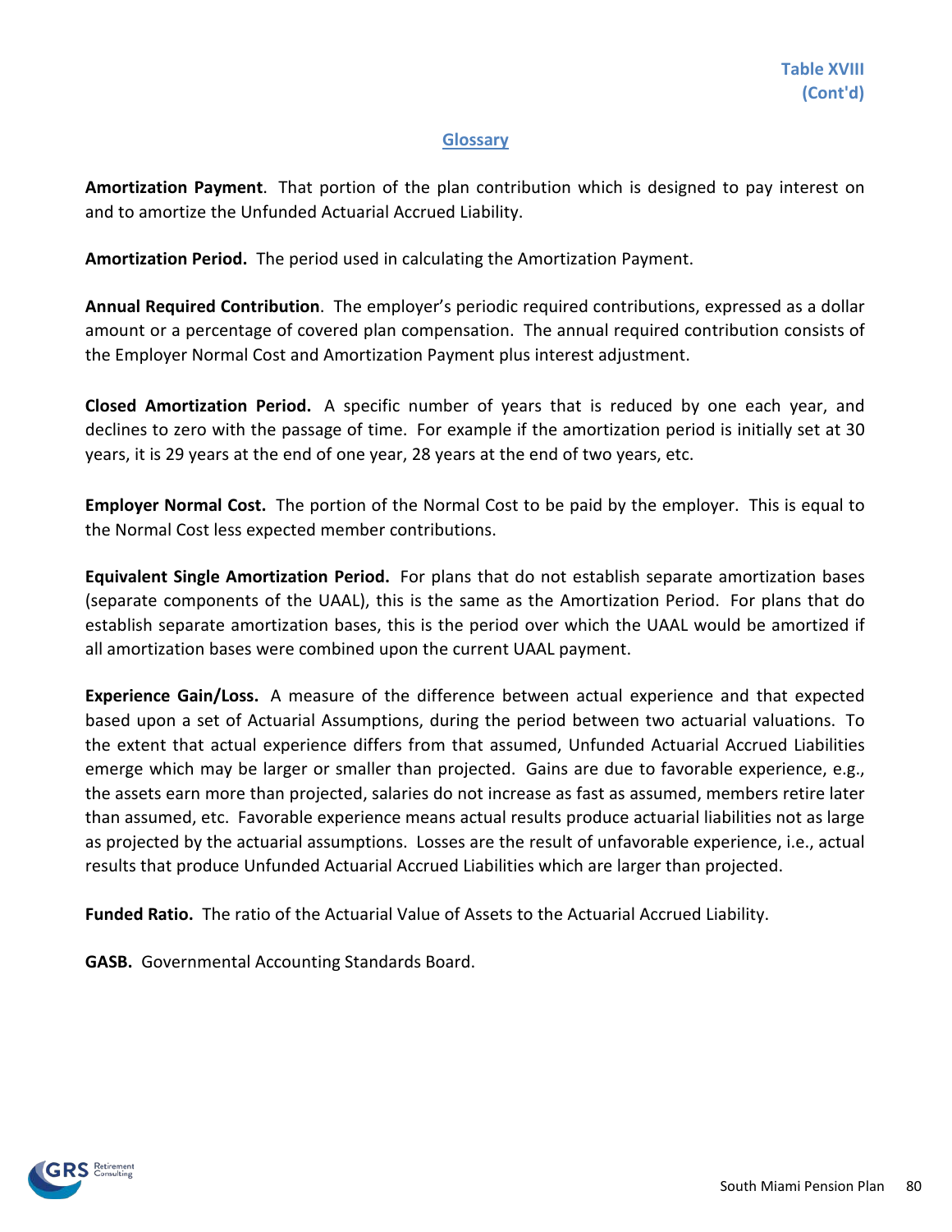**Table XVIII (Cont'd)**

## Glossary

**Amortization Payment**. That portion of the plan contribution which is designed to pay interest on and to amortize the Unfunded Actuarial Accrued Liability.

**Amortization Period.** The period used in calculating the Amortization Payment.

**Annual Required Contribution**. The employer's periodic required contributions, expressed as a dollar amount or a percentage of covered plan compensation. The annual required contribution consists of the Employer Normal Cost and Amortization Payment plus interest adjustment.

**Closed Amortization Period.** A specific number of years that is reduced by one each year, and declines to zero with the passage of time. For example if the amortization period is initially set at 30 years, it is 29 years at the end of one year, 28 years at the end of two years, etc.

**Employer Normal Cost.** The portion of the Normal Cost to be paid by the employer. This is equal to the Normal Cost less expected member contributions.

**Equivalent Single Amortization Period.** For plans that do not establish separate amortization bases (separate components of the UAAL), this is the same as the Amortization Period. For plans that do establish separate amortization bases, this is the period over which the UAAL would be amortized if all amortization bases were combined upon the current UAAL payment.

**Experience Gain/Loss.** A measure of the difference between actual experience and that expected based upon a set of Actuarial Assumptions, during the period between two actuarial valuations. To the extent that actual experience differs from that assumed, Unfunded Actuarial Accrued Liabilities emerge which may be larger or smaller than projected. Gains are due to favorable experience, e.g., the assets earn more than projected, salaries do not increase as fast as assumed, members retire later than assumed, etc. Favorable experience means actual results produce actuarial liabilities not as large as projected by the actuarial assumptions. Losses are the result of unfavorable experience, i.e., actual results that produce Unfunded Actuarial Accrued Liabilities which are larger than projected.

**Funded Ratio.** The ratio of the Actuarial Value of Assets to the Actuarial Accrued Liability.

**GASB.** Governmental Accounting Standards Board.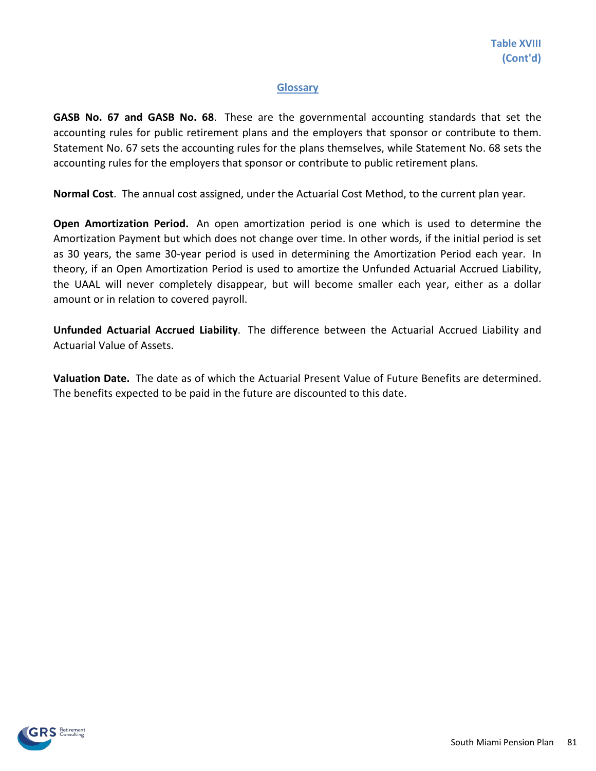Table XVIII
(Cont'd)

## Glossary

**GASB No. 67 and GASB No. 68**. These are the governmental accounting standards that set the accounting rules for public retirement plans and the employers that sponsor or contribute to them. Statement No. 67 sets the accounting rules for the plans themselves, while Statement No. 68 sets the accounting rules for the employers that sponsor or contribute to public retirement plans.

**Normal Cost**. The annual cost assigned, under the Actuarial Cost Method, to the current plan year.

**Open Amortization Period.** An open amortization period is one which is used to determine the Amortization Payment but which does not change over time. In other words, if the initial period is set as 30 years, the same 30-year period is used in determining the Amortization Period each year. In theory, if an Open Amortization Period is used to amortize the Unfunded Actuarial Accrued Liability, the UAAL will never completely disappear, but will become smaller each year, either as a dollar amount or in relation to covered payroll.

**Unfunded Actuarial Accrued Liability**. The difference between the Actuarial Accrued Liability and Actuarial Value of Assets.

**Valuation Date.** The date as of which the Actuarial Present Value of Future Benefits are determined. The benefits expected to be paid in the future are discounted to this date.